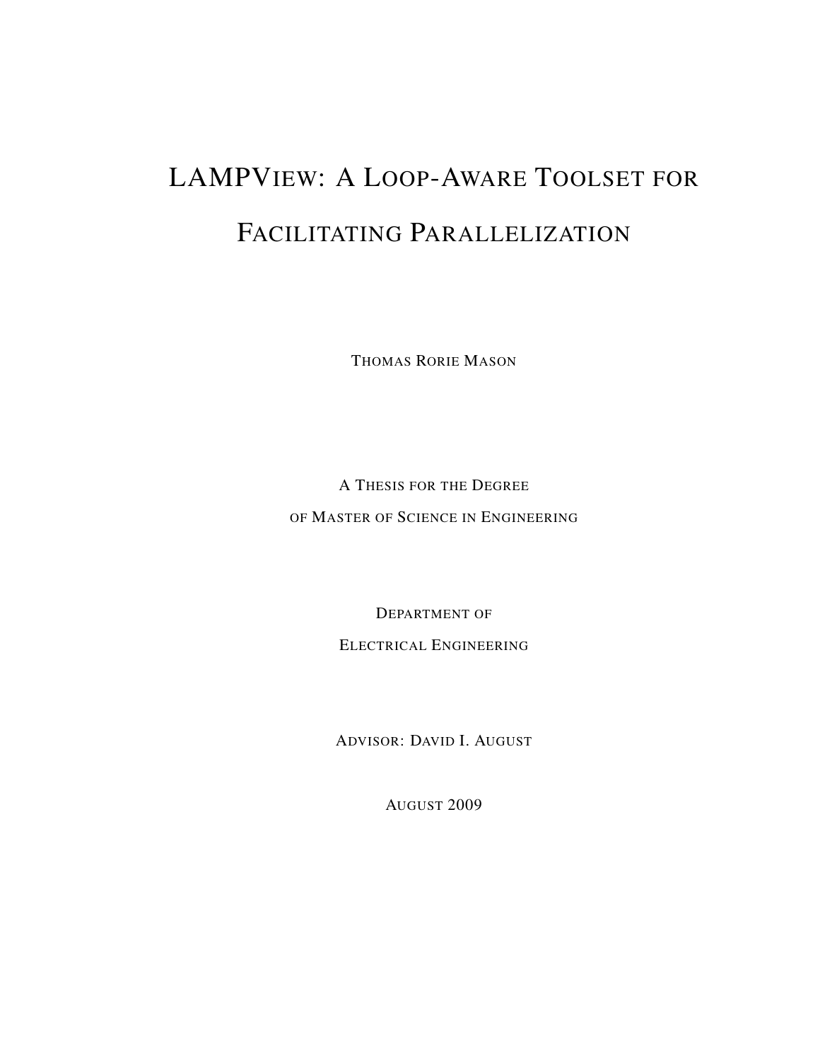# LAMPView: A Loop-Aware Toolset for Facilitating Parallelization

Thomas Rorie Mason

A Thesis for the Degree
of Master of Science in Engineering

Department of
Electrical Engineering

Advisor: David I. August

August 2009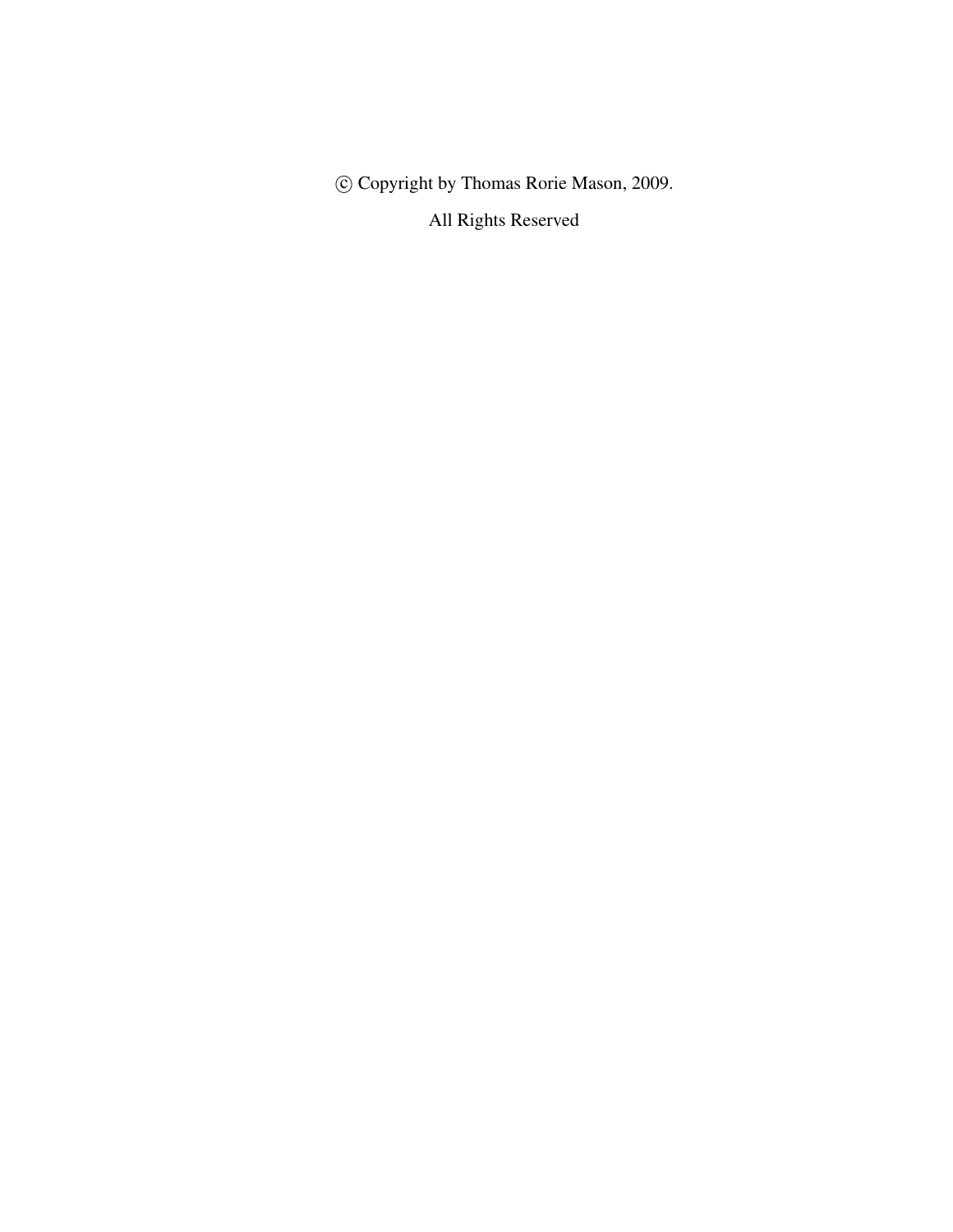© Copyright by Thomas Rorie Mason, 2009.

All Rights Reserved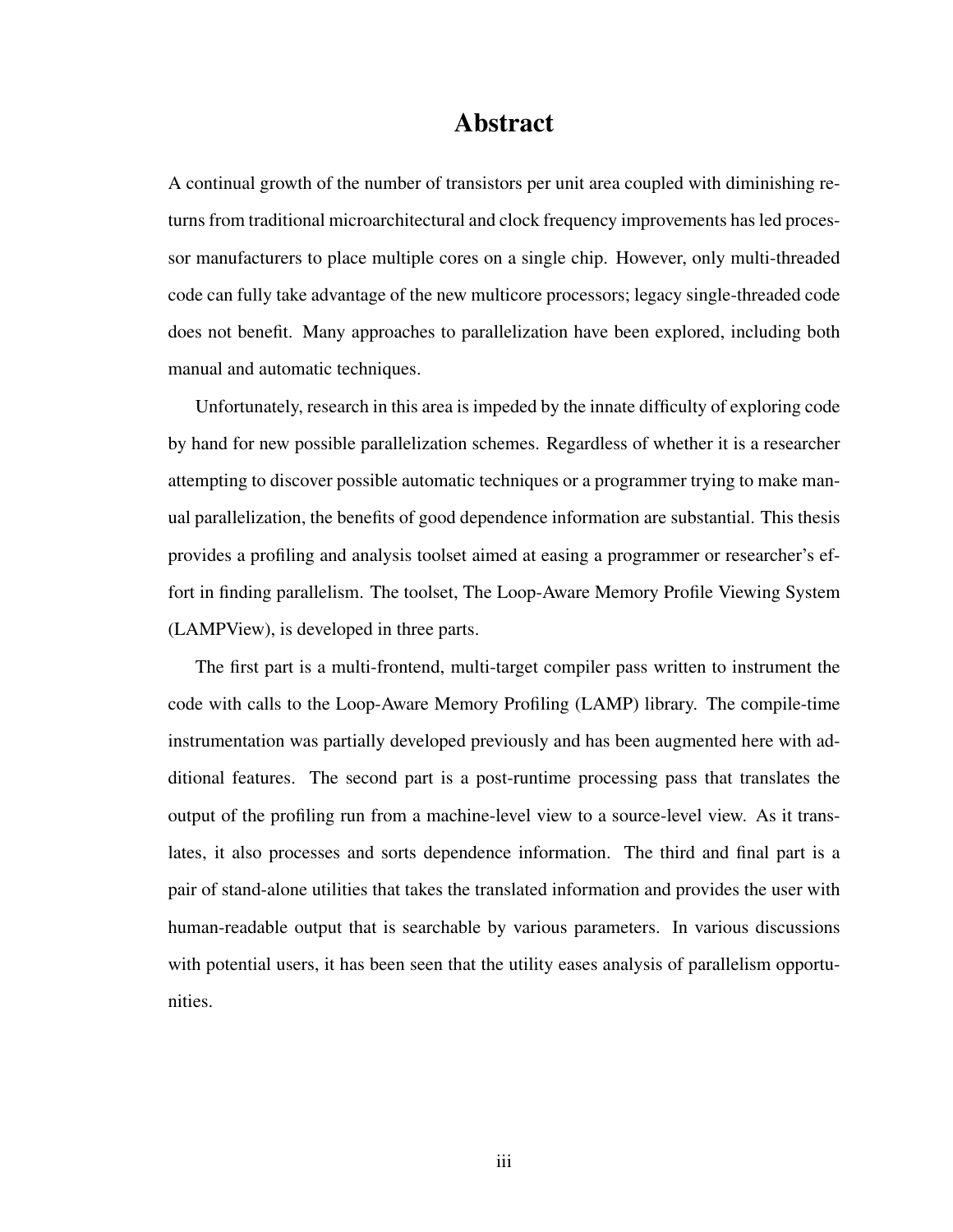# Abstract

A continual growth of the number of transistors per unit area coupled with diminishing returns from traditional microarchitectural and clock frequency improvements has led processor manufacturers to place multiple cores on a single chip. However, only multi-threaded code can fully take advantage of the new multicore processors; legacy single-threaded code does not benefit. Many approaches to parallelization have been explored, including both manual and automatic techniques.

Unfortunately, research in this area is impeded by the innate difficulty of exploring code by hand for new possible parallelization schemes. Regardless of whether it is a researcher attempting to discover possible automatic techniques or a programmer trying to make manual parallelization, the benefits of good dependence information are substantial. This thesis provides a profiling and analysis toolset aimed at easing a programmer or researcher's effort in finding parallelism. The toolset, The Loop-Aware Memory Profile Viewing System (LAMPView), is developed in three parts.

The first part is a multi-frontend, multi-target compiler pass written to instrument the code with calls to the Loop-Aware Memory Profiling (LAMP) library. The compile-time instrumentation was partially developed previously and has been augmented here with additional features. The second part is a post-runtime processing pass that translates the output of the profiling run from a machine-level view to a source-level view. As it translates, it also processes and sorts dependence information. The third and final part is a pair of stand-alone utilities that takes the translated information and provides the user with human-readable output that is searchable by various parameters. In various discussions with potential users, it has been seen that the utility eases analysis of parallelism opportunities.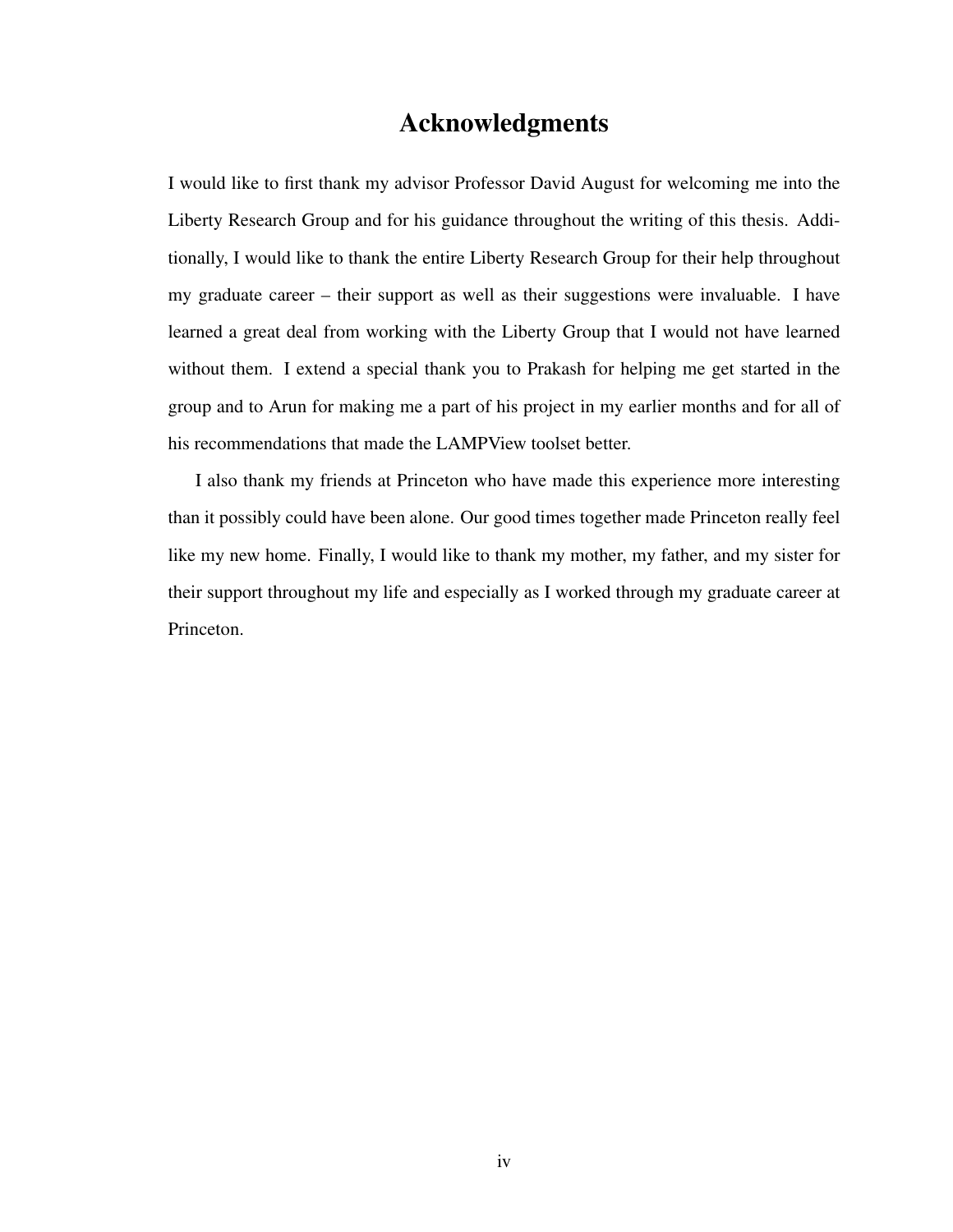# Acknowledgments

I would like to first thank my advisor Professor David August for welcoming me into the Liberty Research Group and for his guidance throughout the writing of this thesis. Additionally, I would like to thank the entire Liberty Research Group for their help throughout my graduate career – their support as well as their suggestions were invaluable. I have learned a great deal from working with the Liberty Group that I would not have learned without them. I extend a special thank you to Prakash for helping me get started in the group and to Arun for making me a part of his project in my earlier months and for all of his recommendations that made the LAMPView toolset better.

I also thank my friends at Princeton who have made this experience more interesting than it possibly could have been alone. Our good times together made Princeton really feel like my new home. Finally, I would like to thank my mother, my father, and my sister for their support throughout my life and especially as I worked through my graduate career at Princeton.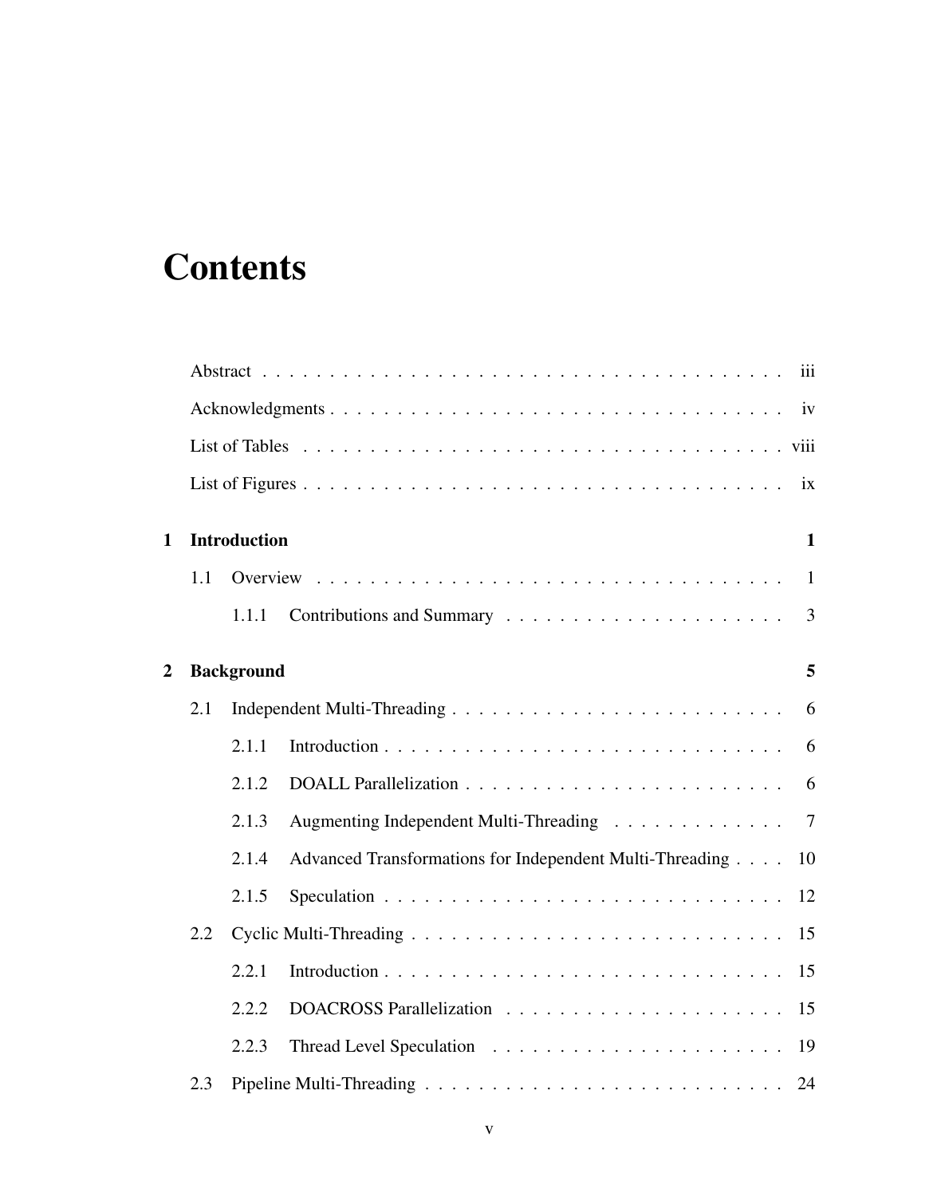# Contents

Abstract . . . . . . . . . . . . . . . . . . . . . . . . . . . . . . . . . . . . . . . iii

Acknowledgments . . . . . . . . . . . . . . . . . . . . . . . . . . . . . . . . . . iv

List of Tables . . . . . . . . . . . . . . . . . . . . . . . . . . . . . . . . . . . . viii

List of Figures . . . . . . . . . . . . . . . . . . . . . . . . . . . . . . . . . . . . ix

**1 Introduction** **1**

1.1 Overview . . . . . . . . . . . . . . . . . . . . . . . . . . . . . . . . . . . 1

1.1.1 Contributions and Summary . . . . . . . . . . . . . . . . . . . . . 3

**2 Background** **5**

2.1 Independent Multi-Threading . . . . . . . . . . . . . . . . . . . . . . . . . 6

2.1.1 Introduction . . . . . . . . . . . . . . . . . . . . . . . . . . . . . . 6

2.1.2 DOALL Parallelization . . . . . . . . . . . . . . . . . . . . . . . . 6

2.1.3 Augmenting Independent Multi-Threading . . . . . . . . . . . . . 7

2.1.4 Advanced Transformations for Independent Multi-Threading . . . . 10

2.1.5 Speculation . . . . . . . . . . . . . . . . . . . . . . . . . . . . . . 12

2.2 Cyclic Multi-Threading . . . . . . . . . . . . . . . . . . . . . . . . . . . . 15

2.2.1 Introduction . . . . . . . . . . . . . . . . . . . . . . . . . . . . . . 15

2.2.2 DOACROSS Parallelization . . . . . . . . . . . . . . . . . . . . . 15

2.2.3 Thread Level Speculation . . . . . . . . . . . . . . . . . . . . . . 19

2.3 Pipeline Multi-Threading . . . . . . . . . . . . . . . . . . . . . . . . . . . 24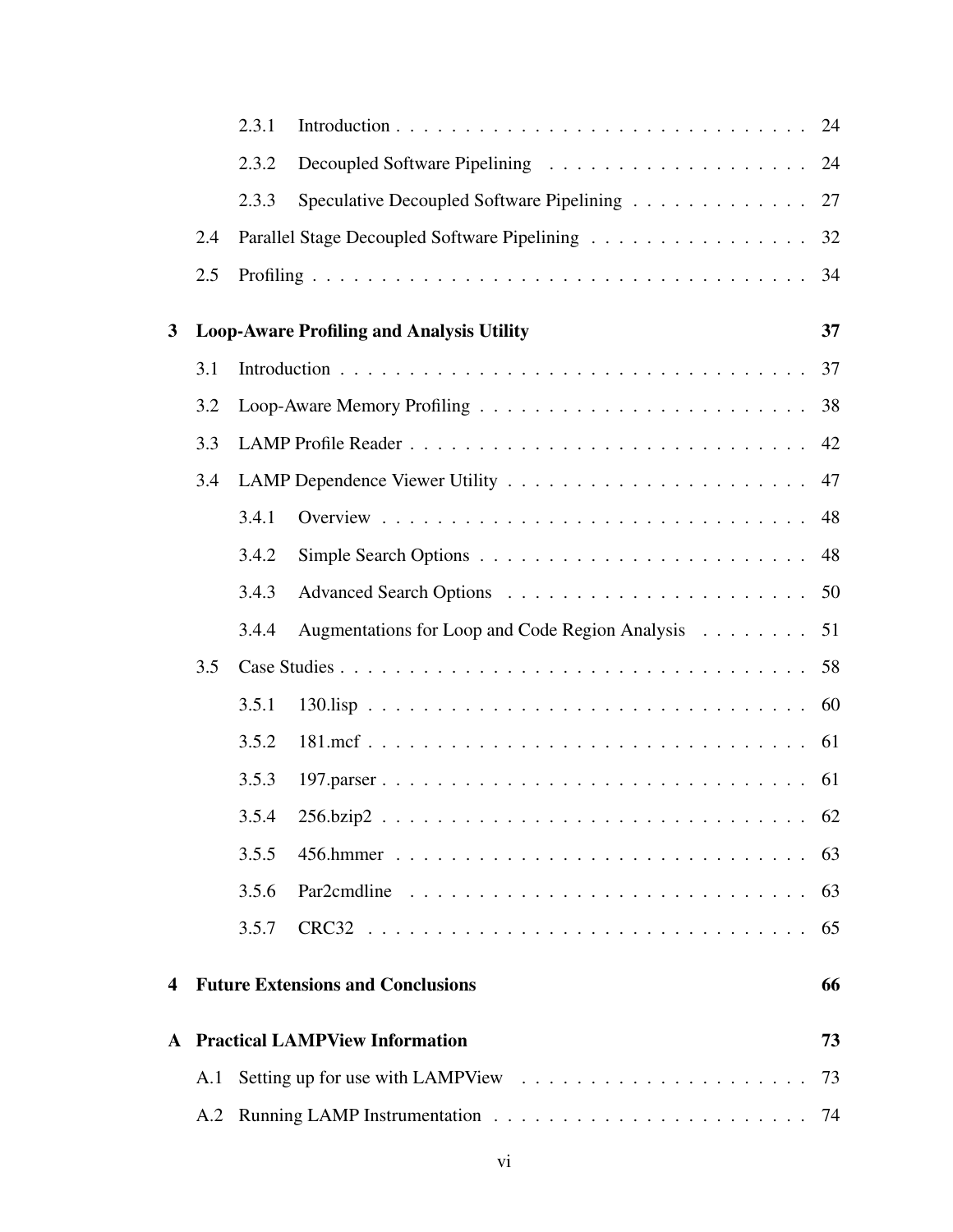- 2.3.1 Introduction . . . . . . . . . . . . . . . . . . . . . . . . . . . . . 24
- 2.3.2 Decoupled Software Pipelining . . . . . . . . . . . . . . . . . . . 24
- 2.3.3 Speculative Decoupled Software Pipelining . . . . . . . . . . . . . 27
- 2.4 Parallel Stage Decoupled Software Pipelining . . . . . . . . . . . . . . . . 32
- 2.5 Profiling . . . . . . . . . . . . . . . . . . . . . . . . . . . . . . . . . . . . 34

**3 Loop-Aware Profiling and Analysis Utility** **37**

- 3.1 Introduction . . . . . . . . . . . . . . . . . . . . . . . . . . . . . . . . . . 37
- 3.2 Loop-Aware Memory Profiling . . . . . . . . . . . . . . . . . . . . . . . . 38
- 3.3 LAMP Profile Reader . . . . . . . . . . . . . . . . . . . . . . . . . . . . . 42
- 3.4 LAMP Dependence Viewer Utility . . . . . . . . . . . . . . . . . . . . . . 47
  - 3.4.1 Overview . . . . . . . . . . . . . . . . . . . . . . . . . . . . . . . 48
  - 3.4.2 Simple Search Options . . . . . . . . . . . . . . . . . . . . . . . . 48
  - 3.4.3 Advanced Search Options . . . . . . . . . . . . . . . . . . . . . . 50
  - 3.4.4 Augmentations for Loop and Code Region Analysis . . . . . . . . 51
- 3.5 Case Studies . . . . . . . . . . . . . . . . . . . . . . . . . . . . . . . . . . 58
  - 3.5.1 130.lisp . . . . . . . . . . . . . . . . . . . . . . . . . . . . . . . . 60
  - 3.5.2 181.mcf . . . . . . . . . . . . . . . . . . . . . . . . . . . . . . . . 61
  - 3.5.3 197.parser . . . . . . . . . . . . . . . . . . . . . . . . . . . . . . . 61
  - 3.5.4 256.bzip2 . . . . . . . . . . . . . . . . . . . . . . . . . . . . . . . 62
  - 3.5.5 456.hmmer . . . . . . . . . . . . . . . . . . . . . . . . . . . . . . 63
  - 3.5.6 Par2cmdline . . . . . . . . . . . . . . . . . . . . . . . . . . . . . 63
  - 3.5.7 CRC32 . . . . . . . . . . . . . . . . . . . . . . . . . . . . . . . . 65

**4 Future Extensions and Conclusions** **66**

**A Practical LAMPView Information** **73**

- A.1 Setting up for use with LAMPView . . . . . . . . . . . . . . . . . . . . . 73
- A.2 Running LAMP Instrumentation . . . . . . . . . . . . . . . . . . . . . . . 74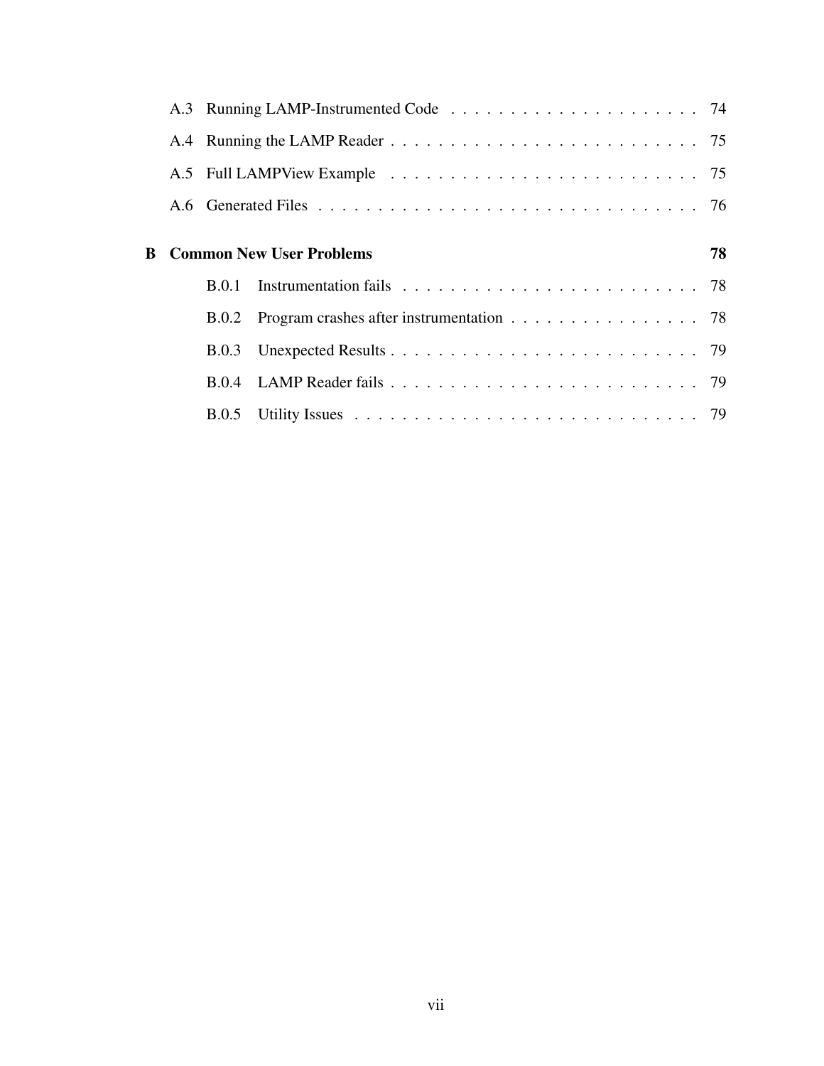A.3 Running LAMP-Instrumented Code . . . . . . . . . . . . . . . . . . . . . 74

A.4 Running the LAMP Reader . . . . . . . . . . . . . . . . . . . . . . . . . . 75

A.5 Full LAMPView Example . . . . . . . . . . . . . . . . . . . . . . . . . . . 75

A.6 Generated Files . . . . . . . . . . . . . . . . . . . . . . . . . . . . . . . . 76

**B Common New User Problems** **78**

B.0.1 Instrumentation fails . . . . . . . . . . . . . . . . . . . . . . . . . 78

B.0.2 Program crashes after instrumentation . . . . . . . . . . . . . . . . 78

B.0.3 Unexpected Results . . . . . . . . . . . . . . . . . . . . . . . . . . 79

B.0.4 LAMP Reader fails . . . . . . . . . . . . . . . . . . . . . . . . . . . 79

B.0.5 Utility Issues . . . . . . . . . . . . . . . . . . . . . . . . . . . . . . 79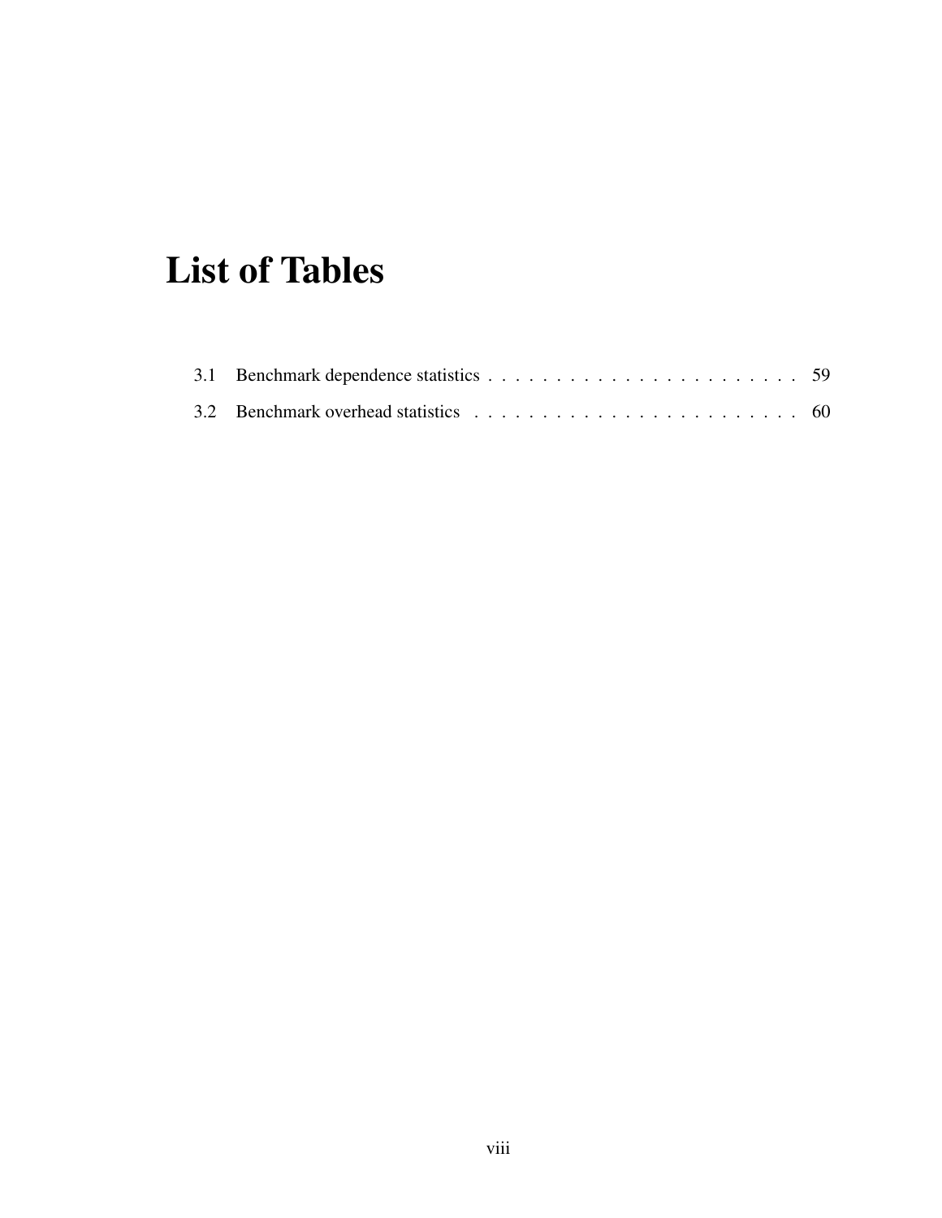# List of Tables

3.1 Benchmark dependence statistics . . . . . . . . . . . . . . . . . . . . . . . 59

3.2 Benchmark overhead statistics . . . . . . . . . . . . . . . . . . . . . . . . 60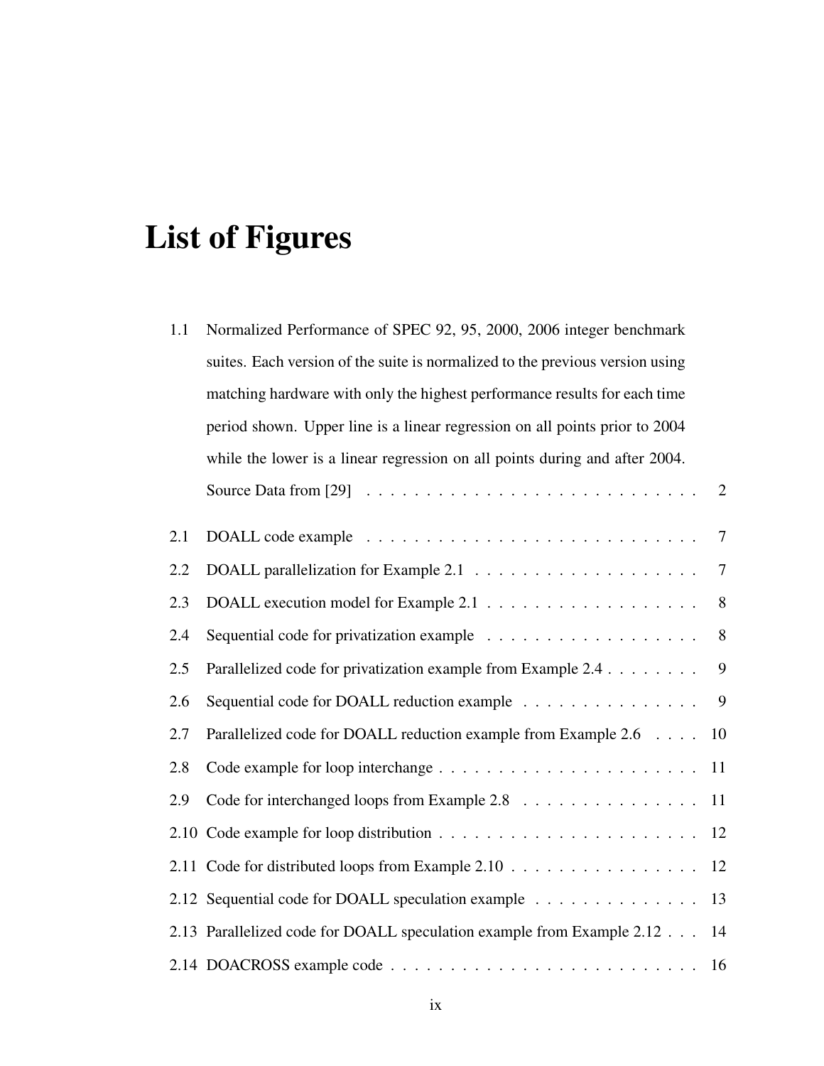# List of Figures

1.1 Normalized Performance of SPEC 92, 95, 2000, 2006 integer benchmark suites. Each version of the suite is normalized to the previous version using matching hardware with only the highest performance results for each time period shown. Upper line is a linear regression on all points prior to 2004 while the lower is a linear regression on all points during and after 2004. Source Data from [29] . . . . . . . . . . . . . . . . . . . . . . . . . . . 2

2.1 DOALL code example . . . . . . . . . . . . . . . . . . . . . . . . . . . . 7

2.2 DOALL parallelization for Example 2.1 . . . . . . . . . . . . . . . . . . . 7

2.3 DOALL execution model for Example 2.1 . . . . . . . . . . . . . . . . . . 8

2.4 Sequential code for privatization example . . . . . . . . . . . . . . . . . . 8

2.5 Parallelized code for privatization example from Example 2.4 . . . . . . . . 9

2.6 Sequential code for DOALL reduction example . . . . . . . . . . . . . . . 9

2.7 Parallelized code for DOALL reduction example from Example 2.6 . . . . 10

2.8 Code example for loop interchange . . . . . . . . . . . . . . . . . . . . . . 11

2.9 Code for interchanged loops from Example 2.8 . . . . . . . . . . . . . . . 11

2.10 Code example for loop distribution . . . . . . . . . . . . . . . . . . . . . . 12

2.11 Code for distributed loops from Example 2.10 . . . . . . . . . . . . . . . . 12

2.12 Sequential code for DOALL speculation example . . . . . . . . . . . . . . 13

2.13 Parallelized code for DOALL speculation example from Example 2.12 . . . 14

2.14 DOACROSS example code . . . . . . . . . . . . . . . . . . . . . . . . . . 16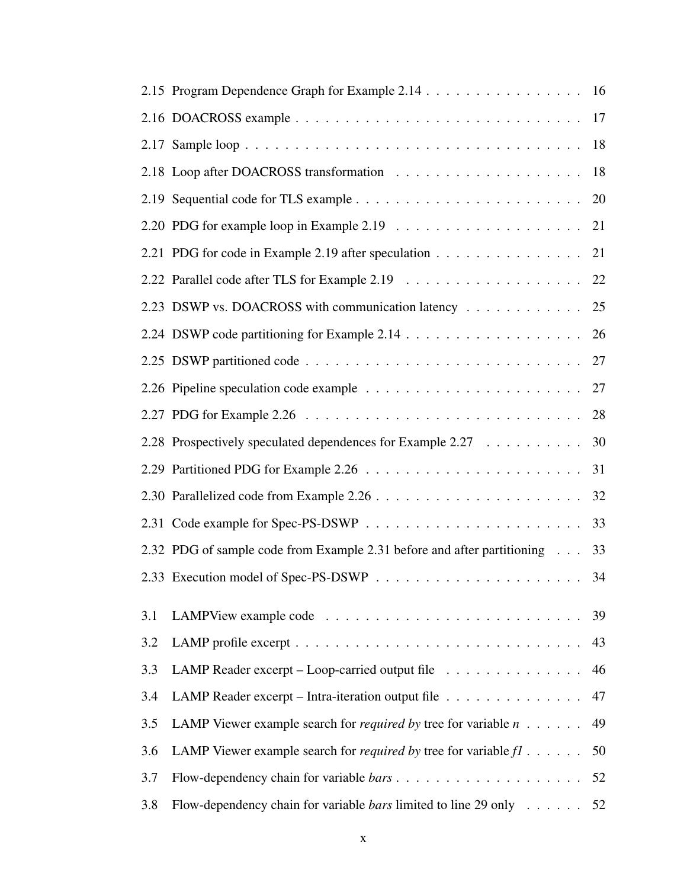2.15 Program Dependence Graph for Example 2.14 . . . . . . . . . . . . . . . . 16
2.16 DOACROSS example . . . . . . . . . . . . . . . . . . . . . . . . . . . . 17
2.17 Sample loop . . . . . . . . . . . . . . . . . . . . . . . . . . . . . . . . . 18
2.18 Loop after DOACROSS transformation . . . . . . . . . . . . . . . . . . . 18
2.19 Sequential code for TLS example . . . . . . . . . . . . . . . . . . . . . . 20
2.20 PDG for example loop in Example 2.19 . . . . . . . . . . . . . . . . . . . 21
2.21 PDG for code in Example 2.19 after speculation . . . . . . . . . . . . . . . 21
2.22 Parallel code after TLS for Example 2.19 . . . . . . . . . . . . . . . . . . 22
2.23 DSWP vs. DOACROSS with communication latency . . . . . . . . . . . . 25
2.24 DSWP code partitioning for Example 2.14 . . . . . . . . . . . . . . . . . . 26
2.25 DSWP partitioned code . . . . . . . . . . . . . . . . . . . . . . . . . . . . 27
2.26 Pipeline speculation code example . . . . . . . . . . . . . . . . . . . . . . 27
2.27 PDG for Example 2.26 . . . . . . . . . . . . . . . . . . . . . . . . . . . . 28
2.28 Prospectively speculated dependences for Example 2.27 . . . . . . . . . . 30
2.29 Partitioned PDG for Example 2.26 . . . . . . . . . . . . . . . . . . . . . . 31
2.30 Parallelized code from Example 2.26 . . . . . . . . . . . . . . . . . . . . . 32
2.31 Code example for Spec-PS-DSWP . . . . . . . . . . . . . . . . . . . . . . 33
2.32 PDG of sample code from Example 2.31 before and after partitioning . . . 33
2.33 Execution model of Spec-PS-DSWP . . . . . . . . . . . . . . . . . . . . . 34

3.1 LAMPView example code . . . . . . . . . . . . . . . . . . . . . . . . . . 39
3.2 LAMP profile excerpt . . . . . . . . . . . . . . . . . . . . . . . . . . . . . 43
3.3 LAMP Reader excerpt – Loop-carried output file . . . . . . . . . . . . . . 46
3.4 LAMP Reader excerpt – Intra-iteration output file . . . . . . . . . . . . . . 47
3.5 LAMP Viewer example search for *required by* tree for variable *n* . . . . . . 49
3.6 LAMP Viewer example search for *required by* tree for variable *f1* . . . . . . 50
3.7 Flow-dependency chain for variable *bars* . . . . . . . . . . . . . . . . . . . 52
3.8 Flow-dependency chain for variable *bars* limited to line 29 only . . . . . . 52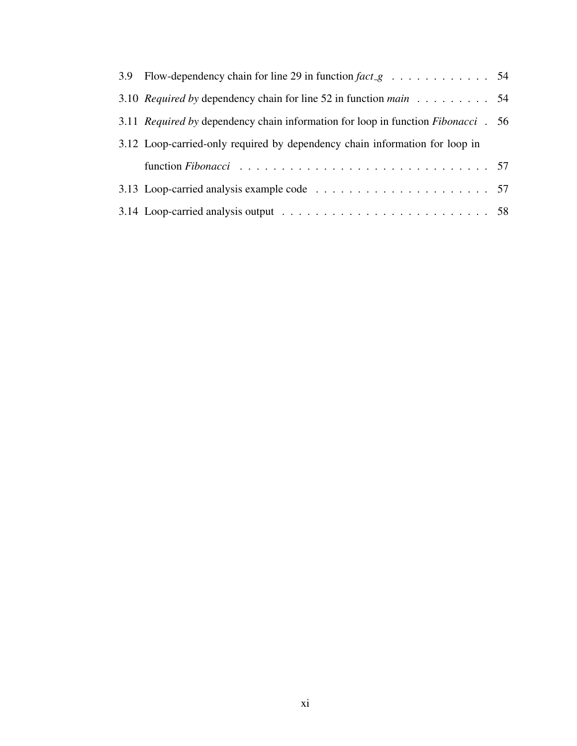3.9 Flow-dependency chain for line 29 in function *fact_g* . . . . . . . . . . . . 54

3.10 *Required by* dependency chain for line 52 in function *main* . . . . . . . . . 54

3.11 *Required by* dependency chain information for loop in function *Fibonacci* . 56

3.12 Loop-carried-only required by dependency chain information for loop in function *Fibonacci* . . . . . . . . . . . . . . . . . . . . . . . . . . . . . . 57

3.13 Loop-carried analysis example code . . . . . . . . . . . . . . . . . . . . . 57

3.14 Loop-carried analysis output . . . . . . . . . . . . . . . . . . . . . . . . . 58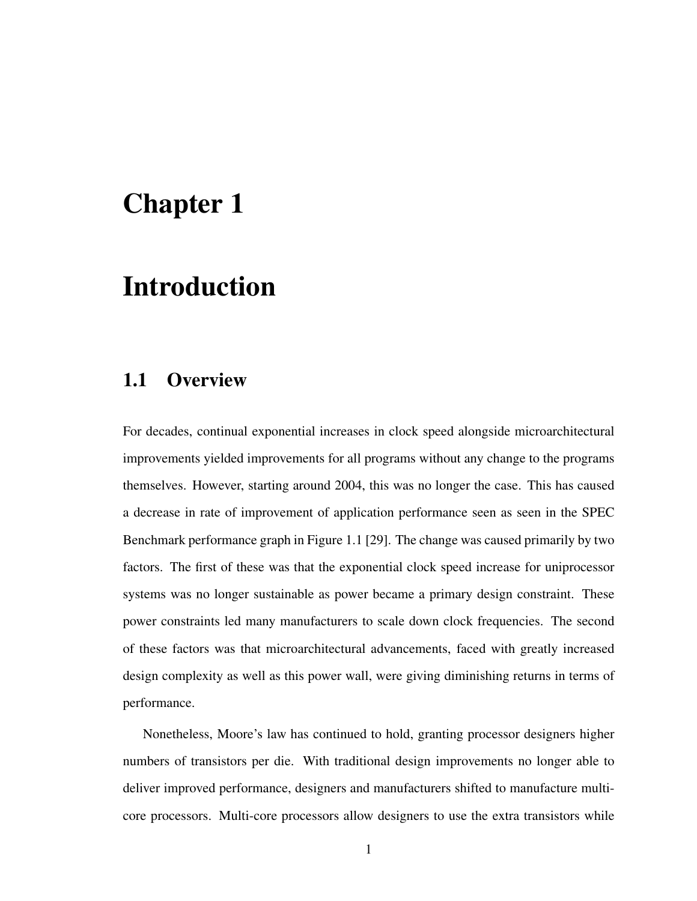# Chapter 1

# Introduction

## 1.1 Overview

For decades, continual exponential increases in clock speed alongside microarchitectural improvements yielded improvements for all programs without any change to the programs themselves. However, starting around 2004, this was no longer the case. This has caused a decrease in rate of improvement of application performance seen as seen in the SPEC Benchmark performance graph in Figure 1.1 [29]. The change was caused primarily by two factors. The first of these was that the exponential clock speed increase for uniprocessor systems was no longer sustainable as power became a primary design constraint. These power constraints led many manufacturers to scale down clock frequencies. The second of these factors was that microarchitectural advancements, faced with greatly increased design complexity as well as this power wall, were giving diminishing returns in terms of performance.

Nonetheless, Moore's law has continued to hold, granting processor designers higher numbers of transistors per die. With traditional design improvements no longer able to deliver improved performance, designers and manufacturers shifted to manufacture multi-core processors. Multi-core processors allow designers to use the extra transistors while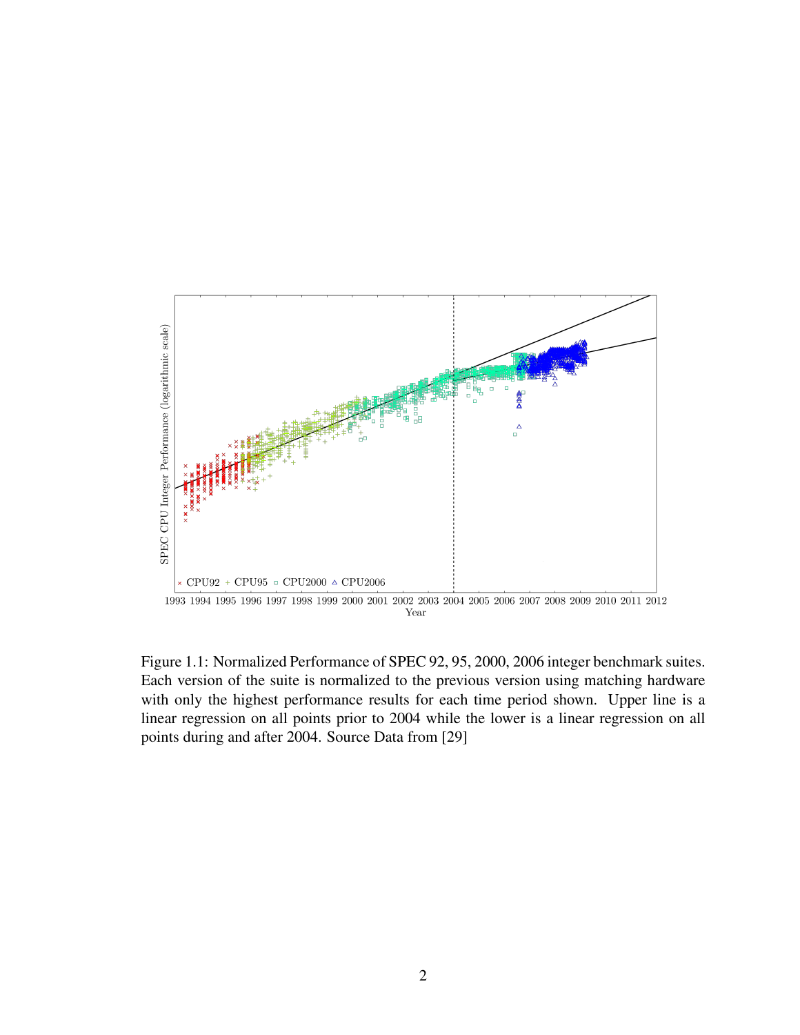Figure 1.1: Normalized Performance of SPEC 92, 95, 2000, 2006 integer benchmark suites. Each version of the suite is normalized to the previous version using matching hardware with only the highest performance results for each time period shown. Upper line is a linear regression on all points prior to 2004 while the lower is a linear regression on all points during and after 2004. Source Data from [29]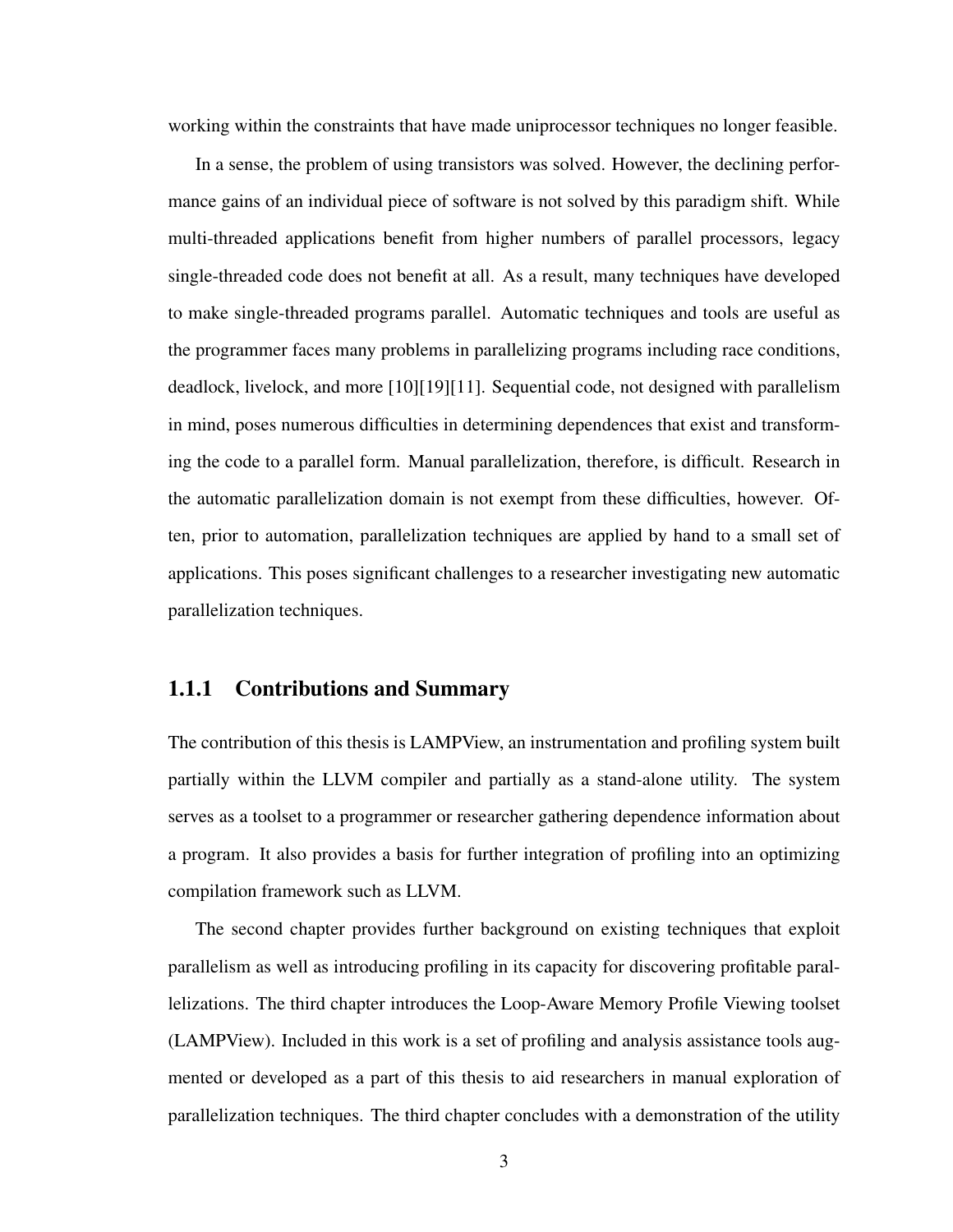working within the constraints that have made uniprocessor techniques no longer feasible.

In a sense, the problem of using transistors was solved. However, the declining performance gains of an individual piece of software is not solved by this paradigm shift. While multi-threaded applications benefit from higher numbers of parallel processors, legacy single-threaded code does not benefit at all. As a result, many techniques have developed to make single-threaded programs parallel. Automatic techniques and tools are useful as the programmer faces many problems in parallelizing programs including race conditions, deadlock, livelock, and more [10][19][11]. Sequential code, not designed with parallelism in mind, poses numerous difficulties in determining dependences that exist and transforming the code to a parallel form. Manual parallelization, therefore, is difficult. Research in the automatic parallelization domain is not exempt from these difficulties, however. Often, prior to automation, parallelization techniques are applied by hand to a small set of applications. This poses significant challenges to a researcher investigating new automatic parallelization techniques.

### 1.1.1 Contributions and Summary

The contribution of this thesis is LAMPView, an instrumentation and profiling system built partially within the LLVM compiler and partially as a stand-alone utility. The system serves as a toolset to a programmer or researcher gathering dependence information about a program. It also provides a basis for further integration of profiling into an optimizing compilation framework such as LLVM.

The second chapter provides further background on existing techniques that exploit parallelism as well as introducing profiling in its capacity for discovering profitable parallelizations. The third chapter introduces the Loop-Aware Memory Profile Viewing toolset (LAMPView). Included in this work is a set of profiling and analysis assistance tools augmented or developed as a part of this thesis to aid researchers in manual exploration of parallelization techniques. The third chapter concludes with a demonstration of the utility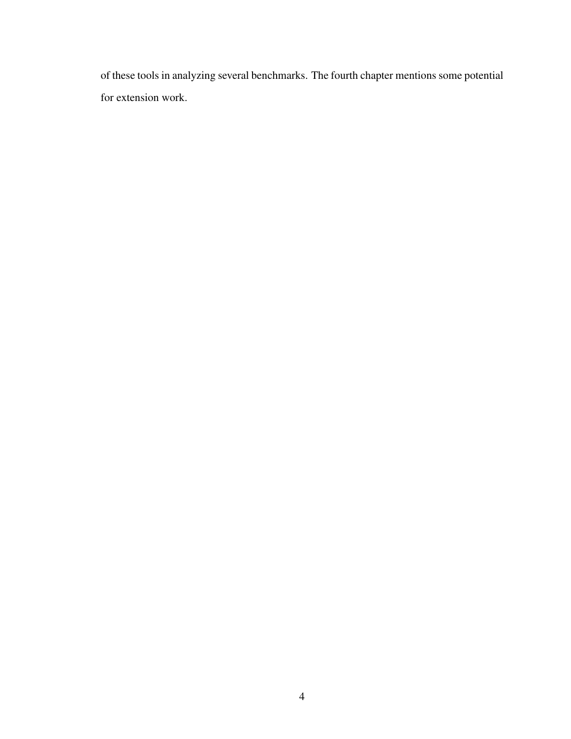of these tools in analyzing several benchmarks. The fourth chapter mentions some potential for extension work.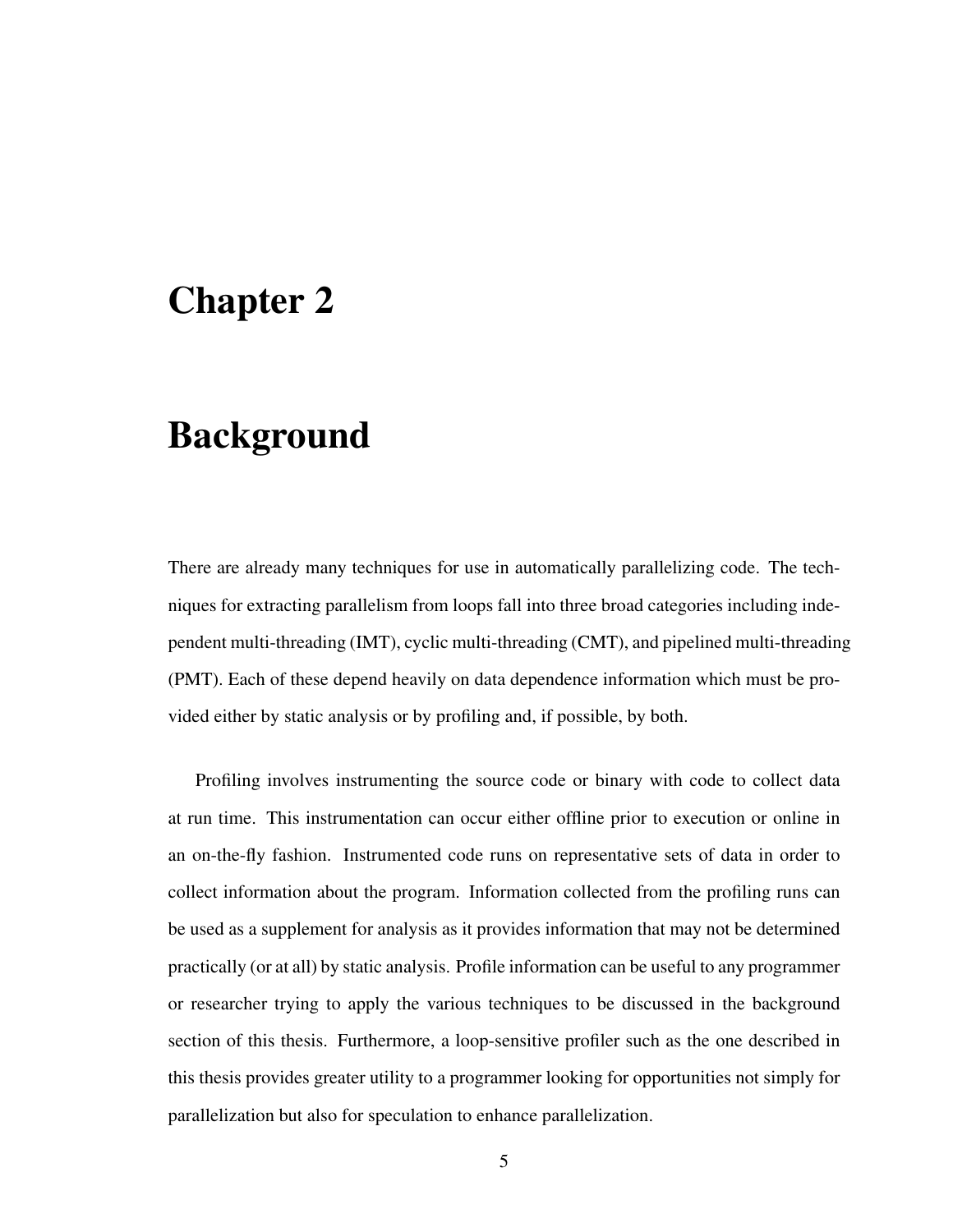# Chapter 2

# Background

There are already many techniques for use in automatically parallelizing code. The techniques for extracting parallelism from loops fall into three broad categories including independent multi-threading (IMT), cyclic multi-threading (CMT), and pipelined multi-threading (PMT). Each of these depend heavily on data dependence information which must be provided either by static analysis or by profiling and, if possible, by both.

Profiling involves instrumenting the source code or binary with code to collect data at run time. This instrumentation can occur either offline prior to execution or online in an on-the-fly fashion. Instrumented code runs on representative sets of data in order to collect information about the program. Information collected from the profiling runs can be used as a supplement for analysis as it provides information that may not be determined practically (or at all) by static analysis. Profile information can be useful to any programmer or researcher trying to apply the various techniques to be discussed in the background section of this thesis. Furthermore, a loop-sensitive profiler such as the one described in this thesis provides greater utility to a programmer looking for opportunities not simply for parallelization but also for speculation to enhance parallelization.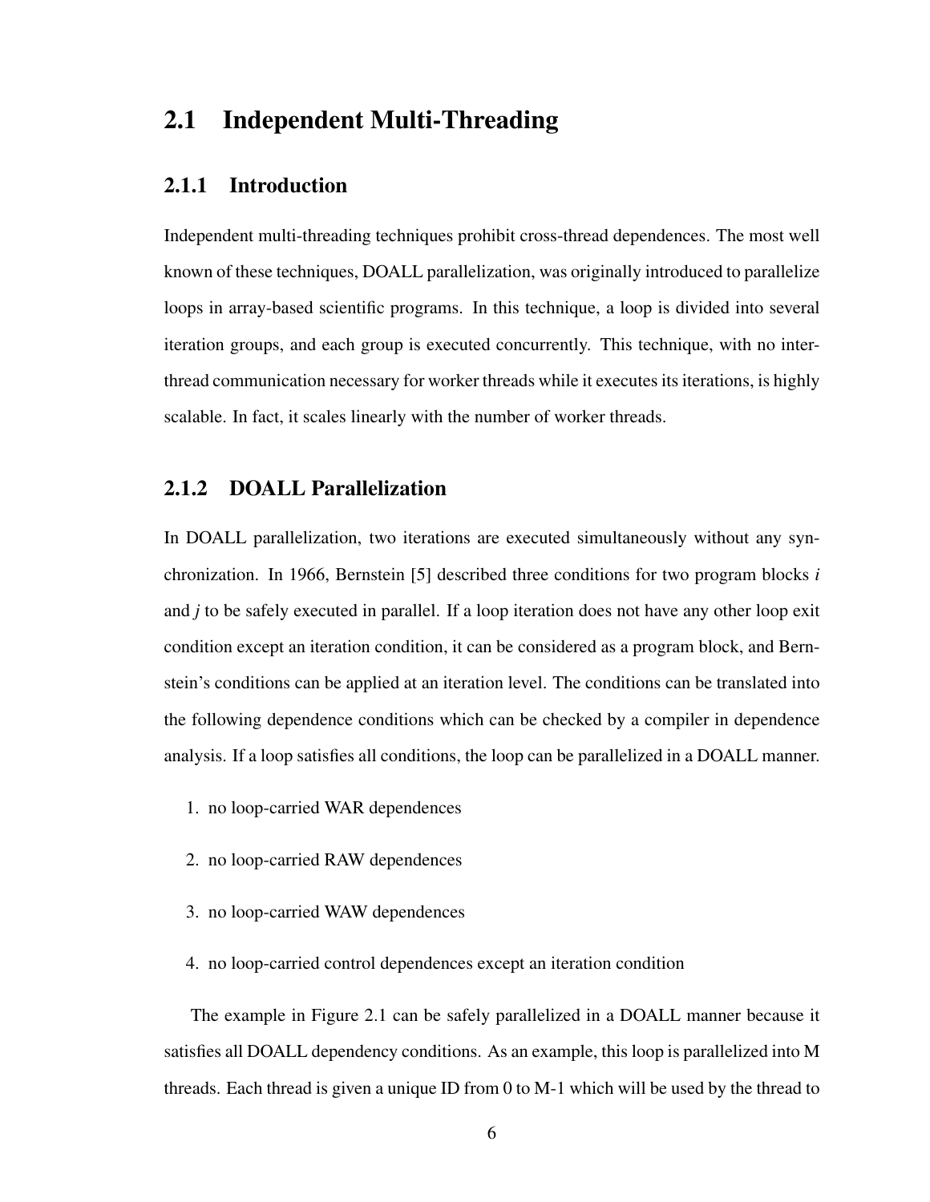## 2.1 Independent Multi-Threading

### 2.1.1 Introduction

Independent multi-threading techniques prohibit cross-thread dependences. The most well known of these techniques, DOALL parallelization, was originally introduced to parallelize loops in array-based scientific programs. In this technique, a loop is divided into several iteration groups, and each group is executed concurrently. This technique, with no inter-thread communication necessary for worker threads while it executes its iterations, is highly scalable. In fact, it scales linearly with the number of worker threads.

### 2.1.2 DOALL Parallelization

In DOALL parallelization, two iterations are executed simultaneously without any synchronization. In 1966, Bernstein [5] described three conditions for two program blocks *i* and *j* to be safely executed in parallel. If a loop iteration does not have any other loop exit condition except an iteration condition, it can be considered as a program block, and Bernstein's conditions can be applied at an iteration level. The conditions can be translated into the following dependence conditions which can be checked by a compiler in dependence analysis. If a loop satisfies all conditions, the loop can be parallelized in a DOALL manner.

1. no loop-carried WAR dependences
2. no loop-carried RAW dependences
3. no loop-carried WAW dependences
4. no loop-carried control dependences except an iteration condition

The example in Figure 2.1 can be safely parallelized in a DOALL manner because it satisfies all DOALL dependency conditions. As an example, this loop is parallelized into M threads. Each thread is given a unique ID from 0 to M-1 which will be used by the thread to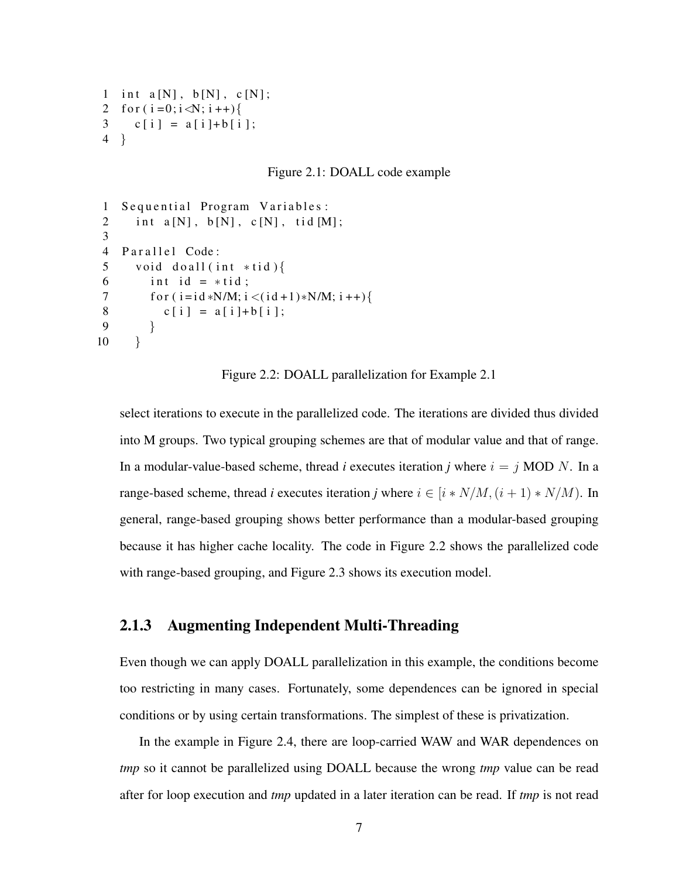```
1  int a[N], b[N], c[N];
2  for(i=0;i<N;i++){
3     c[i] = a[i]+b[i];
4  }
```

Figure 2.1: DOALL code example

```
1  Sequential Program Variables:
2     int a[N], b[N], c[N], tid[M];
3
4  Parallel Code:
5     void doall(int *tid){
6        int id = *tid;
7        for(i=id*N/M; i<(id+1)*N/M; i++){
8           c[i] = a[i]+b[i];
9        }
10    }
```

Figure 2.2: DOALL parallelization for Example 2.1

select iterations to execute in the parallelized code. The iterations are divided thus divided into M groups. Two typical grouping schemes are that of modular value and that of range. In a modular-value-based scheme, thread *i* executes iteration *j* where $i = j$ MOD $N$. In a range-based scheme, thread *i* executes iteration *j* where $i \in [i * N/M, (i+1) * N/M)$. In general, range-based grouping shows better performance than a modular-based grouping because it has higher cache locality. The code in Figure 2.2 shows the parallelized code with range-based grouping, and Figure 2.3 shows its execution model.

### 2.1.3 Augmenting Independent Multi-Threading

Even though we can apply DOALL parallelization in this example, the conditions become too restricting in many cases. Fortunately, some dependences can be ignored in special conditions or by using certain transformations. The simplest of these is privatization.

In the example in Figure 2.4, there are loop-carried WAW and WAR dependences on *tmp* so it cannot be parallelized using DOALL because the wrong *tmp* value can be read after for loop execution and *tmp* updated in a later iteration can be read. If *tmp* is not read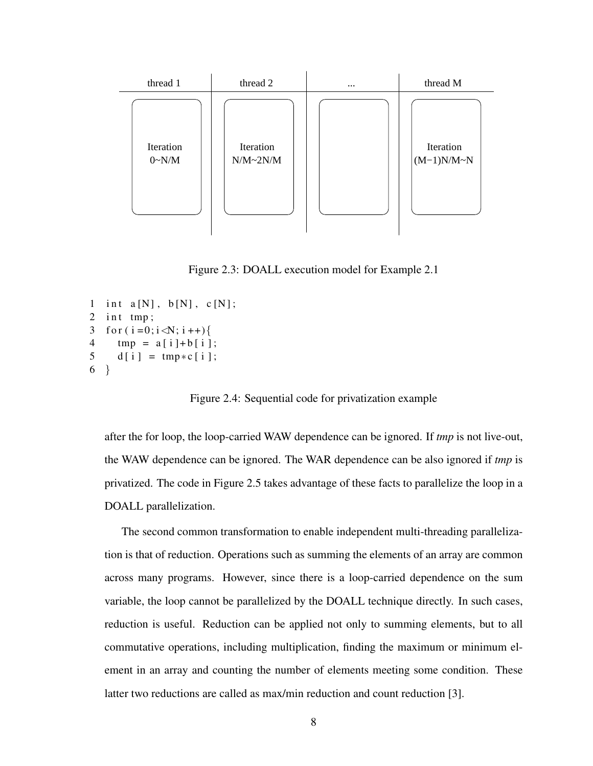| thread 1 | thread 2 | ... | thread M |
| --- | --- | --- | --- |
| Iteration 0~N/M | Iteration N/M~2N/M | | Iteration (M−1)N/M~N |

Figure 2.3: DOALL execution model for Example 2.1

```
1  int a[N], b[N], c[N];
2  int tmp;
3  for(i=0;i<N;i++){
4    tmp = a[i]+b[i];
5    d[i] = tmp*c[i];
6  }
```

Figure 2.4: Sequential code for privatization example

after the for loop, the loop-carried WAW dependence can be ignored. If *tmp* is not live-out, the WAW dependence can be ignored. The WAR dependence can be also ignored if *tmp* is privatized. The code in Figure 2.5 takes advantage of these facts to parallelize the loop in a DOALL parallelization.

The second common transformation to enable independent multi-threading parallelization is that of reduction. Operations such as summing the elements of an array are common across many programs. However, since there is a loop-carried dependence on the sum variable, the loop cannot be parallelized by the DOALL technique directly. In such cases, reduction is useful. Reduction can be applied not only to summing elements, but to all commutative operations, including multiplication, finding the maximum or minimum element in an array and counting the number of elements meeting some condition. These latter two reductions are called as max/min reduction and count reduction [3].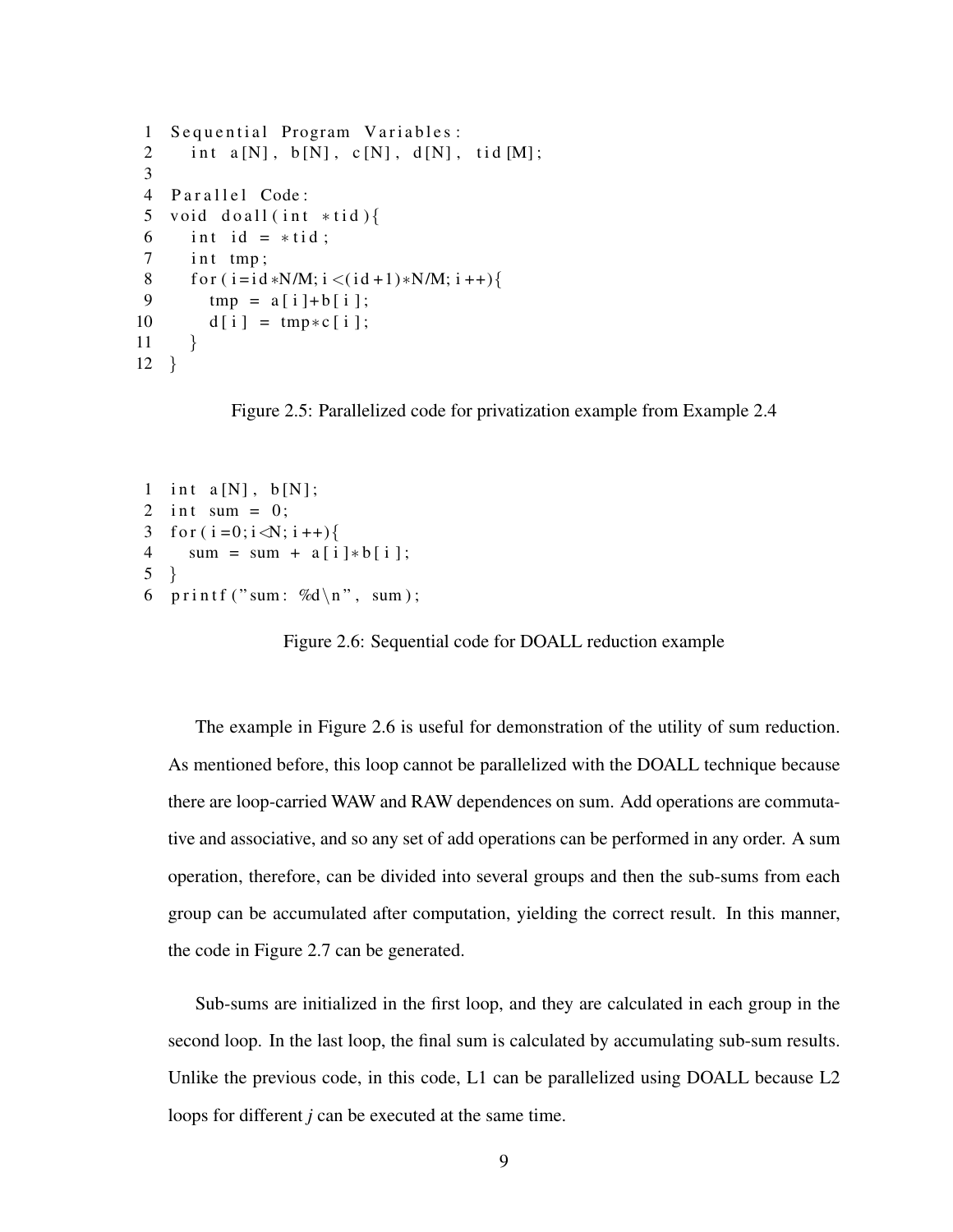```
1  Sequential Program Variables:
2    int a[N], b[N], c[N], d[N], tid[M];
3
4  Parallel Code:
5  void doall(int *tid){
6    int id = *tid;
7    int tmp;
8    for(i=id*N/M; i<(id+1)*N/M; i++){
9      tmp = a[i]+b[i];
10     d[i] = tmp*c[i];
11   }
12 }
```

Figure 2.5: Parallelized code for privatization example from Example 2.4

```
1  int a[N], b[N];
2  int sum = 0;
3  for(i=0;i<N; i++){
4    sum = sum + a[i]*b[i];
5  }
6  printf("sum: %d\n", sum);
```

Figure 2.6: Sequential code for DOALL reduction example

The example in Figure 2.6 is useful for demonstration of the utility of sum reduction. As mentioned before, this loop cannot be parallelized with the DOALL technique because there are loop-carried WAW and RAW dependences on sum. Add operations are commutative and associative, and so any set of add operations can be performed in any order. A sum operation, therefore, can be divided into several groups and then the sub-sums from each group can be accumulated after computation, yielding the correct result. In this manner, the code in Figure 2.7 can be generated.

Sub-sums are initialized in the first loop, and they are calculated in each group in the second loop. In the last loop, the final sum is calculated by accumulating sub-sum results. Unlike the previous code, in this code, L1 can be parallelized using DOALL because L2 loops for different *j* can be executed at the same time.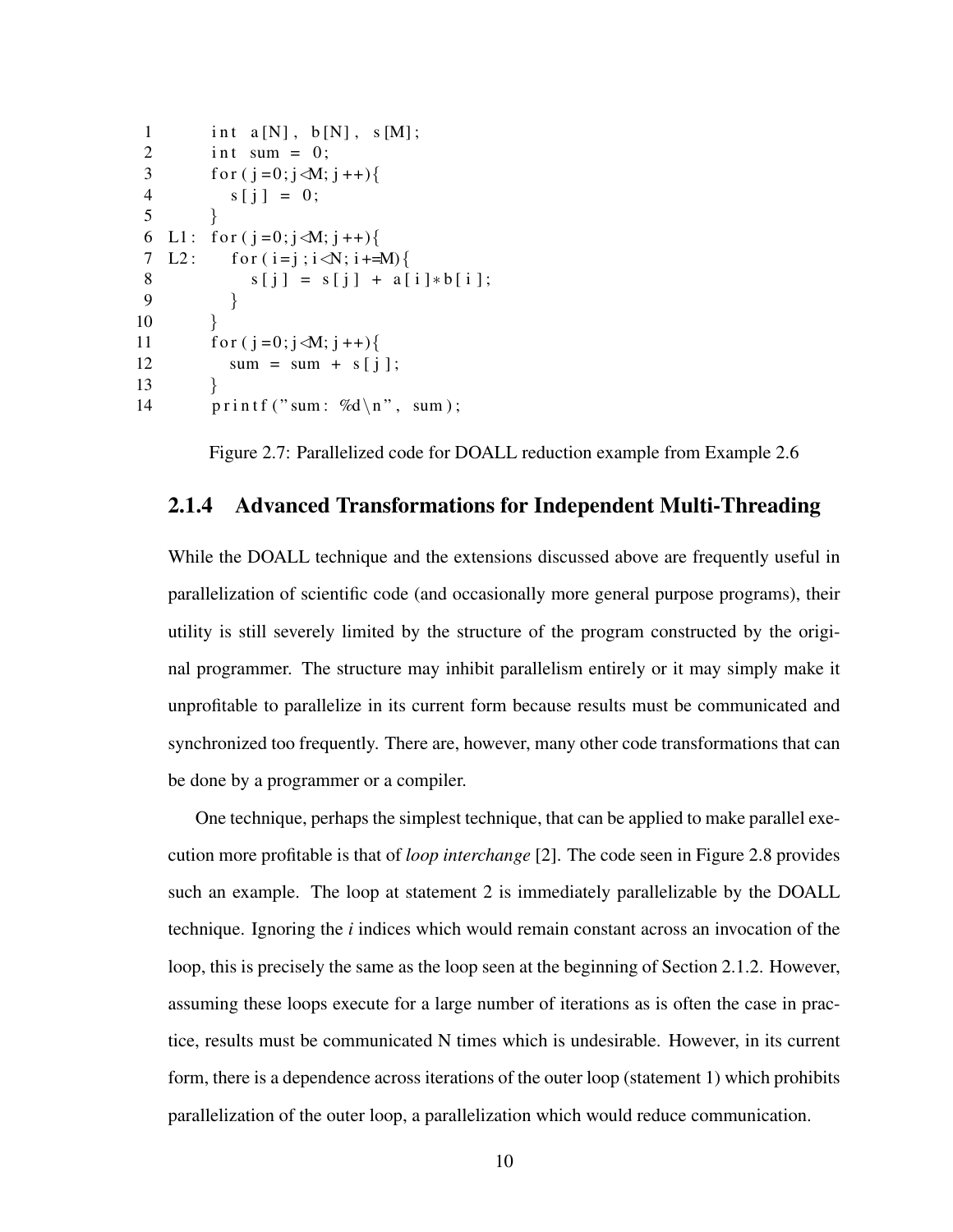```
1        int a[N], b[N], s[M];
2        int sum = 0;
3        for(j=0;j<M;j++){
4           s[j] = 0;
5        }
6  L1:  for(j=0;j<M;j++){
7  L2:     for(i=j;i<N;i+=M){
8             s[j] = s[j] + a[i]*b[i];
9          }
10       }
11       for(j=0;j<M;j++){
12          sum = sum + s[j];
13       }
14       printf("sum: %d\n", sum);
```

Figure 2.7: Parallelized code for DOALL reduction example from Example 2.6

### 2.1.4 Advanced Transformations for Independent Multi-Threading

While the DOALL technique and the extensions discussed above are frequently useful in parallelization of scientific code (and occasionally more general purpose programs), their utility is still severely limited by the structure of the program constructed by the original programmer. The structure may inhibit parallelism entirely or it may simply make it unprofitable to parallelize in its current form because results must be communicated and synchronized too frequently. There are, however, many other code transformations that can be done by a programmer or a compiler.

One technique, perhaps the simplest technique, that can be applied to make parallel execution more profitable is that of *loop interchange* [2]. The code seen in Figure 2.8 provides such an example. The loop at statement 2 is immediately parallelizable by the DOALL technique. Ignoring the *i* indices which would remain constant across an invocation of the loop, this is precisely the same as the loop seen at the beginning of Section 2.1.2. However, assuming these loops execute for a large number of iterations as is often the case in practice, results must be communicated N times which is undesirable. However, in its current form, there is a dependence across iterations of the outer loop (statement 1) which prohibits parallelization of the outer loop, a parallelization which would reduce communication.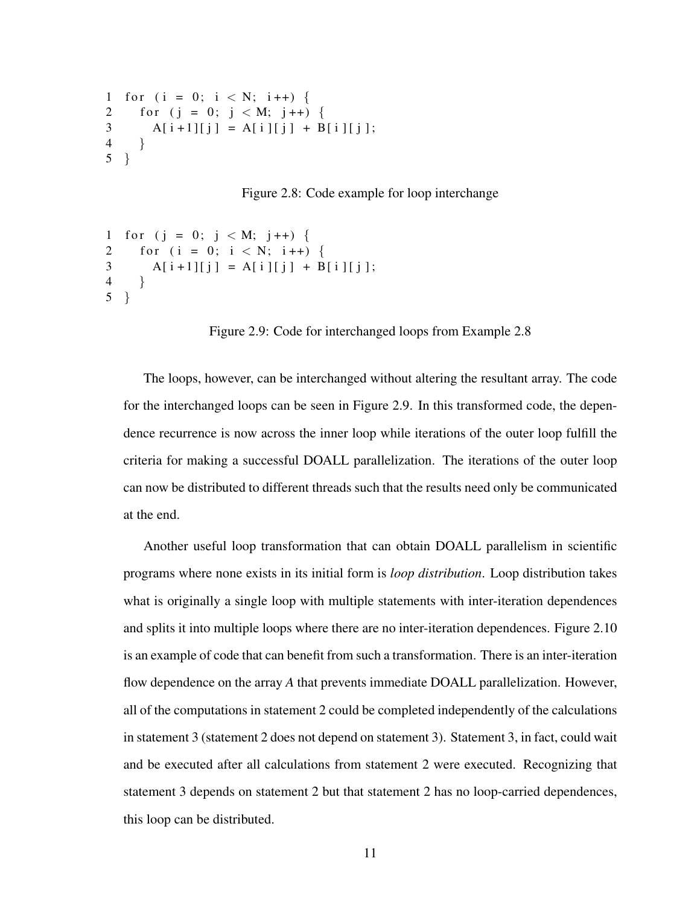```
1 for (i = 0; i < N; i++) {
2   for (j = 0; j < M; j++) {
3     A[i+1][j] = A[i][j] + B[i][j];
4   }
5 }
```

Figure 2.8: Code example for loop interchange

```
1 for (j = 0; j < M; j++) {
2   for (i = 0; i < N; i++) {
3     A[i+1][j] = A[i][j] + B[i][j];
4   }
5 }
```

Figure 2.9: Code for interchanged loops from Example 2.8

The loops, however, can be interchanged without altering the resultant array. The code for the interchanged loops can be seen in Figure 2.9. In this transformed code, the dependence recurrence is now across the inner loop while iterations of the outer loop fulfill the criteria for making a successful DOALL parallelization. The iterations of the outer loop can now be distributed to different threads such that the results need only be communicated at the end.

Another useful loop transformation that can obtain DOALL parallelism in scientific programs where none exists in its initial form is *loop distribution*. Loop distribution takes what is originally a single loop with multiple statements with inter-iteration dependences and splits it into multiple loops where there are no inter-iteration dependences. Figure 2.10 is an example of code that can benefit from such a transformation. There is an inter-iteration flow dependence on the array *A* that prevents immediate DOALL parallelization. However, all of the computations in statement 2 could be completed independently of the calculations in statement 3 (statement 2 does not depend on statement 3). Statement 3, in fact, could wait and be executed after all calculations from statement 2 were executed. Recognizing that statement 3 depends on statement 2 but that statement 2 has no loop-carried dependences, this loop can be distributed.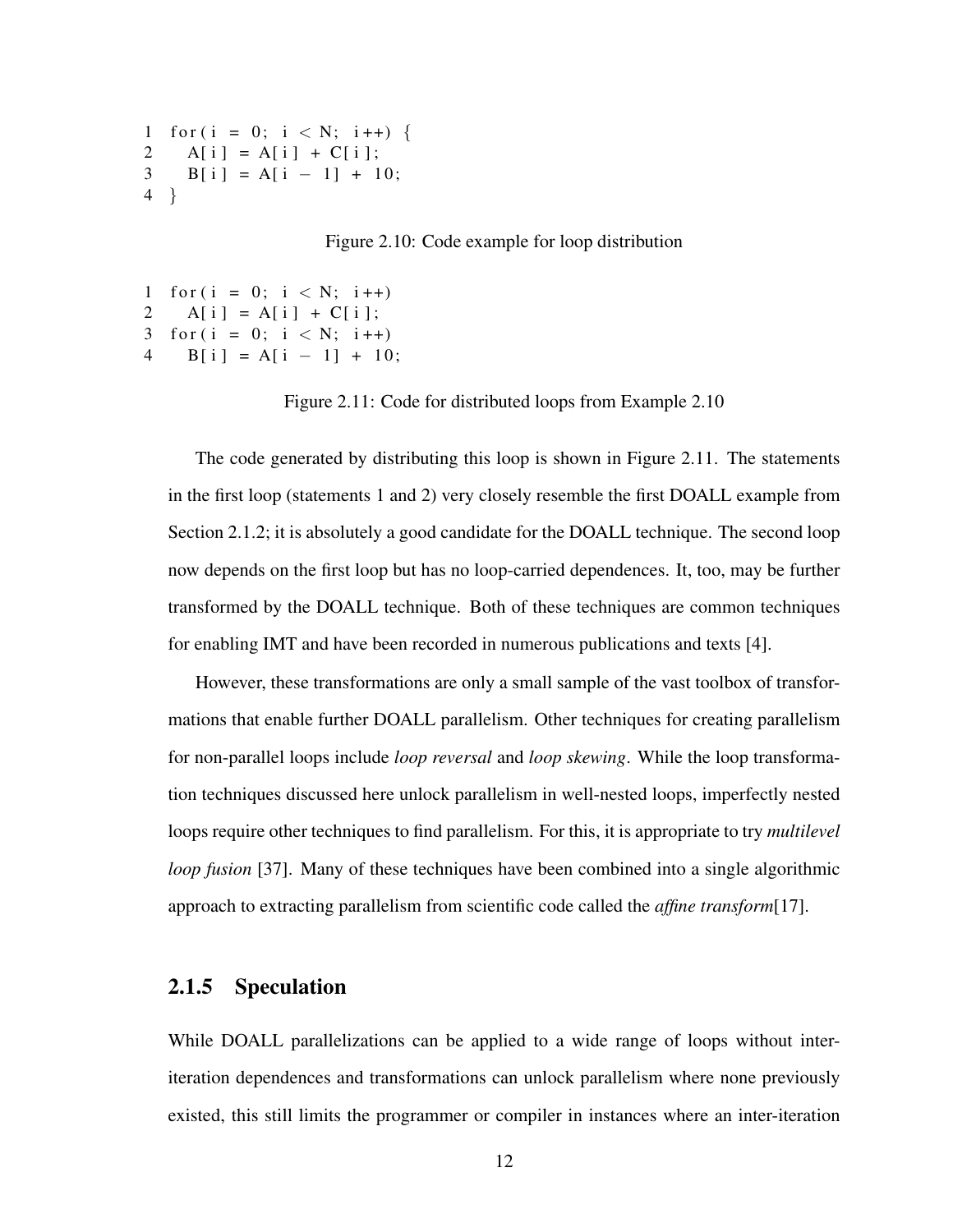```
1 for(i = 0; i < N; i++) {
2   A[i] = A[i] + C[i];
3   B[i] = A[i - 1] + 10;
4 }
```

Figure 2.10: Code example for loop distribution

```
1 for(i = 0; i < N; i++)
2   A[i] = A[i] + C[i];
3 for(i = 0; i < N; i++)
4   B[i] = A[i - 1] + 10;
```

Figure 2.11: Code for distributed loops from Example 2.10

The code generated by distributing this loop is shown in Figure 2.11. The statements in the first loop (statements 1 and 2) very closely resemble the first DOALL example from Section 2.1.2; it is absolutely a good candidate for the DOALL technique. The second loop now depends on the first loop but has no loop-carried dependences. It, too, may be further transformed by the DOALL technique. Both of these techniques are common techniques for enabling IMT and have been recorded in numerous publications and texts [4].

However, these transformations are only a small sample of the vast toolbox of transformations that enable further DOALL parallelism. Other techniques for creating parallelism for non-parallel loops include *loop reversal* and *loop skewing*. While the loop transformation techniques discussed here unlock parallelism in well-nested loops, imperfectly nested loops require other techniques to find parallelism. For this, it is appropriate to try *multilevel loop fusion* [37]. Many of these techniques have been combined into a single algorithmic approach to extracting parallelism from scientific code called the *affine transform*[17].

### 2.1.5 Speculation

While DOALL parallelizations can be applied to a wide range of loops without inter-iteration dependences and transformations can unlock parallelism where none previously existed, this still limits the programmer or compiler in instances where an inter-iteration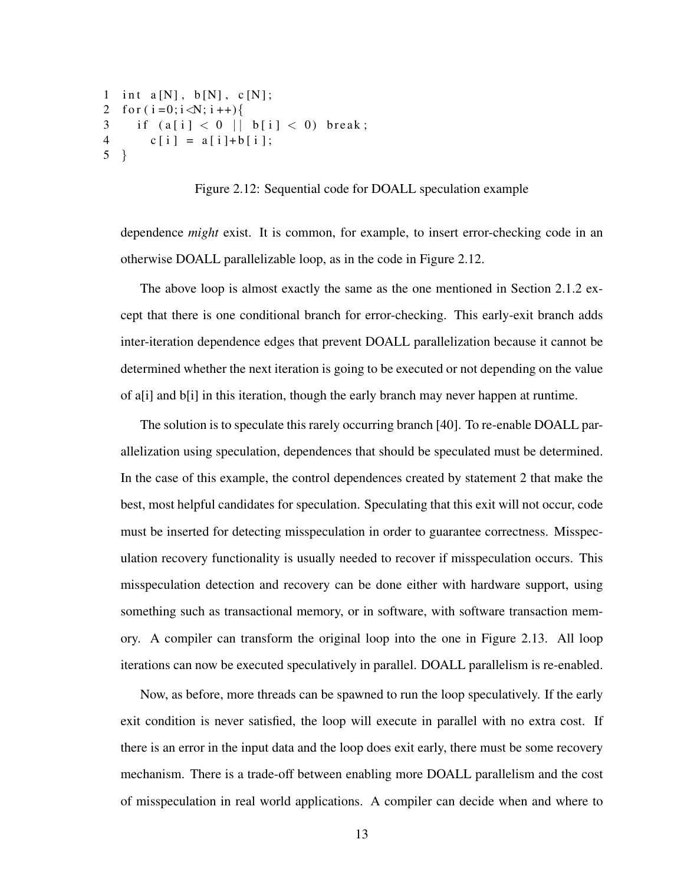```
1  int a[N], b[N], c[N];
2  for(i=0;i<N;i++){
3    if (a[i] < 0 || b[i] < 0) break;
4      c[i] = a[i]+b[i];
5  }
```

Figure 2.12: Sequential code for DOALL speculation example

dependence *might* exist. It is common, for example, to insert error-checking code in an otherwise DOALL parallelizable loop, as in the code in Figure 2.12.

The above loop is almost exactly the same as the one mentioned in Section 2.1.2 except that there is one conditional branch for error-checking. This early-exit branch adds inter-iteration dependence edges that prevent DOALL parallelization because it cannot be determined whether the next iteration is going to be executed or not depending on the value of a[i] and b[i] in this iteration, though the early branch may never happen at runtime.

The solution is to speculate this rarely occurring branch [40]. To re-enable DOALL parallelization using speculation, dependences that should be speculated must be determined. In the case of this example, the control dependences created by statement 2 that make the best, most helpful candidates for speculation. Speculating that this exit will not occur, code must be inserted for detecting misspeculation in order to guarantee correctness. Misspeculation recovery functionality is usually needed to recover if misspeculation occurs. This misspeculation detection and recovery can be done either with hardware support, using something such as transactional memory, or in software, with software transaction memory. A compiler can transform the original loop into the one in Figure 2.13. All loop iterations can now be executed speculatively in parallel. DOALL parallelism is re-enabled.

Now, as before, more threads can be spawned to run the loop speculatively. If the early exit condition is never satisfied, the loop will execute in parallel with no extra cost. If there is an error in the input data and the loop does exit early, there must be some recovery mechanism. There is a trade-off between enabling more DOALL parallelism and the cost of misspeculation in real world applications. A compiler can decide when and where to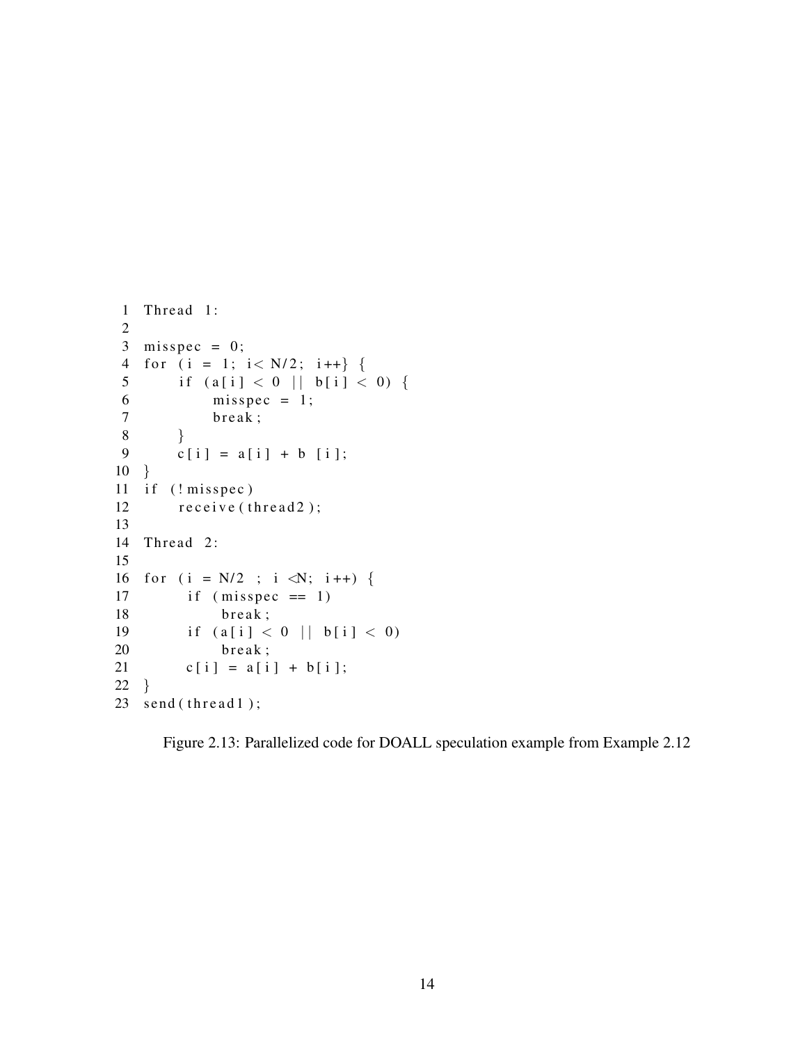```
1  Thread 1:
2
3  misspec = 0;
4  for (i = 1; i< N/2; i++} {
5      if (a[i] < 0 || b[i] < 0) {
6          misspec = 1;
7          break;
8      }
9      c[i] = a[i] + b [i];
10 }
11 if (!misspec)
12     receive(thread2);
13
14 Thread 2:
15
16 for (i = N/2 ; i <N; i++) {
17      if (misspec == 1)
18          break;
19      if (a[i] < 0 || b[i] < 0)
20          break;
21      c[i] = a[i] + b[i];
22 }
23 send(thread1);
```

Figure 2.13: Parallelized code for DOALL speculation example from Example 2.12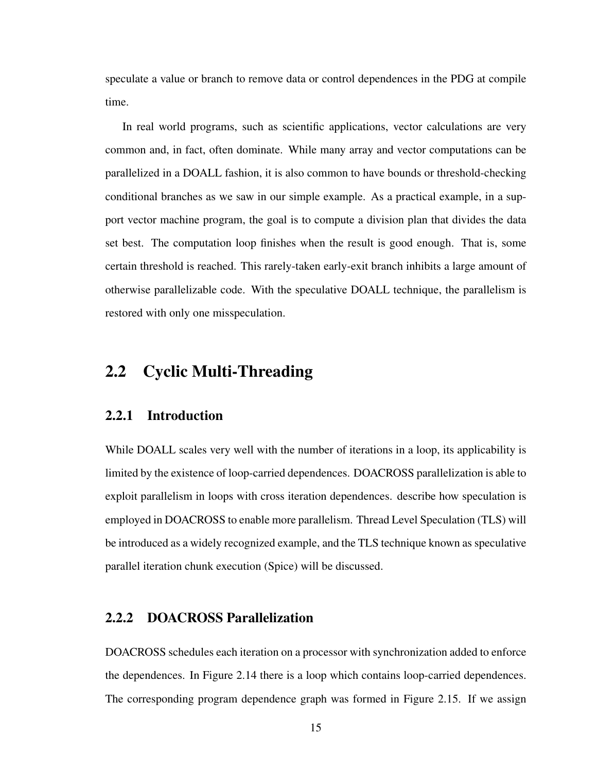speculate a value or branch to remove data or control dependences in the PDG at compile time.

In real world programs, such as scientific applications, vector calculations are very common and, in fact, often dominate. While many array and vector computations can be parallelized in a DOALL fashion, it is also common to have bounds or threshold-checking conditional branches as we saw in our simple example. As a practical example, in a support vector machine program, the goal is to compute a division plan that divides the data set best. The computation loop finishes when the result is good enough. That is, some certain threshold is reached. This rarely-taken early-exit branch inhibits a large amount of otherwise parallelizable code. With the speculative DOALL technique, the parallelism is restored with only one misspeculation.

## 2.2 Cyclic Multi-Threading

### 2.2.1 Introduction

While DOALL scales very well with the number of iterations in a loop, its applicability is limited by the existence of loop-carried dependences. DOACROSS parallelization is able to exploit parallelism in loops with cross iteration dependences. describe how speculation is employed in DOACROSS to enable more parallelism. Thread Level Speculation (TLS) will be introduced as a widely recognized example, and the TLS technique known as speculative parallel iteration chunk execution (Spice) will be discussed.

### 2.2.2 DOACROSS Parallelization

DOACROSS schedules each iteration on a processor with synchronization added to enforce the dependences. In Figure 2.14 there is a loop which contains loop-carried dependences. The corresponding program dependence graph was formed in Figure 2.15. If we assign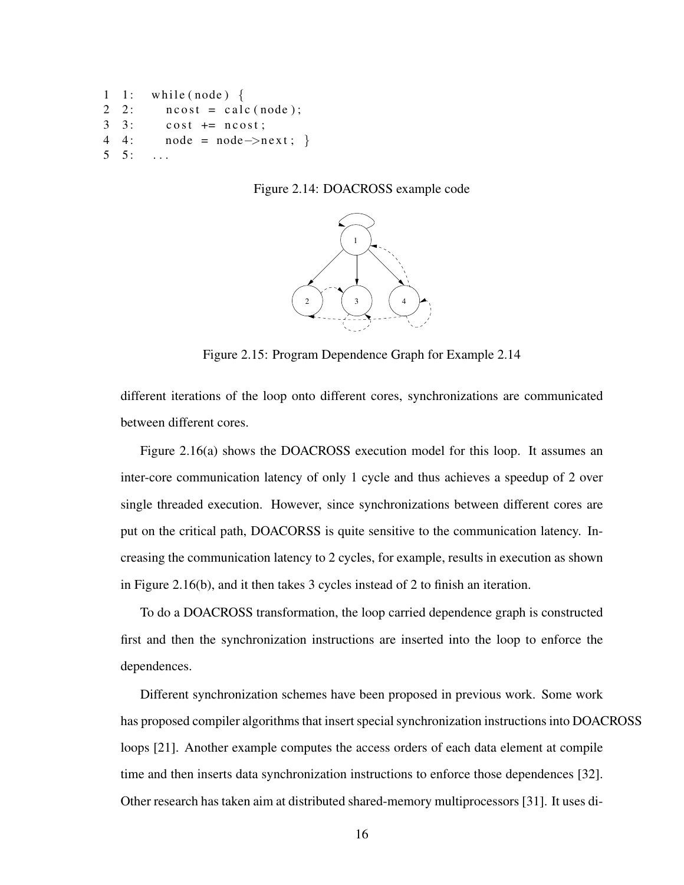```
1 1:   while(node) {
2 2:     ncost = calc(node);
3 3:     cost += ncost;
4 4:     node = node->next; }
5 5:   ...
```

Figure 2.14: DOACROSS example code

Figure 2.15: Program Dependence Graph for Example 2.14

different iterations of the loop onto different cores, synchronizations are communicated between different cores.

Figure 2.16(a) shows the DOACROSS execution model for this loop. It assumes an inter-core communication latency of only 1 cycle and thus achieves a speedup of 2 over single threaded execution. However, since synchronizations between different cores are put on the critical path, DOACORSS is quite sensitive to the communication latency. Increasing the communication latency to 2 cycles, for example, results in execution as shown in Figure 2.16(b), and it then takes 3 cycles instead of 2 to finish an iteration.

To do a DOACROSS transformation, the loop carried dependence graph is constructed first and then the synchronization instructions are inserted into the loop to enforce the dependences.

Different synchronization schemes have been proposed in previous work. Some work has proposed compiler algorithms that insert special synchronization instructions into DOACROSS loops [21]. Another example computes the access orders of each data element at compile time and then inserts data synchronization instructions to enforce those dependences [32]. Other research has taken aim at distributed shared-memory multiprocessors [31]. It uses di-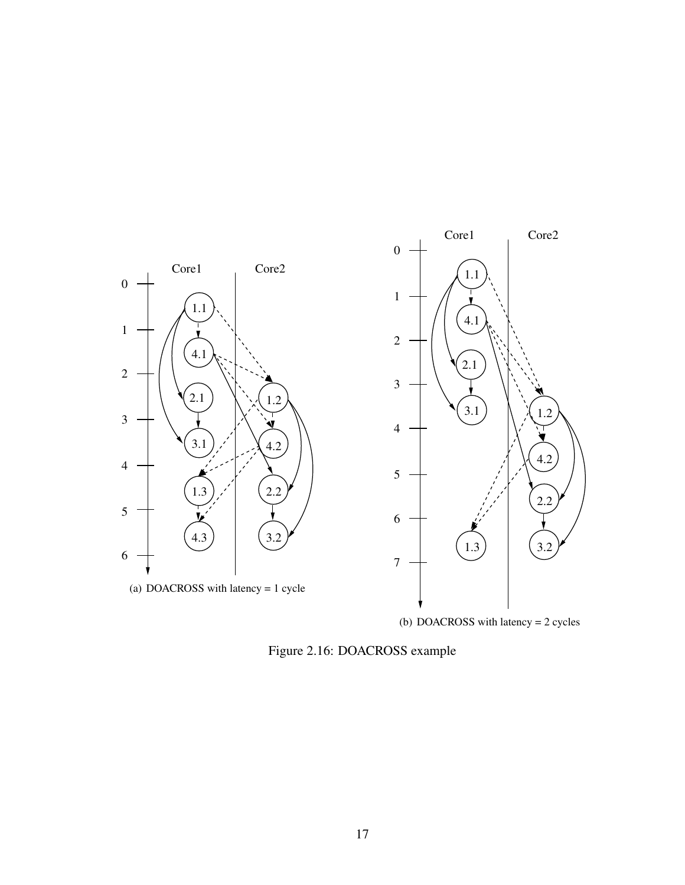(a) DOACROSS with latency = 1 cycle

(b) DOACROSS with latency = 2 cycles

Figure 2.16: DOACROSS example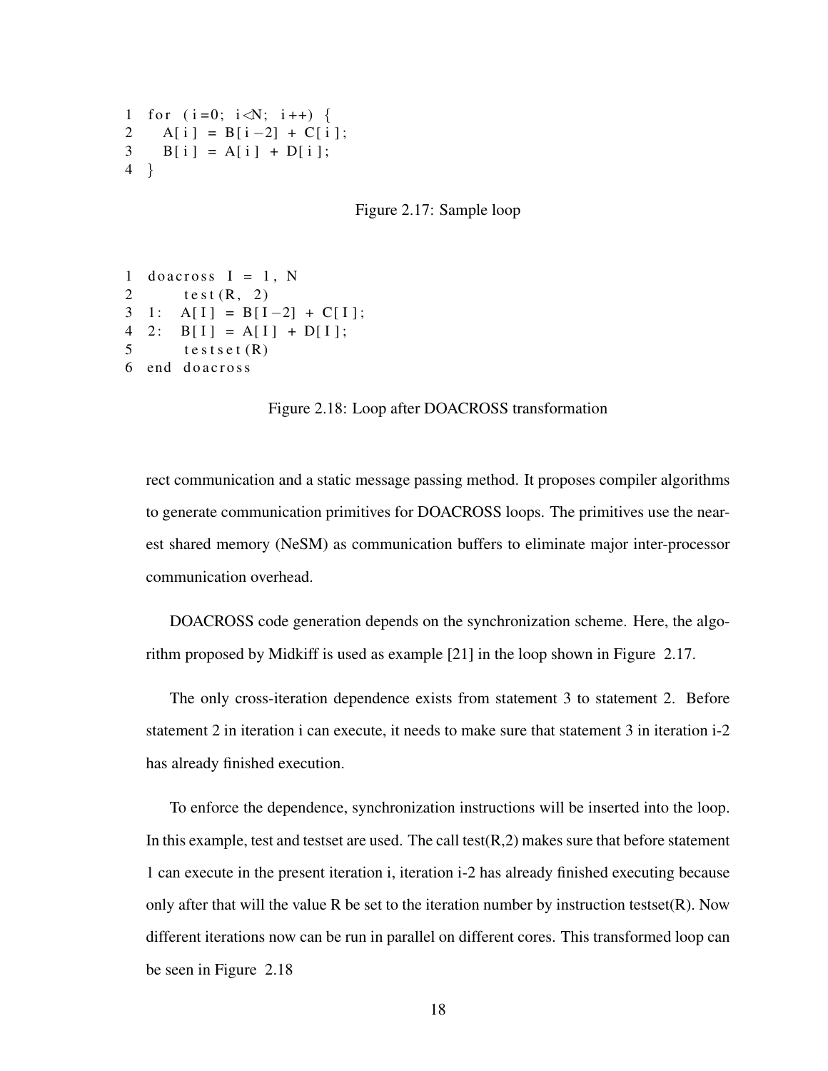```
1  for (i=0; i<N; i++) {
2    A[i] = B[i-2] + C[i];
3    B[i] = A[i] + D[i];
4  }
```

Figure 2.17: Sample loop

```
1  doacross I = 1, N
2        test(R, 2)
3  1:   A[I] = B[I-2] + C[I];
4  2:   B[I] = A[I] + D[I];
5        testset(R)
6  end doacross
```

Figure 2.18: Loop after DOACROSS transformation

rect communication and a static message passing method. It proposes compiler algorithms to generate communication primitives for DOACROSS loops. The primitives use the nearest shared memory (NeSM) as communication buffers to eliminate major inter-processor communication overhead.

DOACROSS code generation depends on the synchronization scheme. Here, the algorithm proposed by Midkiff is used as example [21] in the loop shown in Figure 2.17.

The only cross-iteration dependence exists from statement 3 to statement 2. Before statement 2 in iteration i can execute, it needs to make sure that statement 3 in iteration i-2 has already finished execution.

To enforce the dependence, synchronization instructions will be inserted into the loop. In this example, test and testset are used. The call test(R,2) makes sure that before statement 1 can execute in the present iteration i, iteration i-2 has already finished executing because only after that will the value R be set to the iteration number by instruction testset(R). Now different iterations now can be run in parallel on different cores. This transformed loop can be seen in Figure 2.18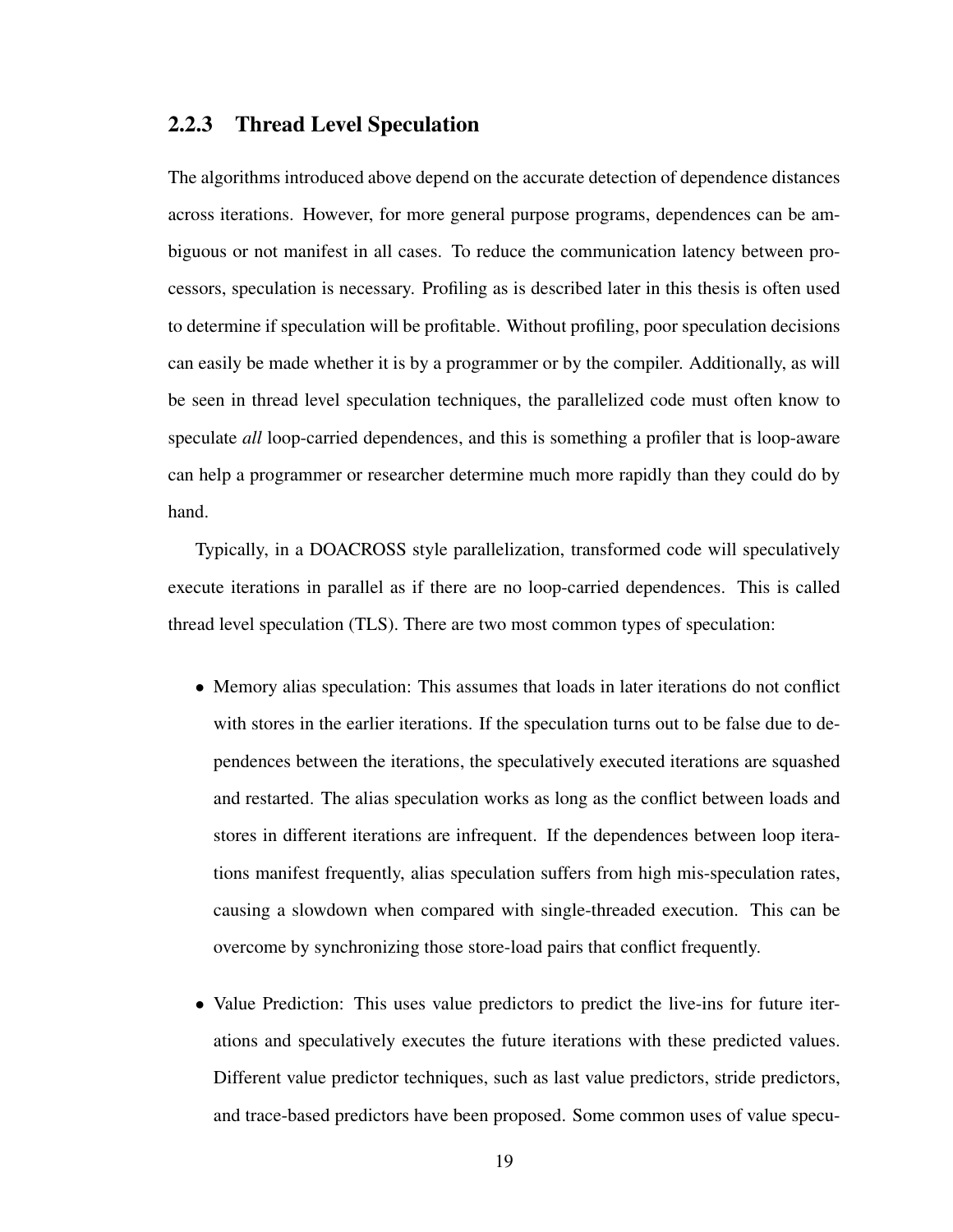### 2.2.3 Thread Level Speculation

The algorithms introduced above depend on the accurate detection of dependence distances across iterations. However, for more general purpose programs, dependences can be ambiguous or not manifest in all cases. To reduce the communication latency between processors, speculation is necessary. Profiling as is described later in this thesis is often used to determine if speculation will be profitable. Without profiling, poor speculation decisions can easily be made whether it is by a programmer or by the compiler. Additionally, as will be seen in thread level speculation techniques, the parallelized code must often know to speculate *all* loop-carried dependences, and this is something a profiler that is loop-aware can help a programmer or researcher determine much more rapidly than they could do by hand.

Typically, in a DOACROSS style parallelization, transformed code will speculatively execute iterations in parallel as if there are no loop-carried dependences. This is called thread level speculation (TLS). There are two most common types of speculation:

- Memory alias speculation: This assumes that loads in later iterations do not conflict with stores in the earlier iterations. If the speculation turns out to be false due to dependences between the iterations, the speculatively executed iterations are squashed and restarted. The alias speculation works as long as the conflict between loads and stores in different iterations are infrequent. If the dependences between loop iterations manifest frequently, alias speculation suffers from high mis-speculation rates, causing a slowdown when compared with single-threaded execution. This can be overcome by synchronizing those store-load pairs that conflict frequently.

- Value Prediction: This uses value predictors to predict the live-ins for future iterations and speculatively executes the future iterations with these predicted values. Different value predictor techniques, such as last value predictors, stride predictors, and trace-based predictors have been proposed. Some common uses of value specu-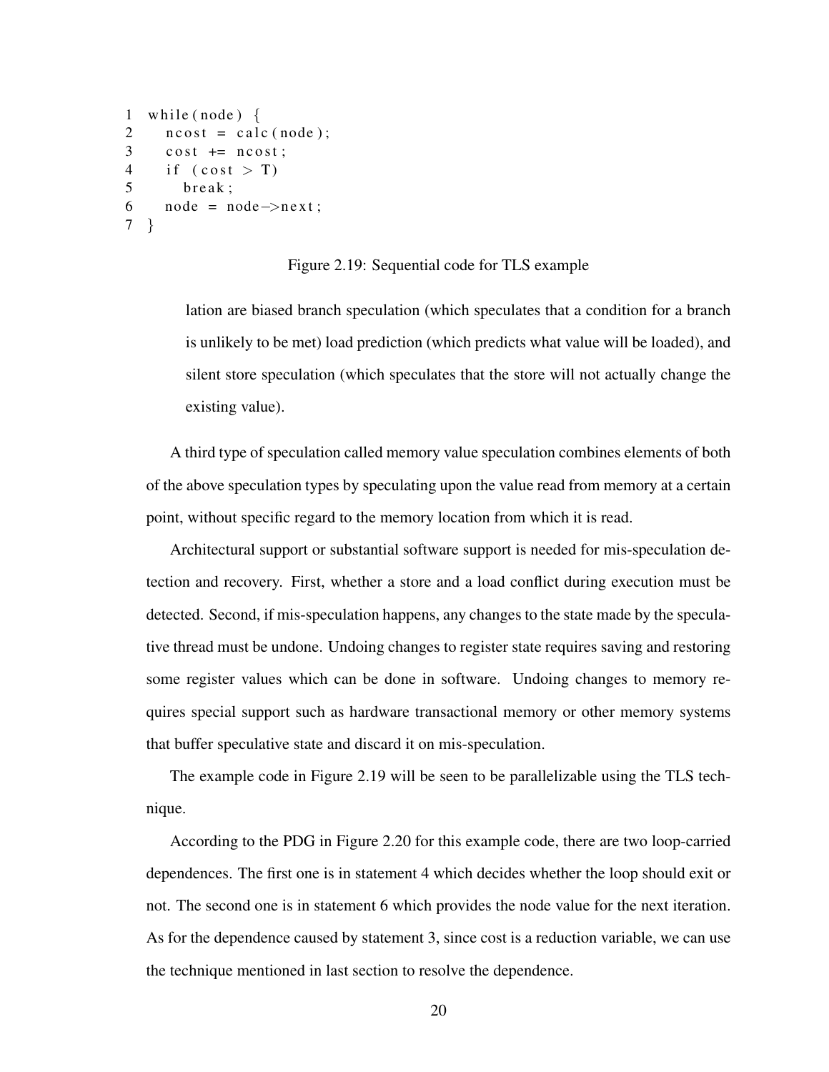```
1  while(node) {
2    ncost = calc(node);
3    cost += ncost;
4    if (cost > T)
5      break;
6    node = node->next;
7  }
```

Figure 2.19: Sequential code for TLS example

lation are biased branch speculation (which speculates that a condition for a branch is unlikely to be met) load prediction (which predicts what value will be loaded), and silent store speculation (which speculates that the store will not actually change the existing value).

A third type of speculation called memory value speculation combines elements of both of the above speculation types by speculating upon the value read from memory at a certain point, without specific regard to the memory location from which it is read.

Architectural support or substantial software support is needed for mis-speculation detection and recovery. First, whether a store and a load conflict during execution must be detected. Second, if mis-speculation happens, any changes to the state made by the speculative thread must be undone. Undoing changes to register state requires saving and restoring some register values which can be done in software. Undoing changes to memory requires special support such as hardware transactional memory or other memory systems that buffer speculative state and discard it on mis-speculation.

The example code in Figure 2.19 will be seen to be parallelizable using the TLS technique.

According to the PDG in Figure 2.20 for this example code, there are two loop-carried dependences. The first one is in statement 4 which decides whether the loop should exit or not. The second one is in statement 6 which provides the node value for the next iteration. As for the dependence caused by statement 3, since cost is a reduction variable, we can use the technique mentioned in last section to resolve the dependence.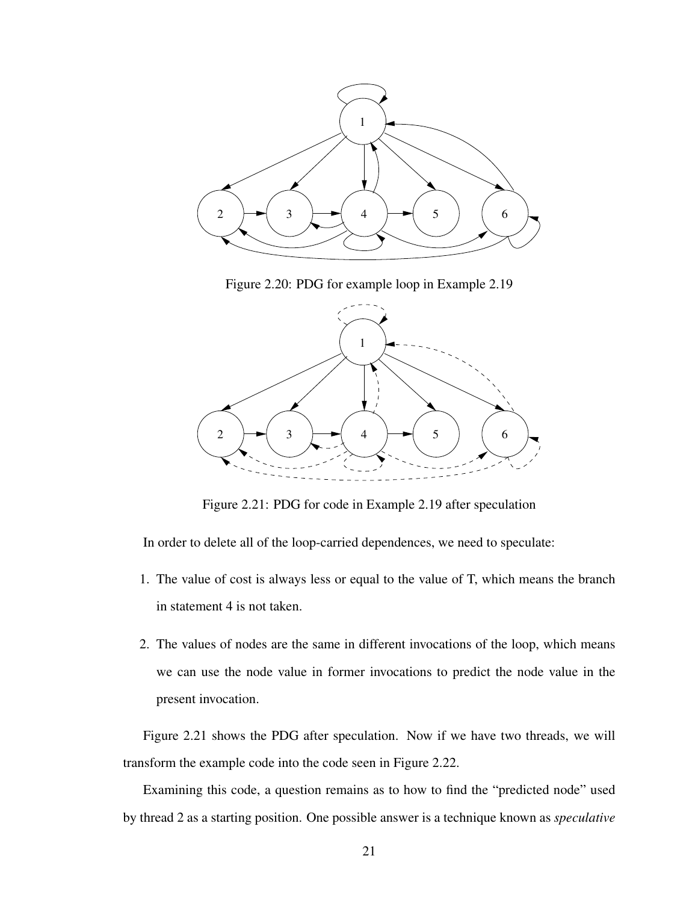Figure 2.20: PDG for example loop in Example 2.19

Figure 2.21: PDG for code in Example 2.19 after speculation

In order to delete all of the loop-carried dependences, we need to speculate:

1. The value of cost is always less or equal to the value of T, which means the branch in statement 4 is not taken.

2. The values of nodes are the same in different invocations of the loop, which means we can use the node value in former invocations to predict the node value in the present invocation.

Figure 2.21 shows the PDG after speculation. Now if we have two threads, we will transform the example code into the code seen in Figure 2.22.

Examining this code, a question remains as to how to find the "predicted node" used by thread 2 as a starting position. One possible answer is a technique known as *speculative*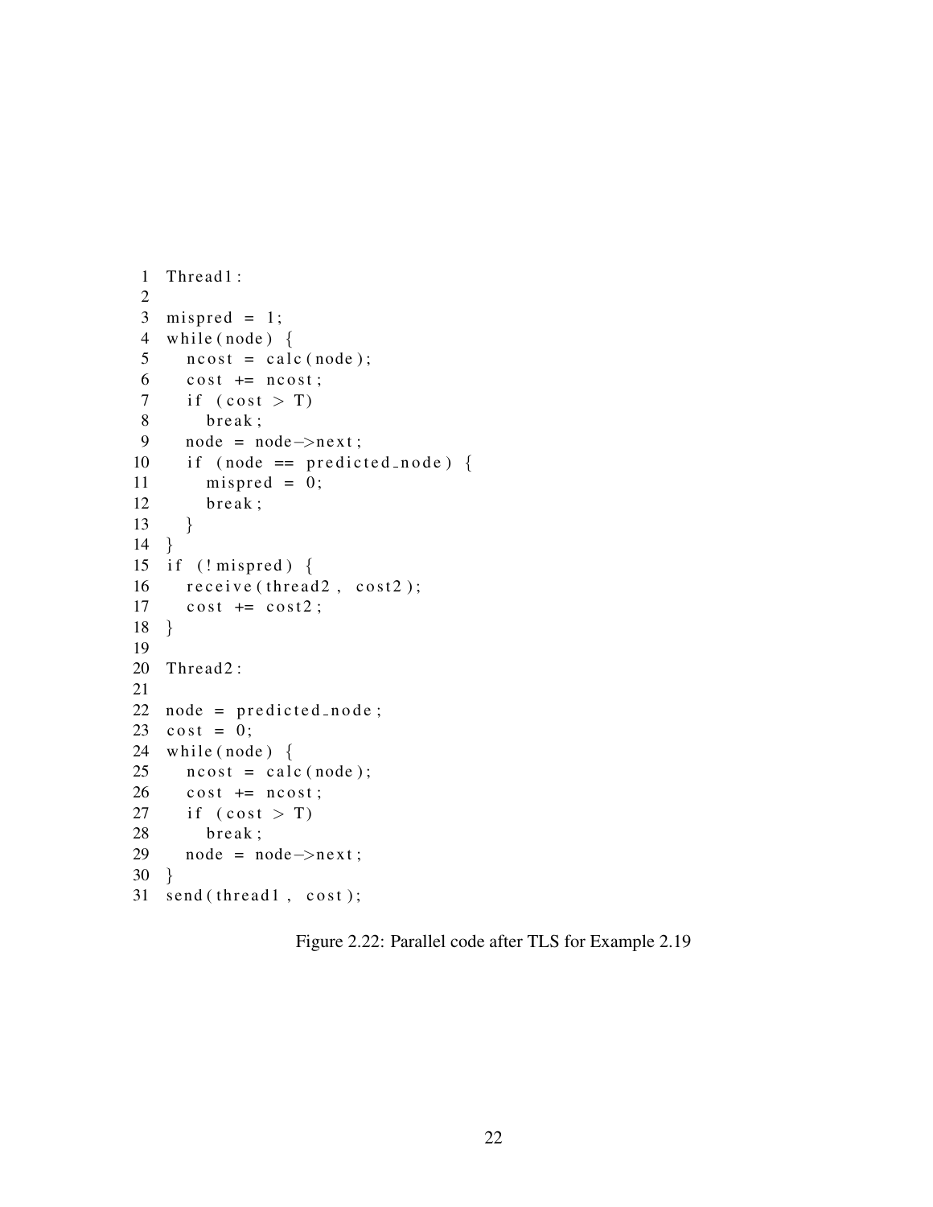```
1  Thread1:
2
3  mispred = 1;
4  while(node) {
5    ncost = calc(node);
6    cost += ncost;
7    if (cost > T)
8      break;
9    node = node->next;
10   if (node == predicted_node) {
11     mispred = 0;
12     break;
13   }
14 }
15 if (!mispred) {
16   receive(thread2, cost2);
17   cost += cost2;
18 }
19
20 Thread2:
21
22 node = predicted_node;
23 cost = 0;
24 while(node) {
25   ncost = calc(node);
26   cost += ncost;
27   if (cost > T)
28     break;
29   node = node->next;
30 }
31 send(thread1, cost);
```

Figure 2.22: Parallel code after TLS for Example 2.19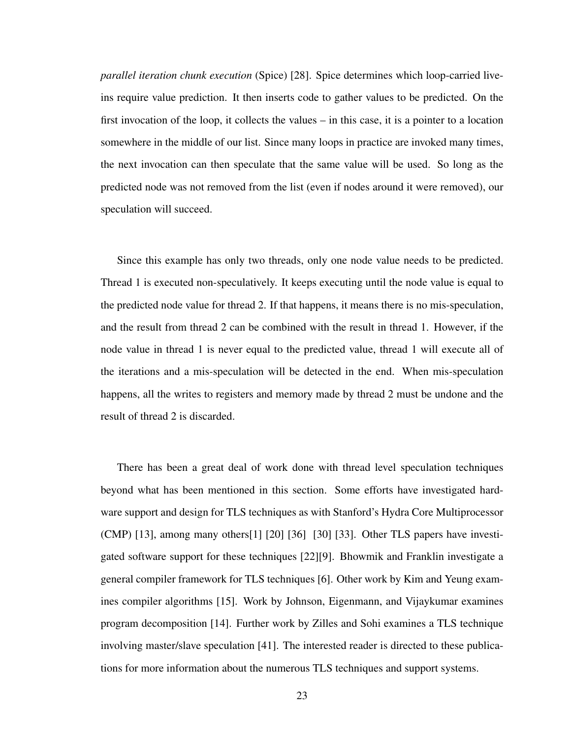*parallel iteration chunk execution* (Spice) [28]. Spice determines which loop-carried live-ins require value prediction. It then inserts code to gather values to be predicted. On the first invocation of the loop, it collects the values – in this case, it is a pointer to a location somewhere in the middle of our list. Since many loops in practice are invoked many times, the next invocation can then speculate that the same value will be used. So long as the predicted node was not removed from the list (even if nodes around it were removed), our speculation will succeed.

Since this example has only two threads, only one node value needs to be predicted. Thread 1 is executed non-speculatively. It keeps executing until the node value is equal to the predicted node value for thread 2. If that happens, it means there is no mis-speculation, and the result from thread 2 can be combined with the result in thread 1. However, if the node value in thread 1 is never equal to the predicted value, thread 1 will execute all of the iterations and a mis-speculation will be detected in the end. When mis-speculation happens, all the writes to registers and memory made by thread 2 must be undone and the result of thread 2 is discarded.

There has been a great deal of work done with thread level speculation techniques beyond what has been mentioned in this section. Some efforts have investigated hardware support and design for TLS techniques as with Stanford's Hydra Core Multiprocessor (CMP) [13], among many others[1] [20] [36] [30] [33]. Other TLS papers have investigated software support for these techniques [22][9]. Bhowmik and Franklin investigate a general compiler framework for TLS techniques [6]. Other work by Kim and Yeung examines compiler algorithms [15]. Work by Johnson, Eigenmann, and Vijaykumar examines program decomposition [14]. Further work by Zilles and Sohi examines a TLS technique involving master/slave speculation [41]. The interested reader is directed to these publications for more information about the numerous TLS techniques and support systems.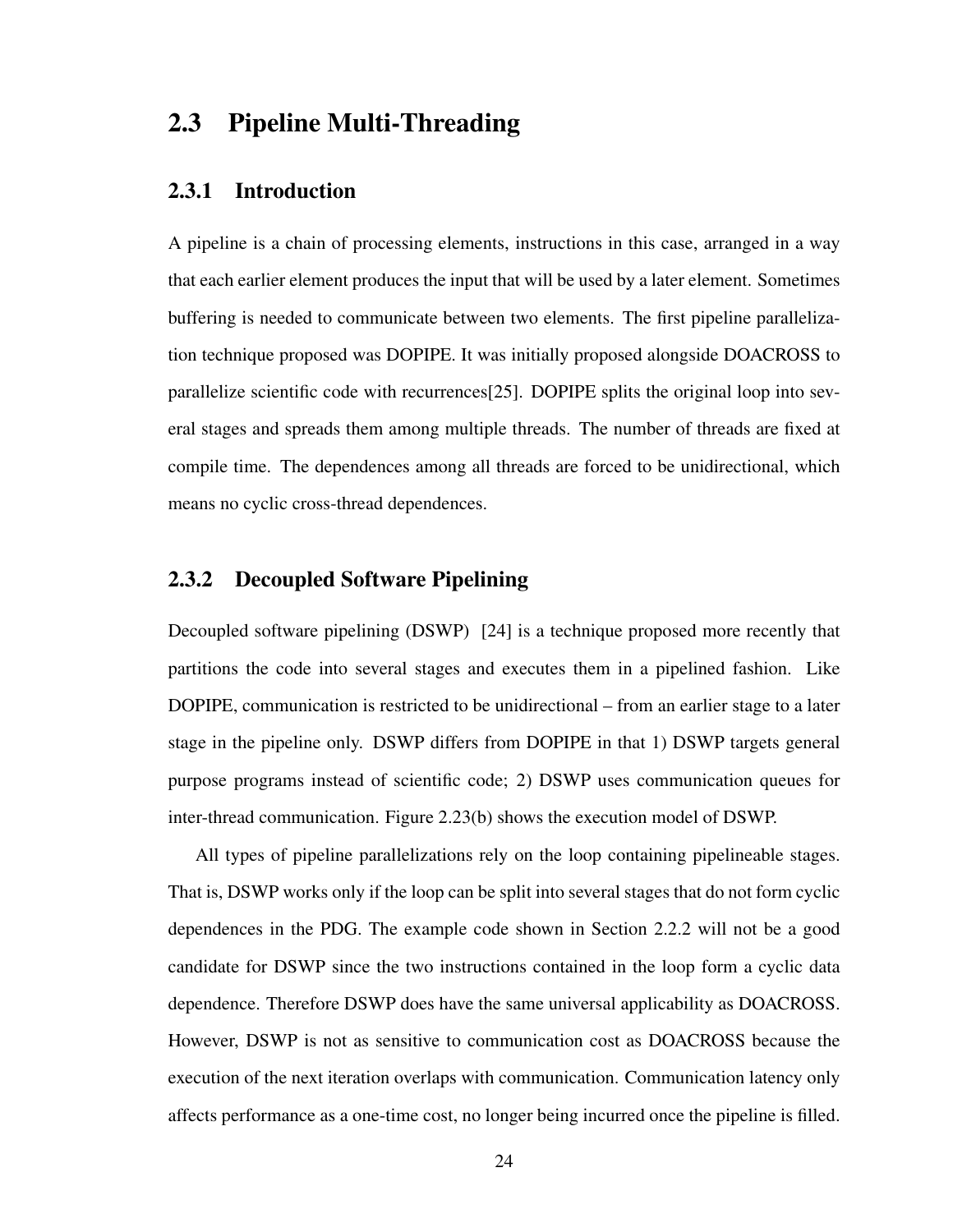## 2.3 Pipeline Multi-Threading

### 2.3.1 Introduction

A pipeline is a chain of processing elements, instructions in this case, arranged in a way that each earlier element produces the input that will be used by a later element. Sometimes buffering is needed to communicate between two elements. The first pipeline parallelization technique proposed was DOPIPE. It was initially proposed alongside DOACROSS to parallelize scientific code with recurrences[25]. DOPIPE splits the original loop into several stages and spreads them among multiple threads. The number of threads are fixed at compile time. The dependences among all threads are forced to be unidirectional, which means no cyclic cross-thread dependences.

### 2.3.2 Decoupled Software Pipelining

Decoupled software pipelining (DSWP) [24] is a technique proposed more recently that partitions the code into several stages and executes them in a pipelined fashion. Like DOPIPE, communication is restricted to be unidirectional – from an earlier stage to a later stage in the pipeline only. DSWP differs from DOPIPE in that 1) DSWP targets general purpose programs instead of scientific code; 2) DSWP uses communication queues for inter-thread communication. Figure 2.23(b) shows the execution model of DSWP.

All types of pipeline parallelizations rely on the loop containing pipelineable stages. That is, DSWP works only if the loop can be split into several stages that do not form cyclic dependences in the PDG. The example code shown in Section 2.2.2 will not be a good candidate for DSWP since the two instructions contained in the loop form a cyclic data dependence. Therefore DSWP does have the same universal applicability as DOACROSS. However, DSWP is not as sensitive to communication cost as DOACROSS because the execution of the next iteration overlaps with communication. Communication latency only affects performance as a one-time cost, no longer being incurred once the pipeline is filled.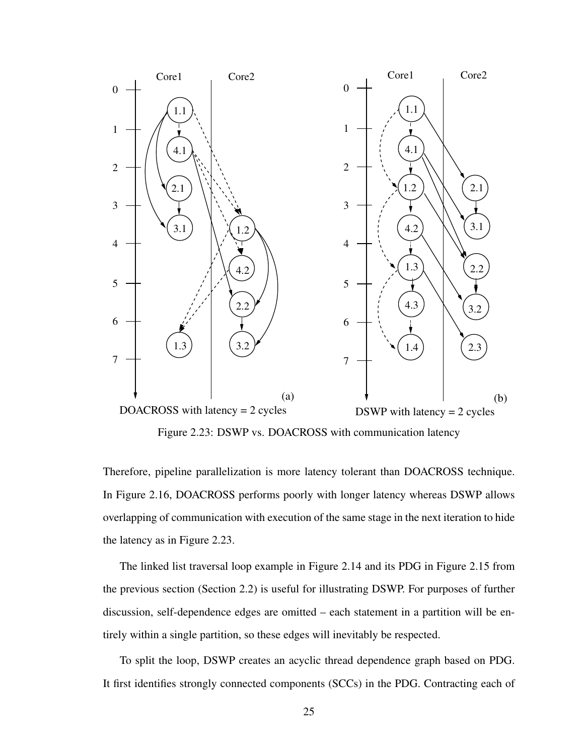Figure 2.23: DSWP vs. DOACROSS with communication latency

Therefore, pipeline parallelization is more latency tolerant than DOACROSS technique. In Figure 2.16, DOACROSS performs poorly with longer latency whereas DSWP allows overlapping of communication with execution of the same stage in the next iteration to hide the latency as in Figure 2.23.

The linked list traversal loop example in Figure 2.14 and its PDG in Figure 2.15 from the previous section (Section 2.2) is useful for illustrating DSWP. For purposes of further discussion, self-dependence edges are omitted – each statement in a partition will be entirely within a single partition, so these edges will inevitably be respected.

To split the loop, DSWP creates an acyclic thread dependence graph based on PDG. It first identifies strongly connected components (SCCs) in the PDG. Contracting each of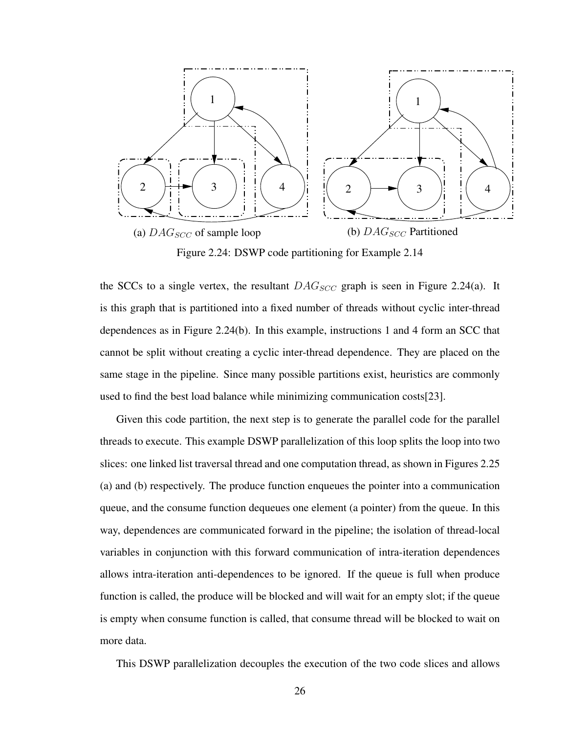(a) $DAG_{SCC}$ of sample loop

(b) $DAG_{SCC}$ Partitioned

Figure 2.24: DSWP code partitioning for Example 2.14

the SCCs to a single vertex, the resultant $DAG_{SCC}$ graph is seen in Figure 2.24(a). It is this graph that is partitioned into a fixed number of threads without cyclic inter-thread dependences as in Figure 2.24(b). In this example, instructions 1 and 4 form an SCC that cannot be split without creating a cyclic inter-thread dependence. They are placed on the same stage in the pipeline. Since many possible partitions exist, heuristics are commonly used to find the best load balance while minimizing communication costs[23].

Given this code partition, the next step is to generate the parallel code for the parallel threads to execute. This example DSWP parallelization of this loop splits the loop into two slices: one linked list traversal thread and one computation thread, as shown in Figures 2.25 (a) and (b) respectively. The produce function enqueues the pointer into a communication queue, and the consume function dequeues one element (a pointer) from the queue. In this way, dependences are communicated forward in the pipeline; the isolation of thread-local variables in conjunction with this forward communication of intra-iteration dependences allows intra-iteration anti-dependences to be ignored. If the queue is full when produce function is called, the produce will be blocked and will wait for an empty slot; if the queue is empty when consume function is called, that consume thread will be blocked to wait on more data.

This DSWP parallelization decouples the execution of the two code slices and allows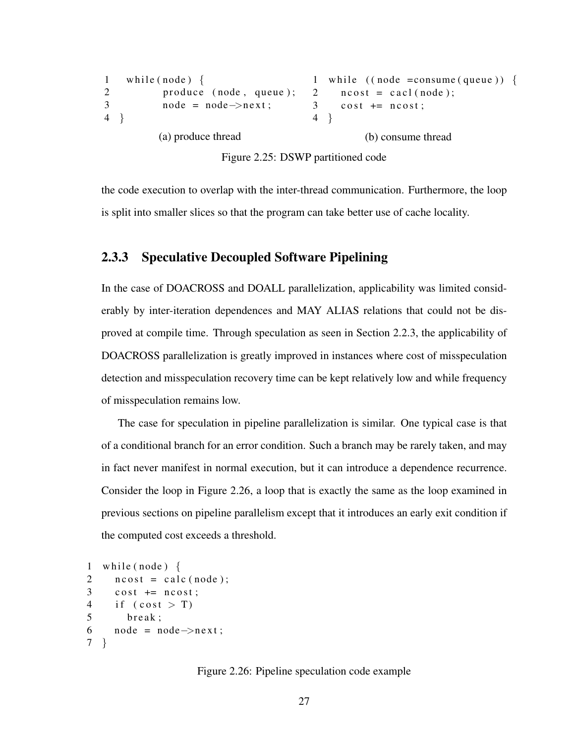```
1  while(node) {
2        produce (node, queue);
3        node = node->next;
4  }
```

(a) produce thread

```
1  while ((node =consume(queue)) {
2    ncost = cacl(node);
3    cost += ncost;
4  }
```

(b) consume thread

Figure 2.25: DSWP partitioned code

the code execution to overlap with the inter-thread communication. Furthermore, the loop is split into smaller slices so that the program can take better use of cache locality.

### 2.3.3 Speculative Decoupled Software Pipelining

In the case of DOACROSS and DOALL parallelization, applicability was limited considerably by inter-iteration dependences and MAY ALIAS relations that could not be disproved at compile time. Through speculation as seen in Section 2.2.3, the applicability of DOACROSS parallelization is greatly improved in instances where cost of misspeculation detection and misspeculation recovery time can be kept relatively low and while frequency of misspeculation remains low.

The case for speculation in pipeline parallelization is similar. One typical case is that of a conditional branch for an error condition. Such a branch may be rarely taken, and may in fact never manifest in normal execution, but it can introduce a dependence recurrence. Consider the loop in Figure 2.26, a loop that is exactly the same as the loop examined in previous sections on pipeline parallelism except that it introduces an early exit condition if the computed cost exceeds a threshold.

```
1  while(node) {
2    ncost = calc(node);
3    cost += ncost;
4    if (cost > T)
5      break;
6    node = node->next;
7  }
```

Figure 2.26: Pipeline speculation code example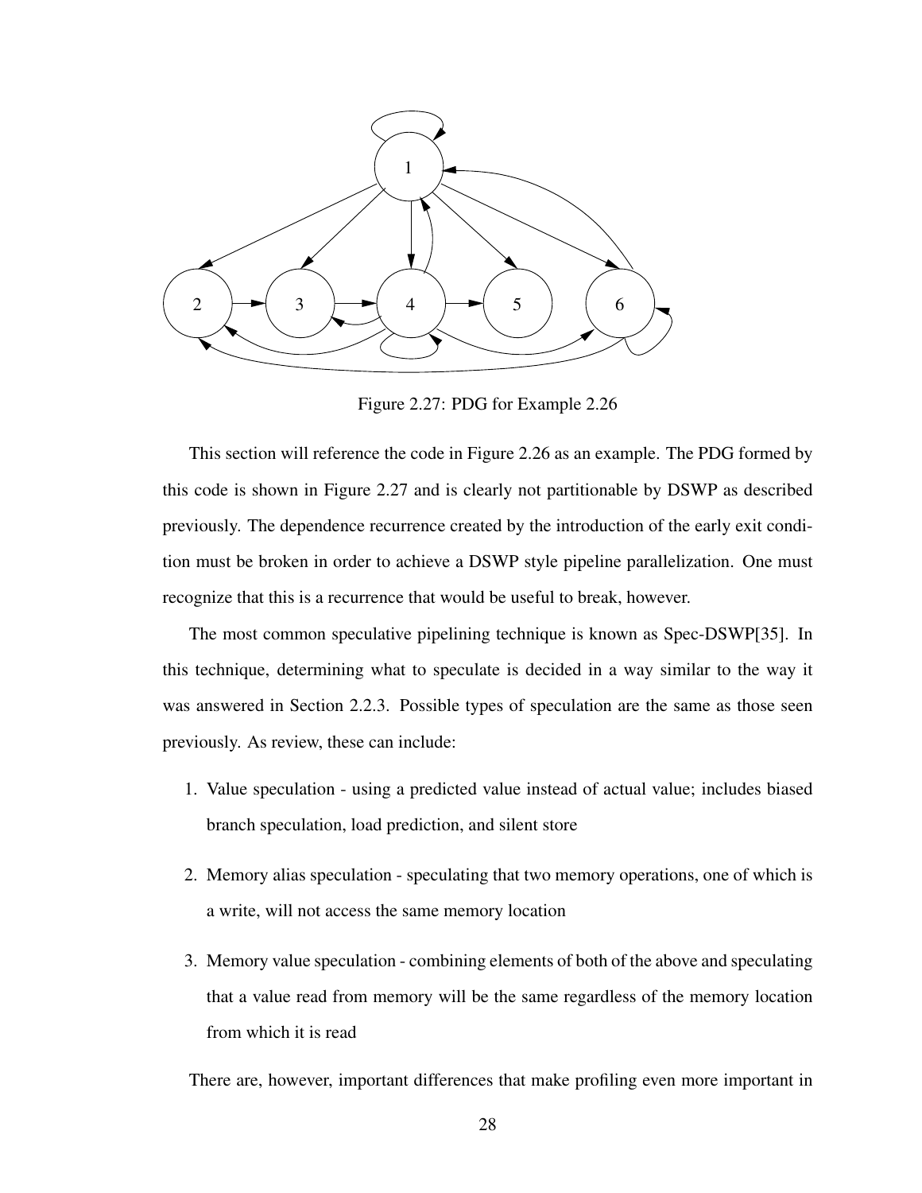Figure 2.27: PDG for Example 2.26

This section will reference the code in Figure 2.26 as an example. The PDG formed by this code is shown in Figure 2.27 and is clearly not partitionable by DSWP as described previously. The dependence recurrence created by the introduction of the early exit condition must be broken in order to achieve a DSWP style pipeline parallelization. One must recognize that this is a recurrence that would be useful to break, however.

The most common speculative pipelining technique is known as Spec-DSWP[35]. In this technique, determining what to speculate is decided in a way similar to the way it was answered in Section 2.2.3. Possible types of speculation are the same as those seen previously. As review, these can include:

1. Value speculation - using a predicted value instead of actual value; includes biased branch speculation, load prediction, and silent store
2. Memory alias speculation - speculating that two memory operations, one of which is a write, will not access the same memory location
3. Memory value speculation - combining elements of both of the above and speculating that a value read from memory will be the same regardless of the memory location from which it is read

There are, however, important differences that make profiling even more important in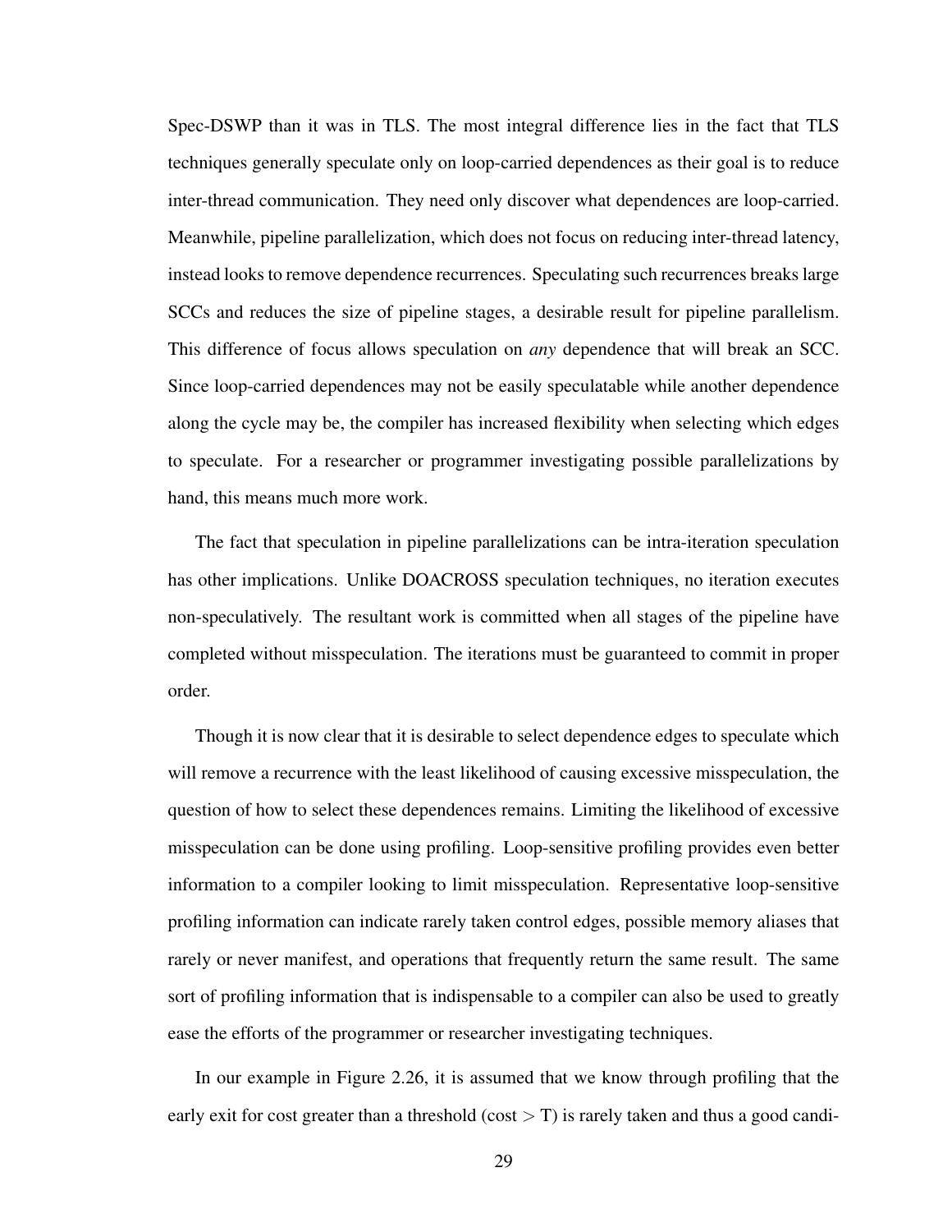Spec-DSWP than it was in TLS. The most integral difference lies in the fact that TLS techniques generally speculate only on loop-carried dependences as their goal is to reduce inter-thread communication. They need only discover what dependences are loop-carried. Meanwhile, pipeline parallelization, which does not focus on reducing inter-thread latency, instead looks to remove dependence recurrences. Speculating such recurrences breaks large SCCs and reduces the size of pipeline stages, a desirable result for pipeline parallelism. This difference of focus allows speculation on *any* dependence that will break an SCC. Since loop-carried dependences may not be easily speculatable while another dependence along the cycle may be, the compiler has increased flexibility when selecting which edges to speculate. For a researcher or programmer investigating possible parallelizations by hand, this means much more work.

The fact that speculation in pipeline parallelizations can be intra-iteration speculation has other implications. Unlike DOACROSS speculation techniques, no iteration executes non-speculatively. The resultant work is committed when all stages of the pipeline have completed without misspeculation. The iterations must be guaranteed to commit in proper order.

Though it is now clear that it is desirable to select dependence edges to speculate which will remove a recurrence with the least likelihood of causing excessive misspeculation, the question of how to select these dependences remains. Limiting the likelihood of excessive misspeculation can be done using profiling. Loop-sensitive profiling provides even better information to a compiler looking to limit misspeculation. Representative loop-sensitive profiling information can indicate rarely taken control edges, possible memory aliases that rarely or never manifest, and operations that frequently return the same result. The same sort of profiling information that is indispensable to a compiler can also be used to greatly ease the efforts of the programmer or researcher investigating techniques.

In our example in Figure 2.26, it is assumed that we know through profiling that the early exit for cost greater than a threshold (cost $>$ T) is rarely taken and thus a good candi-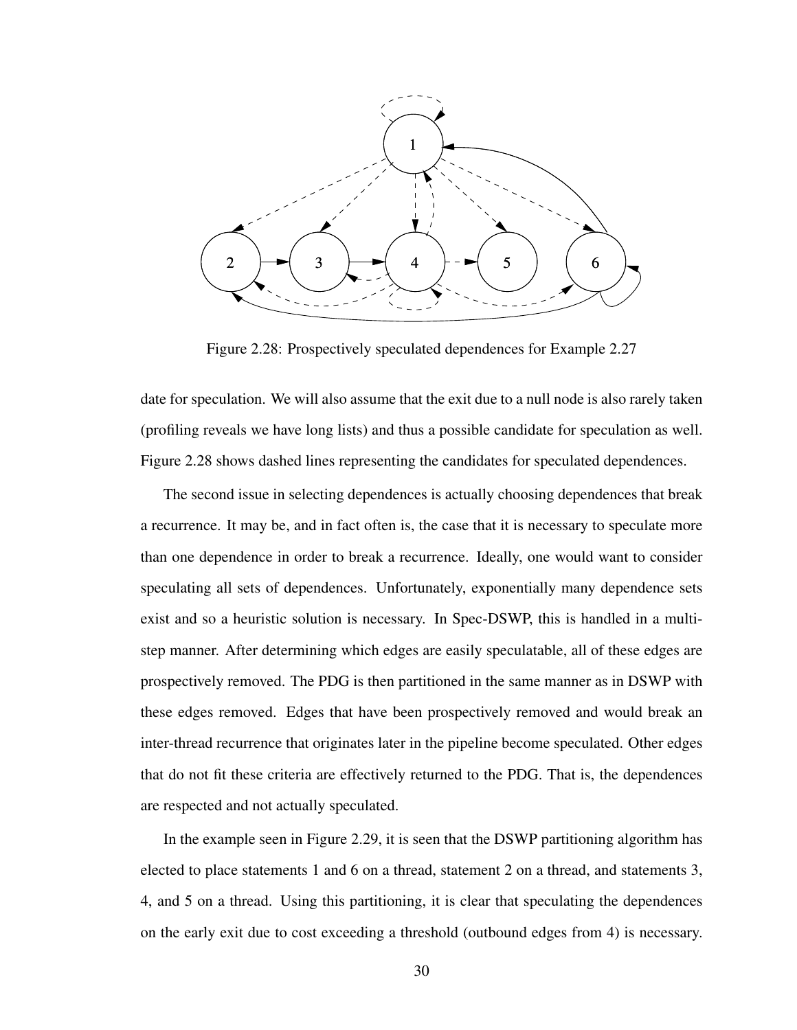Figure 2.28: Prospectively speculated dependences for Example 2.27

date for speculation. We will also assume that the exit due to a null node is also rarely taken (profiling reveals we have long lists) and thus a possible candidate for speculation as well. Figure 2.28 shows dashed lines representing the candidates for speculated dependences.

The second issue in selecting dependences is actually choosing dependences that break a recurrence. It may be, and in fact often is, the case that it is necessary to speculate more than one dependence in order to break a recurrence. Ideally, one would want to consider speculating all sets of dependences. Unfortunately, exponentially many dependence sets exist and so a heuristic solution is necessary. In Spec-DSWP, this is handled in a multi-step manner. After determining which edges are easily speculatable, all of these edges are prospectively removed. The PDG is then partitioned in the same manner as in DSWP with these edges removed. Edges that have been prospectively removed and would break an inter-thread recurrence that originates later in the pipeline become speculated. Other edges that do not fit these criteria are effectively returned to the PDG. That is, the dependences are respected and not actually speculated.

In the example seen in Figure 2.29, it is seen that the DSWP partitioning algorithm has elected to place statements 1 and 6 on a thread, statement 2 on a thread, and statements 3, 4, and 5 on a thread. Using this partitioning, it is clear that speculating the dependences on the early exit due to cost exceeding a threshold (outbound edges from 4) is necessary.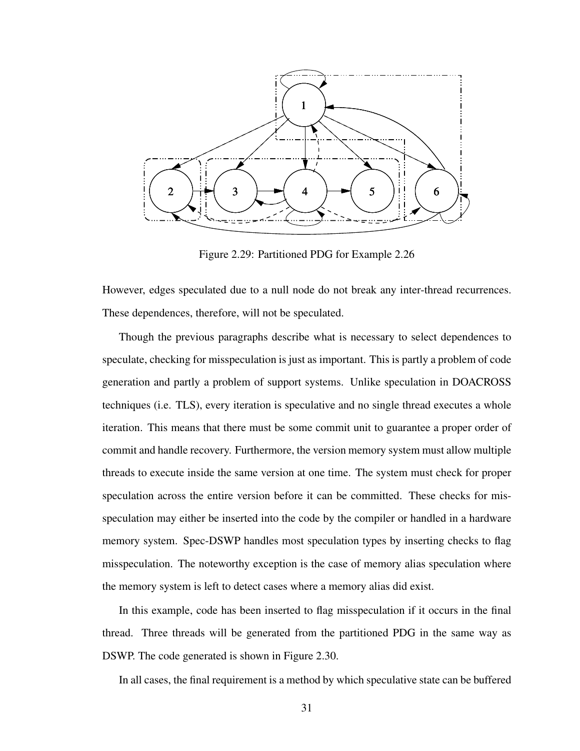Figure 2.29: Partitioned PDG for Example 2.26

However, edges speculated due to a null node do not break any inter-thread recurrences. These dependences, therefore, will not be speculated.

Though the previous paragraphs describe what is necessary to select dependences to speculate, checking for misspeculation is just as important. This is partly a problem of code generation and partly a problem of support systems. Unlike speculation in DOACROSS techniques (i.e. TLS), every iteration is speculative and no single thread executes a whole iteration. This means that there must be some commit unit to guarantee a proper order of commit and handle recovery. Furthermore, the version memory system must allow multiple threads to execute inside the same version at one time. The system must check for proper speculation across the entire version before it can be committed. These checks for misspeculation may either be inserted into the code by the compiler or handled in a hardware memory system. Spec-DSWP handles most speculation types by inserting checks to flag misspeculation. The noteworthy exception is the case of memory alias speculation where the memory system is left to detect cases where a memory alias did exist.

In this example, code has been inserted to flag misspeculation if it occurs in the final thread. Three threads will be generated from the partitioned PDG in the same way as DSWP. The code generated is shown in Figure 2.30.

In all cases, the final requirement is a method by which speculative state can be buffered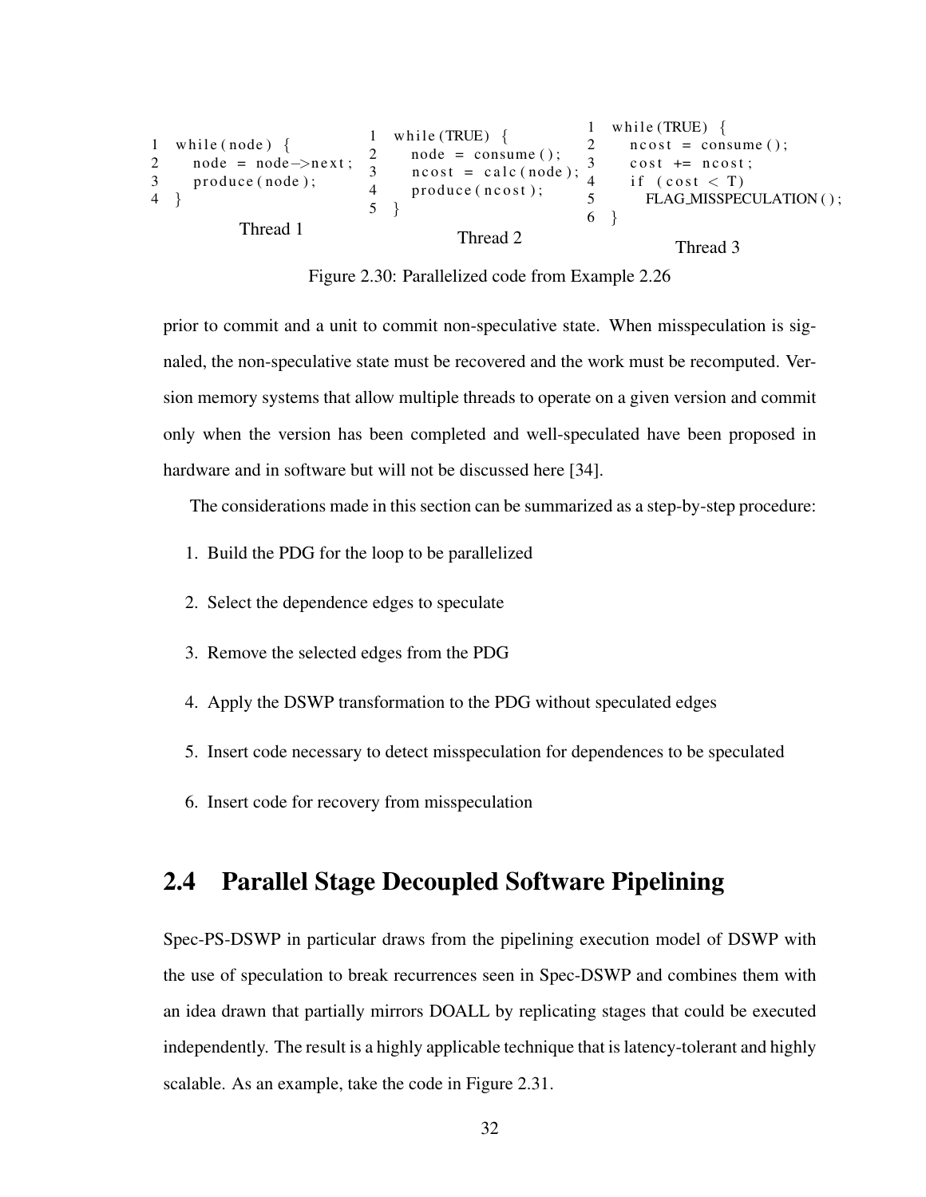```
1  while(node) {
2    node = node->next;
3    produce(node);
4  }
```

Thread 1

```
1  while(TRUE) {
2    node = consume();
3    ncost = calc(node);
4    produce(ncost);
5  }
```

Thread 2

```
1  while(TRUE) {
2    ncost = consume();
3    cost += ncost;
4    if (cost < T)
5      FLAG_MISSPECULATION();
6  }
```

Thread 3

Figure 2.30: Parallelized code from Example 2.26

prior to commit and a unit to commit non-speculative state. When misspeculation is signaled, the non-speculative state must be recovered and the work must be recomputed. Version memory systems that allow multiple threads to operate on a given version and commit only when the version has been completed and well-speculated have been proposed in hardware and in software but will not be discussed here [34].

The considerations made in this section can be summarized as a step-by-step procedure:

1. Build the PDG for the loop to be parallelized
2. Select the dependence edges to speculate
3. Remove the selected edges from the PDG
4. Apply the DSWP transformation to the PDG without speculated edges
5. Insert code necessary to detect misspeculation for dependences to be speculated
6. Insert code for recovery from misspeculation

## 2.4 Parallel Stage Decoupled Software Pipelining

Spec-PS-DSWP in particular draws from the pipelining execution model of DSWP with the use of speculation to break recurrences seen in Spec-DSWP and combines them with an idea drawn that partially mirrors DOALL by replicating stages that could be executed independently. The result is a highly applicable technique that is latency-tolerant and highly scalable. As an example, take the code in Figure 2.31.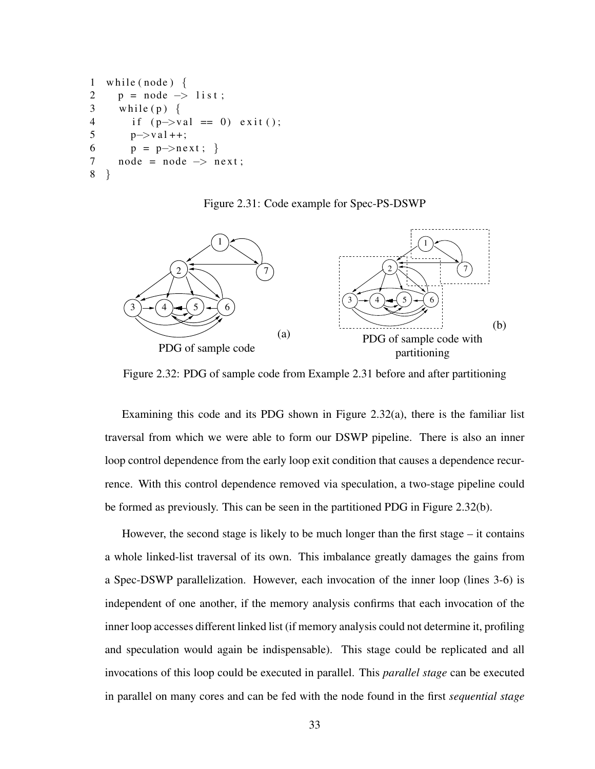```
1  while(node) {
2    p = node -> list;
3    while(p) {
4      if (p->val == 0) exit();
5      p->val++;
6      p = p->next; }
7    node = node -> next;
8  }
```

Figure 2.31: Code example for Spec-PS-DSWP

PDG of sample code (a)

PDG of sample code with partitioning (b)

Figure 2.32: PDG of sample code from Example 2.31 before and after partitioning

Examining this code and its PDG shown in Figure 2.32(a), there is the familiar list traversal from which we were able to form our DSWP pipeline. There is also an inner loop control dependence from the early loop exit condition that causes a dependence recurrence. With this control dependence removed via speculation, a two-stage pipeline could be formed as previously. This can be seen in the partitioned PDG in Figure 2.32(b).

However, the second stage is likely to be much longer than the first stage – it contains a whole linked-list traversal of its own. This imbalance greatly damages the gains from a Spec-DSWP parallelization. However, each invocation of the inner loop (lines 3-6) is independent of one another, if the memory analysis confirms that each invocation of the inner loop accesses different linked list (if memory analysis could not determine it, profiling and speculation would again be indispensable). This stage could be replicated and all invocations of this loop could be executed in parallel. This *parallel stage* can be executed in parallel on many cores and can be fed with the node found in the first *sequential stage*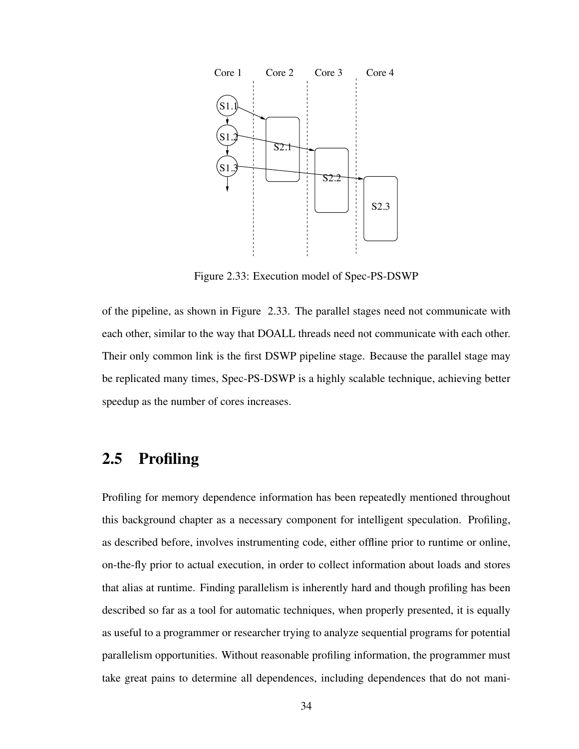Figure 2.33: Execution model of Spec-PS-DSWP

of the pipeline, as shown in Figure 2.33. The parallel stages need not communicate with each other, similar to the way that DOALL threads need not communicate with each other. Their only common link is the first DSWP pipeline stage. Because the parallel stage may be replicated many times, Spec-PS-DSWP is a highly scalable technique, achieving better speedup as the number of cores increases.

## 2.5 Profiling

Profiling for memory dependence information has been repeatedly mentioned throughout this background chapter as a necessary component for intelligent speculation. Profiling, as described before, involves instrumenting code, either offline prior to runtime or online, on-the-fly prior to actual execution, in order to collect information about loads and stores that alias at runtime. Finding parallelism is inherently hard and though profiling has been described so far as a tool for automatic techniques, when properly presented, it is equally as useful to a programmer or researcher trying to analyze sequential programs for potential parallelism opportunities. Without reasonable profiling information, the programmer must take great pains to determine all dependences, including dependences that do not mani-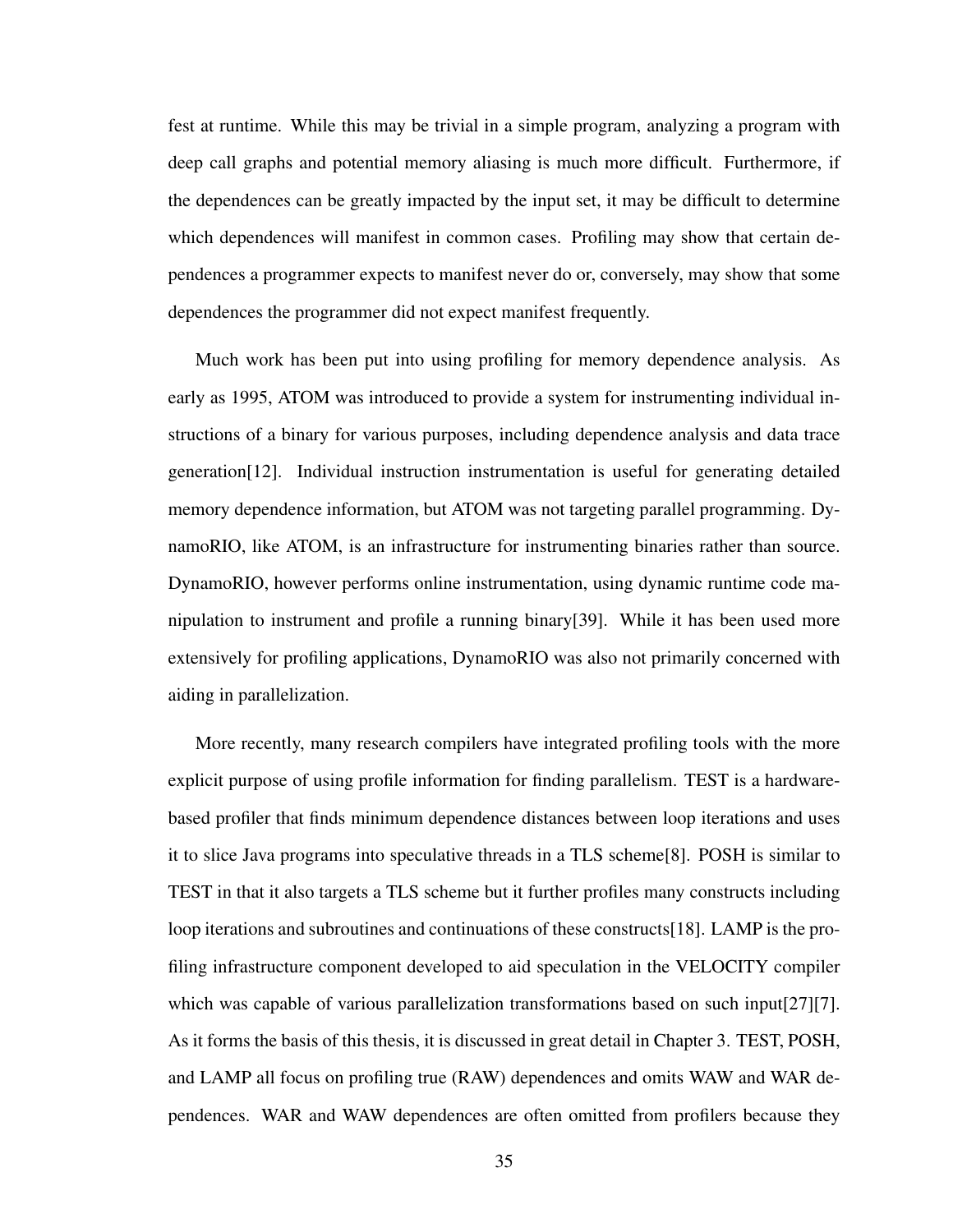fest at runtime. While this may be trivial in a simple program, analyzing a program with deep call graphs and potential memory aliasing is much more difficult. Furthermore, if the dependences can be greatly impacted by the input set, it may be difficult to determine which dependences will manifest in common cases. Profiling may show that certain dependences a programmer expects to manifest never do or, conversely, may show that some dependences the programmer did not expect manifest frequently.

Much work has been put into using profiling for memory dependence analysis. As early as 1995, ATOM was introduced to provide a system for instrumenting individual instructions of a binary for various purposes, including dependence analysis and data trace generation[12]. Individual instruction instrumentation is useful for generating detailed memory dependence information, but ATOM was not targeting parallel programming. DynamoRIO, like ATOM, is an infrastructure for instrumenting binaries rather than source. DynamoRIO, however performs online instrumentation, using dynamic runtime code manipulation to instrument and profile a running binary[39]. While it has been used more extensively for profiling applications, DynamoRIO was also not primarily concerned with aiding in parallelization.

More recently, many research compilers have integrated profiling tools with the more explicit purpose of using profile information for finding parallelism. TEST is a hardware-based profiler that finds minimum dependence distances between loop iterations and uses it to slice Java programs into speculative threads in a TLS scheme[8]. POSH is similar to TEST in that it also targets a TLS scheme but it further profiles many constructs including loop iterations and subroutines and continuations of these constructs[18]. LAMP is the profiling infrastructure component developed to aid speculation in the VELOCITY compiler which was capable of various parallelization transformations based on such input[27][7]. As it forms the basis of this thesis, it is discussed in great detail in Chapter 3. TEST, POSH, and LAMP all focus on profiling true (RAW) dependences and omits WAW and WAR dependences. WAR and WAW dependences are often omitted from profilers because they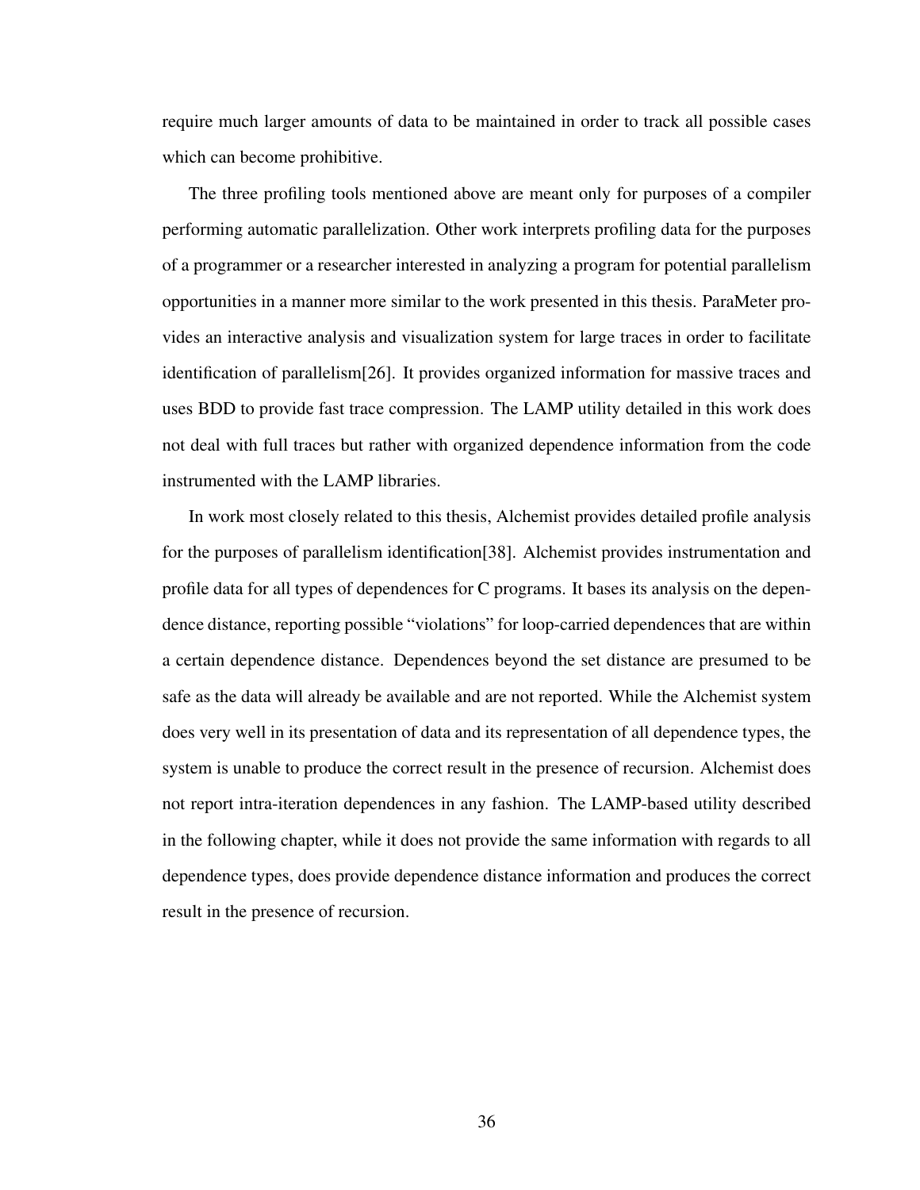require much larger amounts of data to be maintained in order to track all possible cases which can become prohibitive.

The three profiling tools mentioned above are meant only for purposes of a compiler performing automatic parallelization. Other work interprets profiling data for the purposes of a programmer or a researcher interested in analyzing a program for potential parallelism opportunities in a manner more similar to the work presented in this thesis. ParaMeter provides an interactive analysis and visualization system for large traces in order to facilitate identification of parallelism[26]. It provides organized information for massive traces and uses BDD to provide fast trace compression. The LAMP utility detailed in this work does not deal with full traces but rather with organized dependence information from the code instrumented with the LAMP libraries.

In work most closely related to this thesis, Alchemist provides detailed profile analysis for the purposes of parallelism identification[38]. Alchemist provides instrumentation and profile data for all types of dependences for C programs. It bases its analysis on the dependence distance, reporting possible "violations" for loop-carried dependences that are within a certain dependence distance. Dependences beyond the set distance are presumed to be safe as the data will already be available and are not reported. While the Alchemist system does very well in its presentation of data and its representation of all dependence types, the system is unable to produce the correct result in the presence of recursion. Alchemist does not report intra-iteration dependences in any fashion. The LAMP-based utility described in the following chapter, while it does not provide the same information with regards to all dependence types, does provide dependence distance information and produces the correct result in the presence of recursion.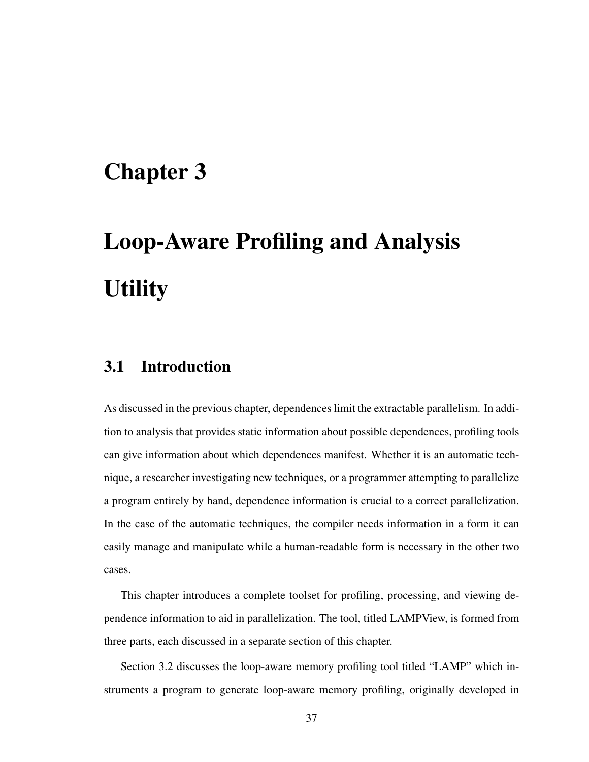# Chapter 3

# Loop-Aware Profiling and Analysis Utility

## 3.1 Introduction

As discussed in the previous chapter, dependences limit the extractable parallelism. In addition to analysis that provides static information about possible dependences, profiling tools can give information about which dependences manifest. Whether it is an automatic technique, a researcher investigating new techniques, or a programmer attempting to parallelize a program entirely by hand, dependence information is crucial to a correct parallelization. In the case of the automatic techniques, the compiler needs information in a form it can easily manage and manipulate while a human-readable form is necessary in the other two cases.

This chapter introduces a complete toolset for profiling, processing, and viewing dependence information to aid in parallelization. The tool, titled LAMPView, is formed from three parts, each discussed in a separate section of this chapter.

Section 3.2 discusses the loop-aware memory profiling tool titled "LAMP" which instruments a program to generate loop-aware memory profiling, originally developed in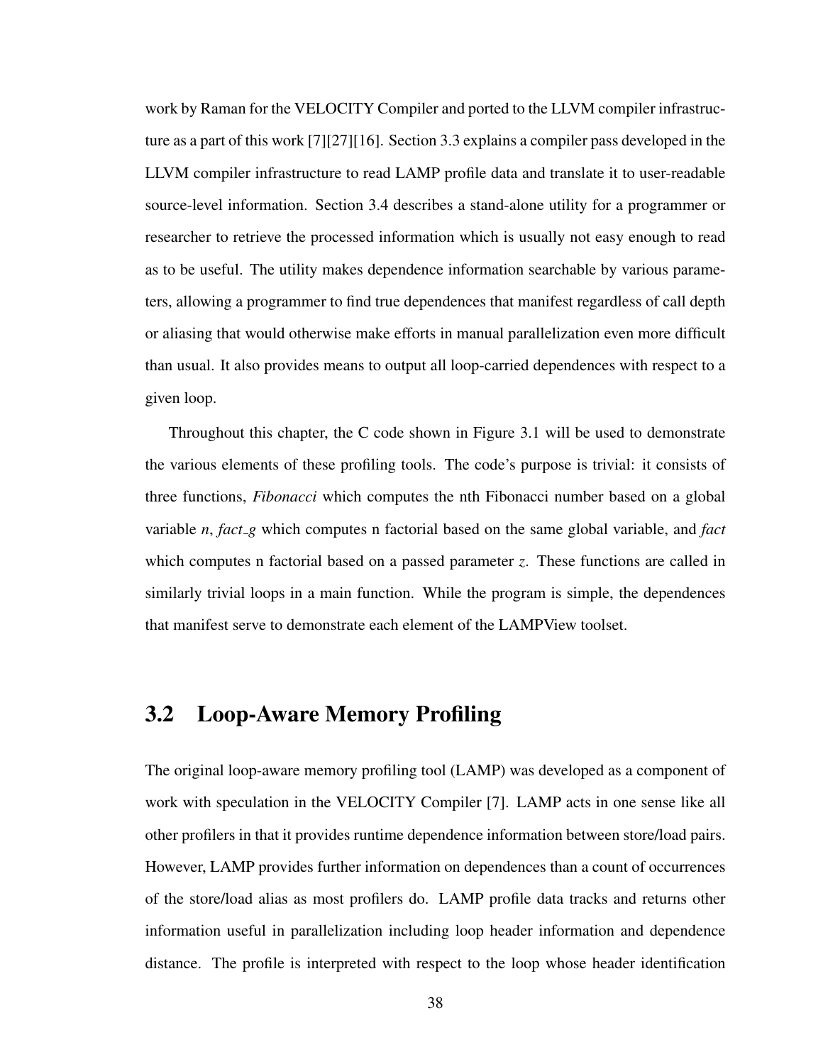work by Raman for the VELOCITY Compiler and ported to the LLVM compiler infrastructure as a part of this work [7][27][16]. Section 3.3 explains a compiler pass developed in the LLVM compiler infrastructure to read LAMP profile data and translate it to user-readable source-level information. Section 3.4 describes a stand-alone utility for a programmer or researcher to retrieve the processed information which is usually not easy enough to read as to be useful. The utility makes dependence information searchable by various parameters, allowing a programmer to find true dependences that manifest regardless of call depth or aliasing that would otherwise make efforts in manual parallelization even more difficult than usual. It also provides means to output all loop-carried dependences with respect to a given loop.

Throughout this chapter, the C code shown in Figure 3.1 will be used to demonstrate the various elements of these profiling tools. The code's purpose is trivial: it consists of three functions, *Fibonacci* which computes the nth Fibonacci number based on a global variable *n*, *fact_g* which computes n factorial based on the same global variable, and *fact* which computes n factorial based on a passed parameter *z*. These functions are called in similarly trivial loops in a main function. While the program is simple, the dependences that manifest serve to demonstrate each element of the LAMPView toolset.

## 3.2 Loop-Aware Memory Profiling

The original loop-aware memory profiling tool (LAMP) was developed as a component of work with speculation in the VELOCITY Compiler [7]. LAMP acts in one sense like all other profilers in that it provides runtime dependence information between store/load pairs. However, LAMP provides further information on dependences than a count of occurrences of the store/load alias as most profilers do. LAMP profile data tracks and returns other information useful in parallelization including loop header information and dependence distance. The profile is interpreted with respect to the loop whose header identification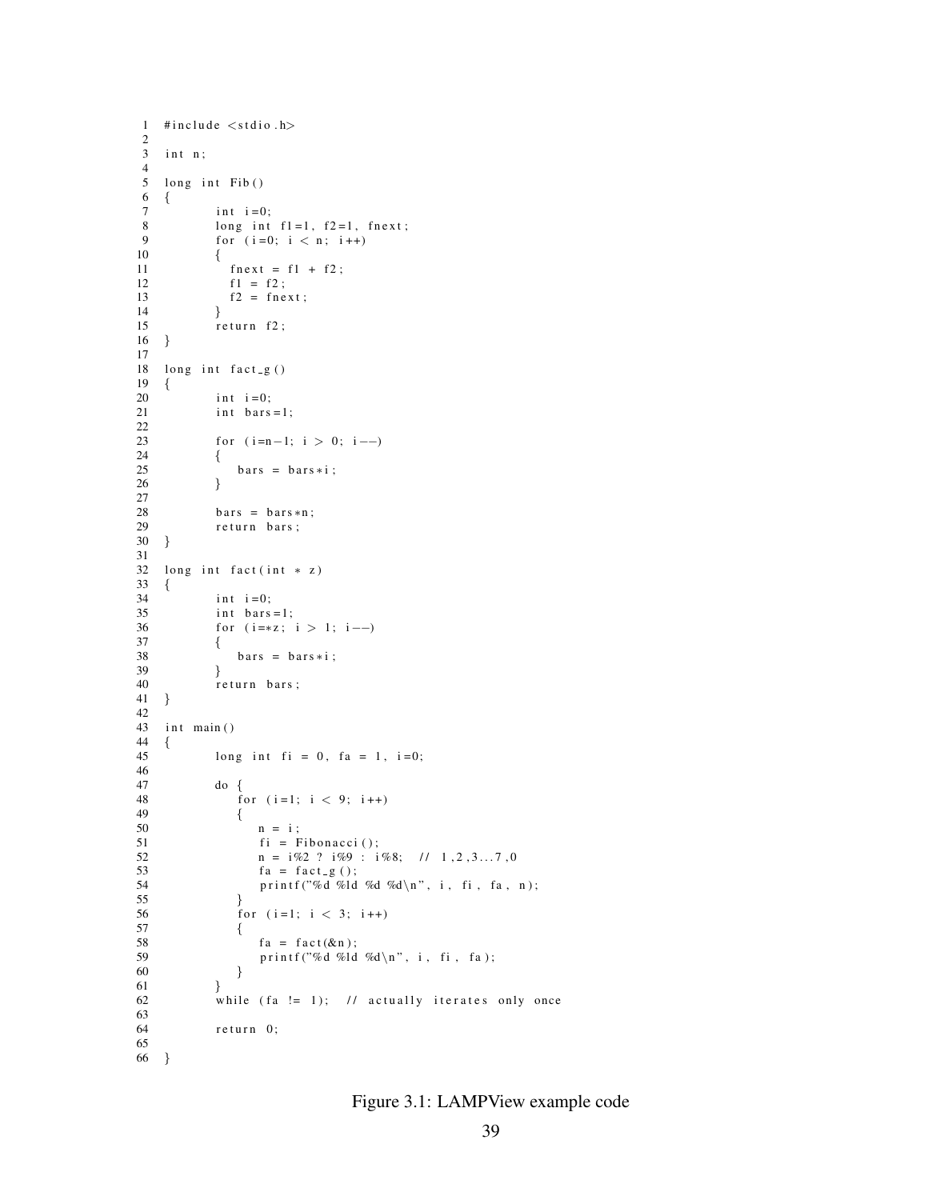```c
1  #include <stdio.h>
2
3  int n;
4
5  long int Fib()
6  {
7          int i=0;
8          long int f1=1, f2=1, fnext;
9          for (i=0; i < n; i++)
10         {
11           fnext = f1 + f2;
12           f1 = f2;
13           f2 = fnext;
14         }
15         return f2;
16 }
17
18 long int fact_g()
19 {
20         int i=0;
21         int bars=1;
22
23         for (i=n-1; i > 0; i--)
24         {
25            bars = bars*i;
26         }
27
28         bars = bars*n;
29         return bars;
30 }
31
32 long int fact(int * z)
33 {
34         int i=0;
35         int bars=1;
36         for (i=*z; i > 1; i--)
37         {
38            bars = bars*i;
39         }
40         return bars;
41 }
42
43 int main()
44 {
45         long int fi = 0, fa = 1, i=0;
46
47         do {
48            for (i=1; i < 9; i++)
49            {
50               n = i;
51               fi = Fibonacci();
52               n = i%2 ? i%9 : i%8;   // 1,2,3...7,0
53               fa = fact_g();
54               printf("%d %ld %d %d\n", i, fi, fa, n);
55            }
56            for (i=1; i < 3; i++)
57            {
58               fa = fact(&n);
59               printf("%d %ld %d\n", i, fi, fa);
60            }
61         }
62         while (fa != 1);   // actually iterates only once
63
64         return 0;
65
66 }
```

Figure 3.1: LAMPView example code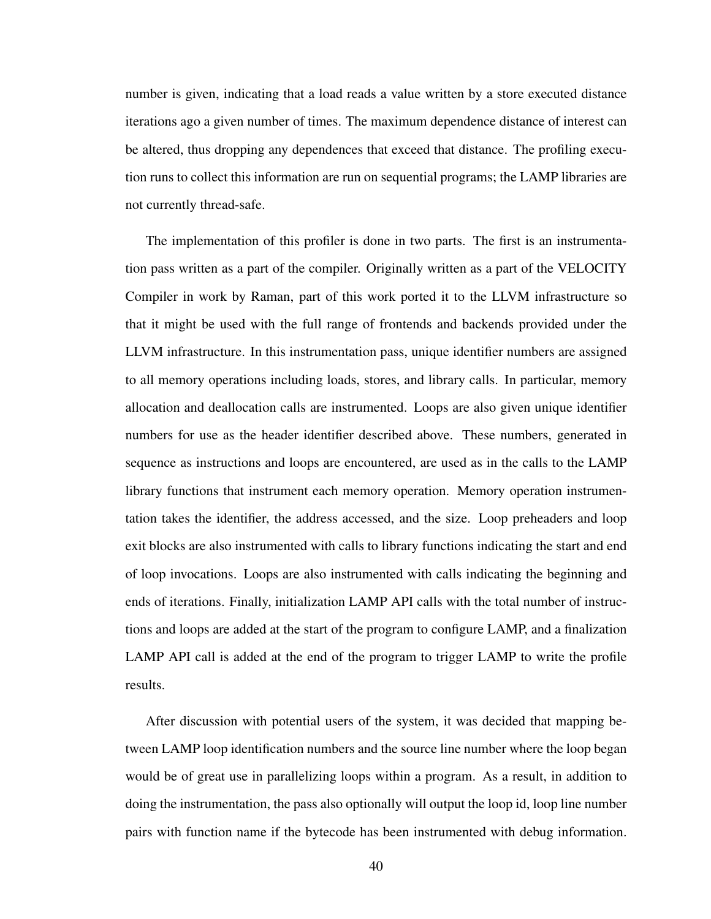number is given, indicating that a load reads a value written by a store executed distance iterations ago a given number of times. The maximum dependence distance of interest can be altered, thus dropping any dependences that exceed that distance. The profiling execution runs to collect this information are run on sequential programs; the LAMP libraries are not currently thread-safe.

The implementation of this profiler is done in two parts. The first is an instrumentation pass written as a part of the compiler. Originally written as a part of the VELOCITY Compiler in work by Raman, part of this work ported it to the LLVM infrastructure so that it might be used with the full range of frontends and backends provided under the LLVM infrastructure. In this instrumentation pass, unique identifier numbers are assigned to all memory operations including loads, stores, and library calls. In particular, memory allocation and deallocation calls are instrumented. Loops are also given unique identifier numbers for use as the header identifier described above. These numbers, generated in sequence as instructions and loops are encountered, are used as in the calls to the LAMP library functions that instrument each memory operation. Memory operation instrumentation takes the identifier, the address accessed, and the size. Loop preheaders and loop exit blocks are also instrumented with calls to library functions indicating the start and end of loop invocations. Loops are also instrumented with calls indicating the beginning and ends of iterations. Finally, initialization LAMP API calls with the total number of instructions and loops are added at the start of the program to configure LAMP, and a finalization LAMP API call is added at the end of the program to trigger LAMP to write the profile results.

After discussion with potential users of the system, it was decided that mapping between LAMP loop identification numbers and the source line number where the loop began would be of great use in parallelizing loops within a program. As a result, in addition to doing the instrumentation, the pass also optionally will output the loop id, loop line number pairs with function name if the bytecode has been instrumented with debug information.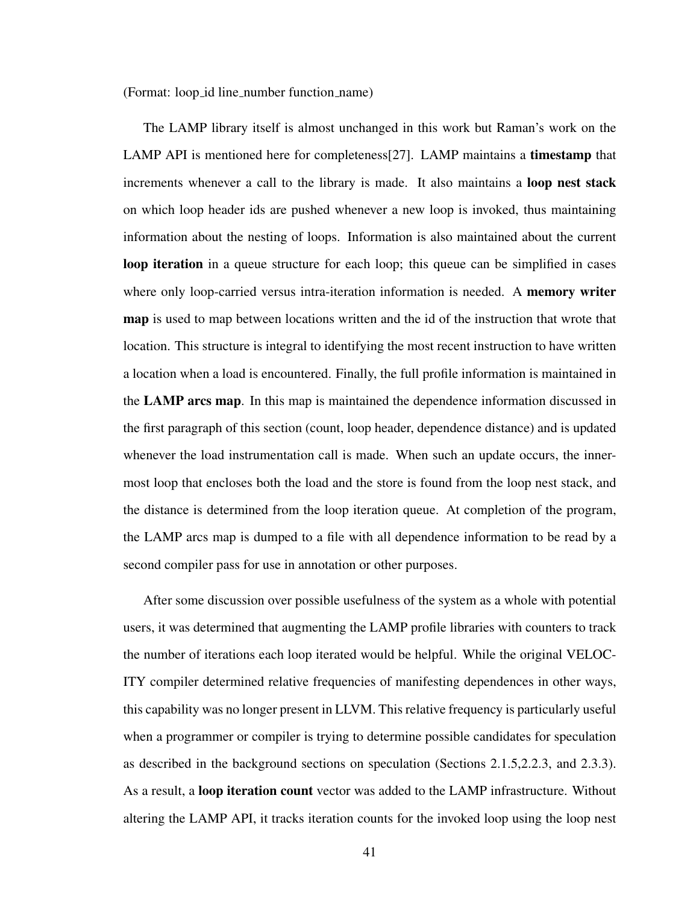(Format: loop_id line_number function_name)

The LAMP library itself is almost unchanged in this work but Raman's work on the LAMP API is mentioned here for completeness[27]. LAMP maintains a **timestamp** that increments whenever a call to the library is made. It also maintains a **loop nest stack** on which loop header ids are pushed whenever a new loop is invoked, thus maintaining information about the nesting of loops. Information is also maintained about the current **loop iteration** in a queue structure for each loop; this queue can be simplified in cases where only loop-carried versus intra-iteration information is needed. A **memory writer map** is used to map between locations written and the id of the instruction that wrote that location. This structure is integral to identifying the most recent instruction to have written a location when a load is encountered. Finally, the full profile information is maintained in the **LAMP arcs map**. In this map is maintained the dependence information discussed in the first paragraph of this section (count, loop header, dependence distance) and is updated whenever the load instrumentation call is made. When such an update occurs, the innermost loop that encloses both the load and the store is found from the loop nest stack, and the distance is determined from the loop iteration queue. At completion of the program, the LAMP arcs map is dumped to a file with all dependence information to be read by a second compiler pass for use in annotation or other purposes.

After some discussion over possible usefulness of the system as a whole with potential users, it was determined that augmenting the LAMP profile libraries with counters to track the number of iterations each loop iterated would be helpful. While the original VELOCITY compiler determined relative frequencies of manifesting dependences in other ways, this capability was no longer present in LLVM. This relative frequency is particularly useful when a programmer or compiler is trying to determine possible candidates for speculation as described in the background sections on speculation (Sections 2.1.5,2.2.3, and 2.3.3). As a result, a **loop iteration count** vector was added to the LAMP infrastructure. Without altering the LAMP API, it tracks iteration counts for the invoked loop using the loop nest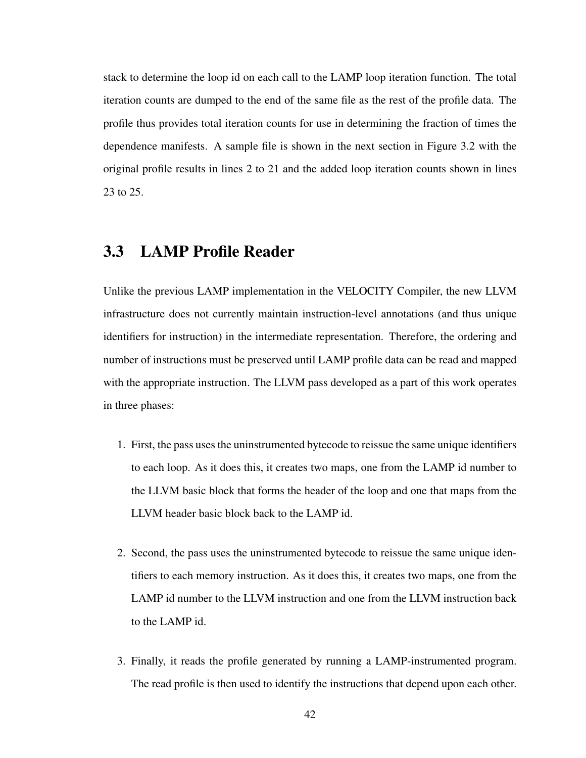stack to determine the loop id on each call to the LAMP loop iteration function. The total iteration counts are dumped to the end of the same file as the rest of the profile data. The profile thus provides total iteration counts for use in determining the fraction of times the dependence manifests. A sample file is shown in the next section in Figure 3.2 with the original profile results in lines 2 to 21 and the added loop iteration counts shown in lines 23 to 25.

## 3.3 LAMP Profile Reader

Unlike the previous LAMP implementation in the VELOCITY Compiler, the new LLVM infrastructure does not currently maintain instruction-level annotations (and thus unique identifiers for instruction) in the intermediate representation. Therefore, the ordering and number of instructions must be preserved until LAMP profile data can be read and mapped with the appropriate instruction. The LLVM pass developed as a part of this work operates in three phases:

1. First, the pass uses the uninstrumented bytecode to reissue the same unique identifiers to each loop. As it does this, it creates two maps, one from the LAMP id number to the LLVM basic block that forms the header of the loop and one that maps from the LLVM header basic block back to the LAMP id.

2. Second, the pass uses the uninstrumented bytecode to reissue the same unique identifiers to each memory instruction. As it does this, it creates two maps, one from the LAMP id number to the LLVM instruction and one from the LLVM instruction back to the LAMP id.

3. Finally, it reads the profile generated by running a LAMP-instrumented program. The read profile is then used to identify the instructions that depend upon each other.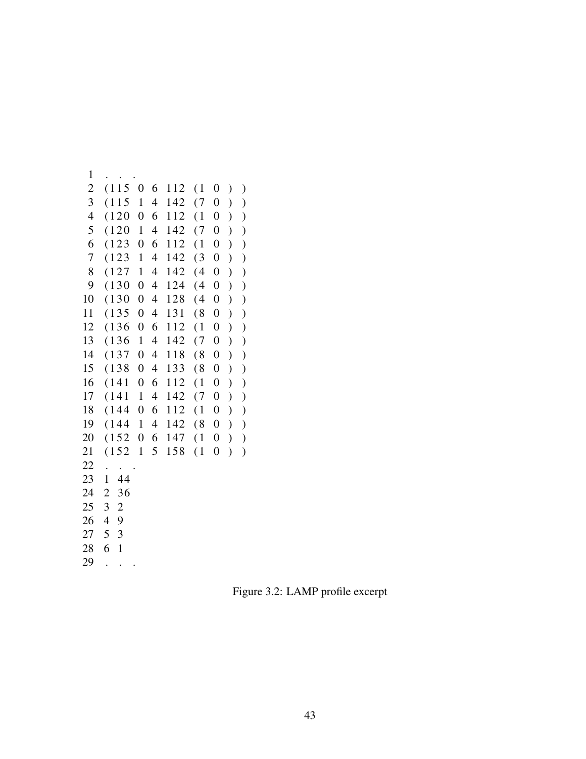```
 1   . . .
 2   (115  0  6  112  (1  0  )  )
 3   (115  1  4  142  (7  0  )  )
 4   (120  0  6  112  (1  0  )  )
 5   (120  1  4  142  (7  0  )  )
 6   (123  0  6  112  (1  0  )  )
 7   (123  1  4  142  (3  0  )  )
 8   (127  1  4  142  (4  0  )  )
 9   (130  0  4  124  (4  0  )  )
10   (130  0  4  128  (4  0  )  )
11   (135  0  4  131  (8  0  )  )
12   (136  0  6  112  (1  0  )  )
13   (136  1  4  142  (7  0  )  )
14   (137  0  4  118  (8  0  )  )
15   (138  0  4  133  (8  0  )  )
16   (141  0  6  112  (1  0  )  )
17   (141  1  4  142  (7  0  )  )
18   (144  0  6  112  (1  0  )  )
19   (144  1  4  142  (8  0  )  )
20   (152  0  6  147  (1  0  )  )
21   (152  1  5  158  (1  0  )  )
22   . . .
23   1  44
24   2  36
25   3  2
26   4  9
27   5  3
28   6  1
29   . . .
```

Figure 3.2: LAMP profile excerpt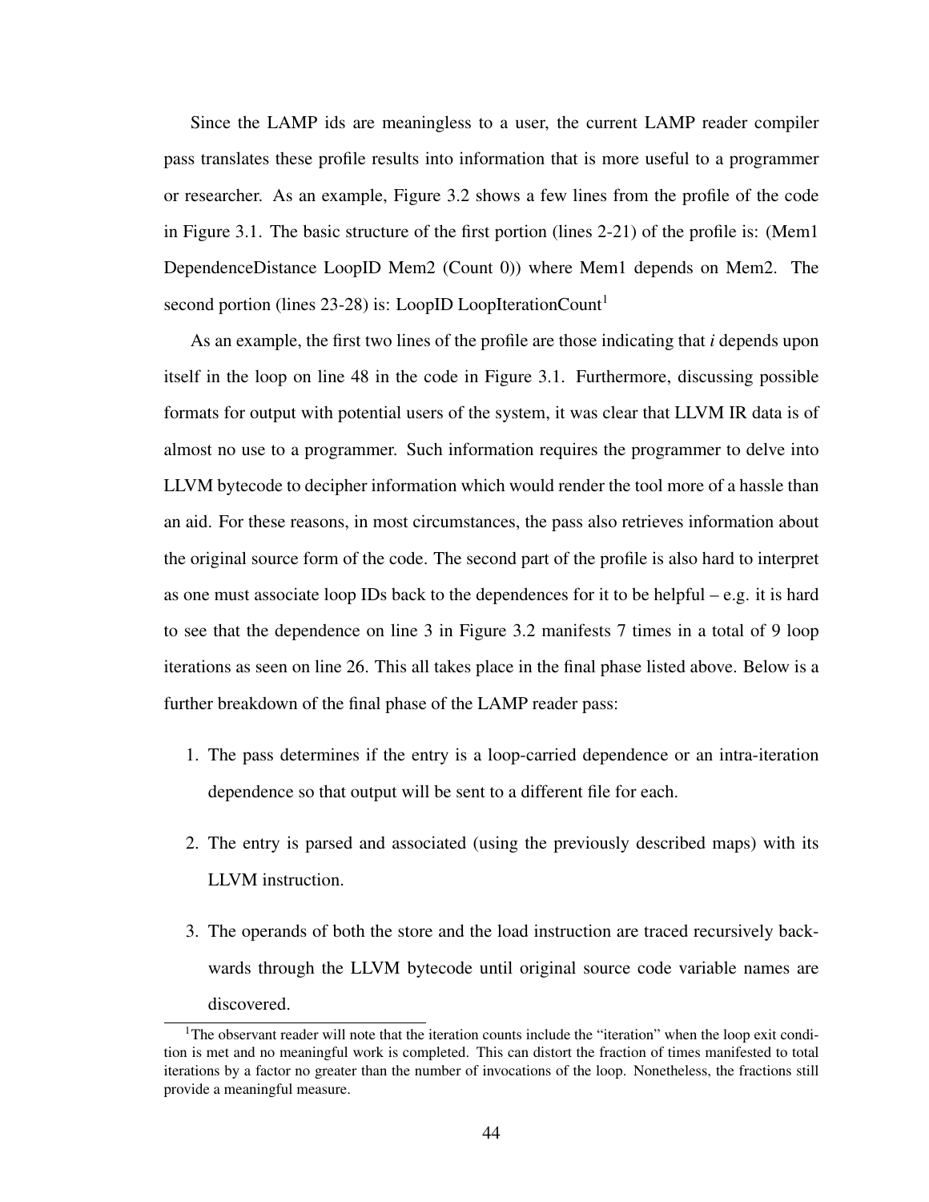Since the LAMP ids are meaningless to a user, the current LAMP reader compiler pass translates these profile results into information that is more useful to a programmer or researcher. As an example, Figure 3.2 shows a few lines from the profile of the code in Figure 3.1. The basic structure of the first portion (lines 2-21) of the profile is: (Mem1 DependenceDistance LoopID Mem2 (Count 0)) where Mem1 depends on Mem2. The second portion (lines 23-28) is: LoopID LoopIterationCount[1]

As an example, the first two lines of the profile are those indicating that *i* depends upon itself in the loop on line 48 in the code in Figure 3.1. Furthermore, discussing possible formats for output with potential users of the system, it was clear that LLVM IR data is of almost no use to a programmer. Such information requires the programmer to delve into LLVM bytecode to decipher information which would render the tool more of a hassle than an aid. For these reasons, in most circumstances, the pass also retrieves information about the original source form of the code. The second part of the profile is also hard to interpret as one must associate loop IDs back to the dependences for it to be helpful – e.g. it is hard to see that the dependence on line 3 in Figure 3.2 manifests 7 times in a total of 9 loop iterations as seen on line 26. This all takes place in the final phase listed above. Below is a further breakdown of the final phase of the LAMP reader pass:

1. The pass determines if the entry is a loop-carried dependence or an intra-iteration dependence so that output will be sent to a different file for each.

2. The entry is parsed and associated (using the previously described maps) with its LLVM instruction.

3. The operands of both the store and the load instruction are traced recursively backwards through the LLVM bytecode until original source code variable names are discovered.

[1]The observant reader will note that the iteration counts include the "iteration" when the loop exit condition is met and no meaningful work is completed. This can distort the fraction of times manifested to total iterations by a factor no greater than the number of invocations of the loop. Nonetheless, the fractions still provide a meaningful measure.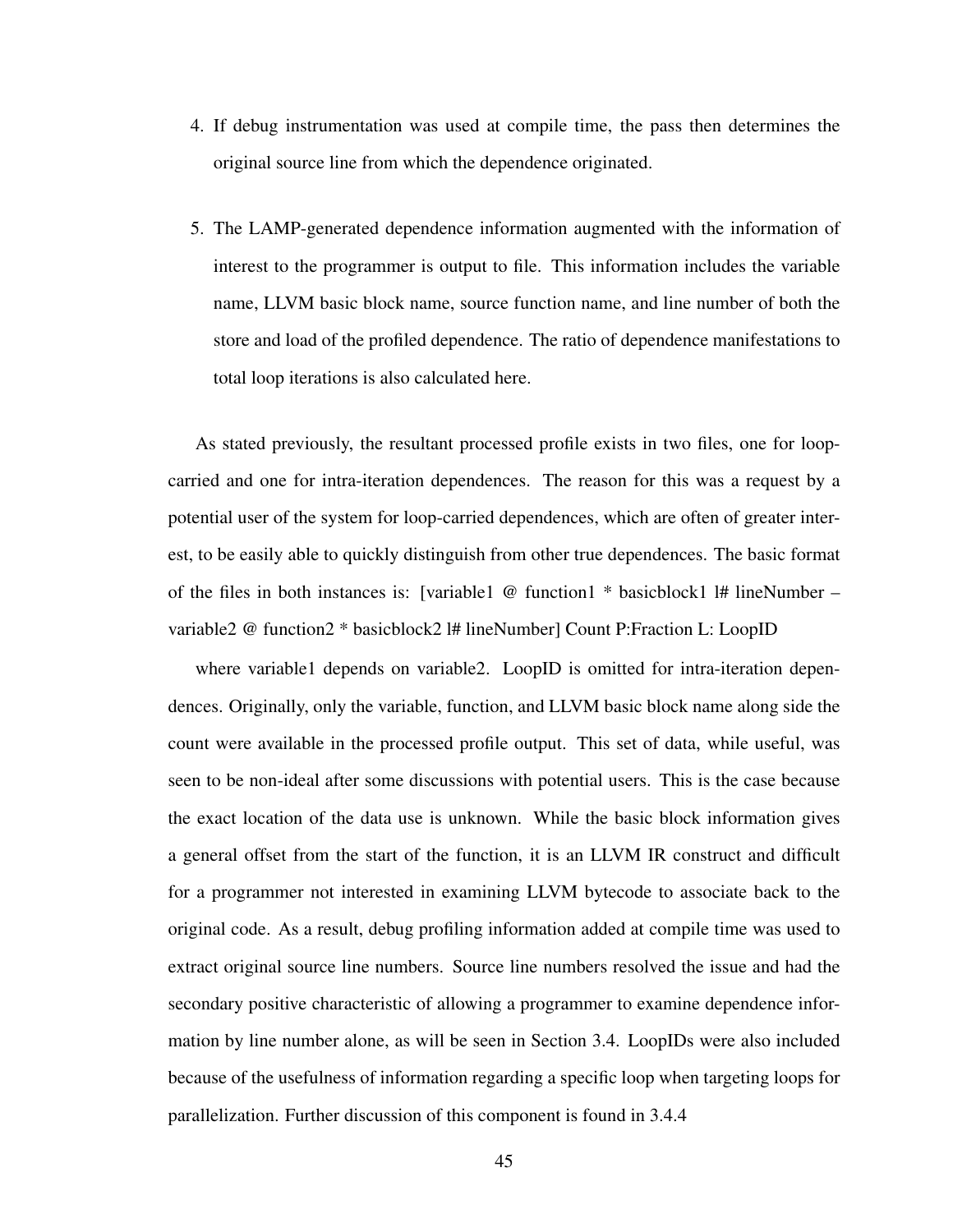4. If debug instrumentation was used at compile time, the pass then determines the original source line from which the dependence originated.

5. The LAMP-generated dependence information augmented with the information of interest to the programmer is output to file. This information includes the variable name, LLVM basic block name, source function name, and line number of both the store and load of the profiled dependence. The ratio of dependence manifestations to total loop iterations is also calculated here.

As stated previously, the resultant processed profile exists in two files, one for loop-carried and one for intra-iteration dependences. The reason for this was a request by a potential user of the system for loop-carried dependences, which are often of greater interest, to be easily able to quickly distinguish from other true dependences. The basic format of the files in both instances is: [variable1 @ function1 * basicblock1 l# lineNumber – variable2 @ function2 * basicblock2 l# lineNumber] Count P:Fraction L: LoopID

where variable1 depends on variable2. LoopID is omitted for intra-iteration dependences. Originally, only the variable, function, and LLVM basic block name along side the count were available in the processed profile output. This set of data, while useful, was seen to be non-ideal after some discussions with potential users. This is the case because the exact location of the data use is unknown. While the basic block information gives a general offset from the start of the function, it is an LLVM IR construct and difficult for a programmer not interested in examining LLVM bytecode to associate back to the original code. As a result, debug profiling information added at compile time was used to extract original source line numbers. Source line numbers resolved the issue and had the secondary positive characteristic of allowing a programmer to examine dependence information by line number alone, as will be seen in Section 3.4. LoopIDs were also included because of the usefulness of information regarding a specific loop when targeting loops for parallelization. Further discussion of this component is found in 3.4.4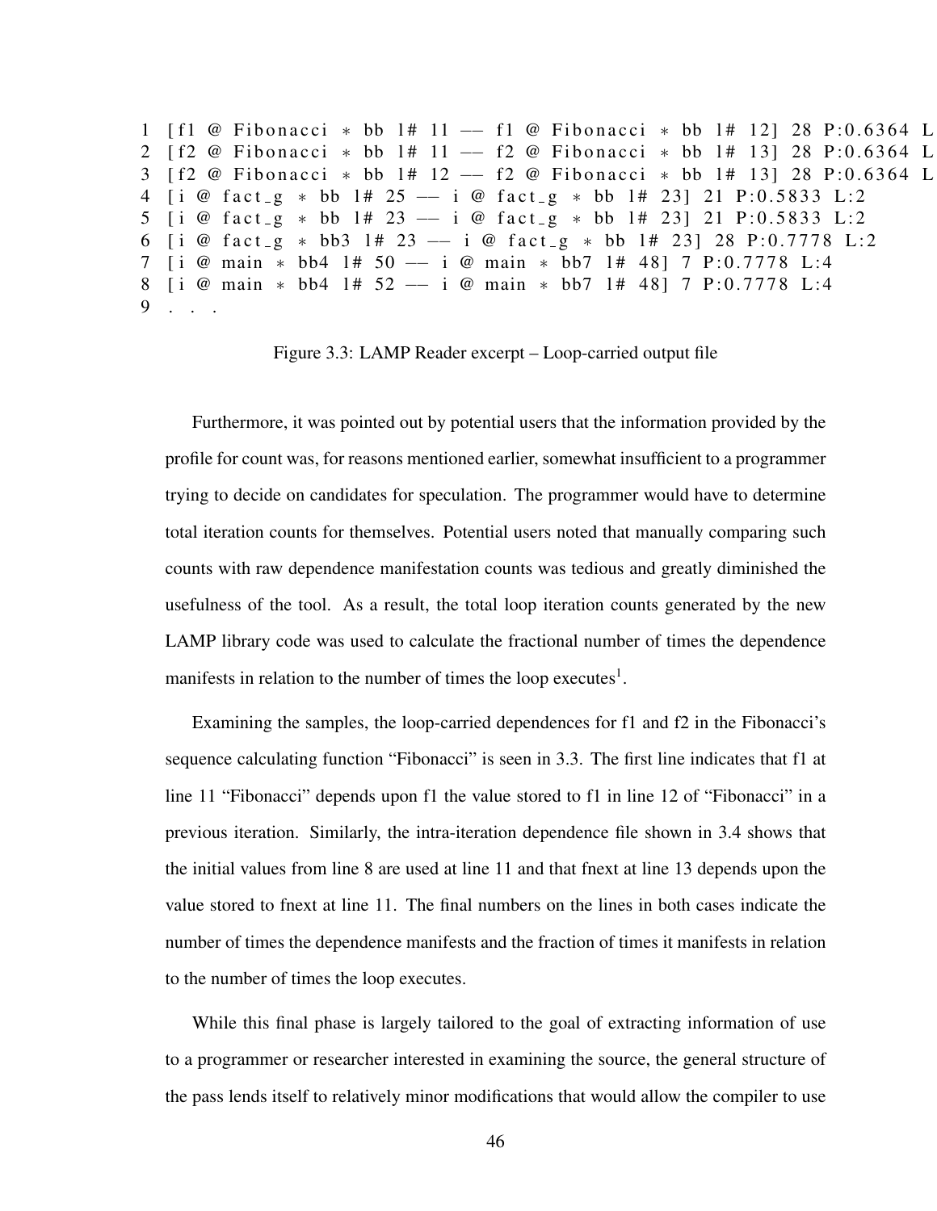```
1 [f1 @ Fibonacci * bb l# 11 -- f1 @ Fibonacci * bb l# 12] 28 P:0.6364 L
2 [f2 @ Fibonacci * bb l# 11 -- f2 @ Fibonacci * bb l# 13] 28 P:0.6364 L
3 [f2 @ Fibonacci * bb l# 12 -- f2 @ Fibonacci * bb l# 13] 28 P:0.6364 L
4 [i @ fact_g * bb l# 25 -- i @ fact_g * bb l# 23] 21 P:0.5833 L:2
5 [i @ fact_g * bb l# 23 -- i @ fact_g * bb l# 23] 21 P:0.5833 L:2
6 [i @ fact_g * bb3 l# 23 -- i @ fact_g * bb l# 23] 28 P:0.7778 L:2
7 [i @ main * bb4 l# 50 -- i @ main * bb7 l# 48] 7 P:0.7778 L:4
8 [i @ main * bb4 l# 52 -- i @ main * bb7 l# 48] 7 P:0.7778 L:4
9 . . .
```

Figure 3.3: LAMP Reader excerpt – Loop-carried output file

Furthermore, it was pointed out by potential users that the information provided by the profile for count was, for reasons mentioned earlier, somewhat insufficient to a programmer trying to decide on candidates for speculation. The programmer would have to determine total iteration counts for themselves. Potential users noted that manually comparing such counts with raw dependence manifestation counts was tedious and greatly diminished the usefulness of the tool. As a result, the total loop iteration counts generated by the new LAMP library code was used to calculate the fractional number of times the dependence manifests in relation to the number of times the loop executes[1].

Examining the samples, the loop-carried dependences for f1 and f2 in the Fibonacci's sequence calculating function "Fibonacci" is seen in 3.3. The first line indicates that f1 at line 11 "Fibonacci" depends upon f1 the value stored to f1 in line 12 of "Fibonacci" in a previous iteration. Similarly, the intra-iteration dependence file shown in 3.4 shows that the initial values from line 8 are used at line 11 and that fnext at line 13 depends upon the value stored to fnext at line 11. The final numbers on the lines in both cases indicate the number of times the dependence manifests and the fraction of times it manifests in relation to the number of times the loop executes.

While this final phase is largely tailored to the goal of extracting information of use to a programmer or researcher interested in examining the source, the general structure of the pass lends itself to relatively minor modifications that would allow the compiler to use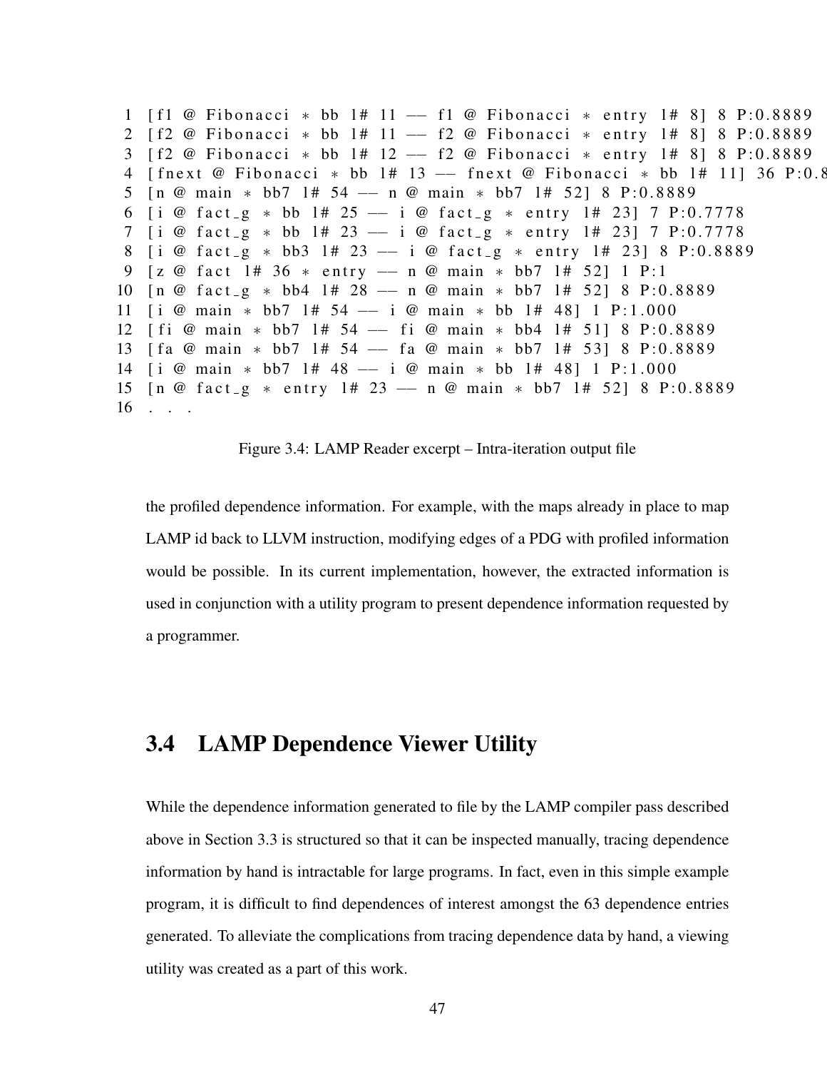```
1  [f1 @ Fibonacci * bb l# 11 -- f1 @ Fibonacci * entry l# 8] 8 P:0.8889
2  [f2 @ Fibonacci * bb l# 11 -- f2 @ Fibonacci * entry l# 8] 8 P:0.8889
3  [f2 @ Fibonacci * bb l# 12 -- f2 @ Fibonacci * entry l# 8] 8 P:0.8889
4  [fnext @ Fibonacci * bb l# 13 -- fnext @ Fibonacci * bb l# 11] 36 P:0.8
5  [n @ main * bb7 l# 54 -- n @ main * bb7 l# 52] 8 P:0.8889
6  [i @ fact_g * bb l# 25 -- i @ fact_g * entry l# 23] 7 P:0.7778
7  [i @ fact_g * bb l# 23 -- i @ fact_g * entry l# 23] 7 P:0.7778
8  [i @ fact_g * bb3 l# 23 -- i @ fact_g * entry l# 23] 8 P:0.8889
9  [z @ fact l# 36 * entry -- n @ main * bb7 l# 52] 1 P:1
10 [n @ fact_g * bb4 l# 28 -- n @ main * bb7 l# 52] 8 P:0.8889
11 [i @ main * bb7 l# 54 -- i @ main * bb l# 48] 1 P:1.000
12 [fi @ main * bb7 l# 54 -- fi @ main * bb4 l# 51] 8 P:0.8889
13 [fa @ main * bb7 l# 54 -- fa @ main * bb7 l# 53] 8 P:0.8889
14 [i @ main * bb7 l# 48 -- i @ main * bb l# 48] 1 P:1.000
15 [n @ fact_g * entry l# 23 -- n @ main * bb7 l# 52] 8 P:0.8889
16 . . .
```

Figure 3.4: LAMP Reader excerpt – Intra-iteration output file

the profiled dependence information. For example, with the maps already in place to map LAMP id back to LLVM instruction, modifying edges of a PDG with profiled information would be possible. In its current implementation, however, the extracted information is used in conjunction with a utility program to present dependence information requested by a programmer.

## 3.4 LAMP Dependence Viewer Utility

While the dependence information generated to file by the LAMP compiler pass described above in Section 3.3 is structured so that it can be inspected manually, tracing dependence information by hand is intractable for large programs. In fact, even in this simple example program, it is difficult to find dependences of interest amongst the 63 dependence entries generated. To alleviate the complications from tracing dependence data by hand, a viewing utility was created as a part of this work.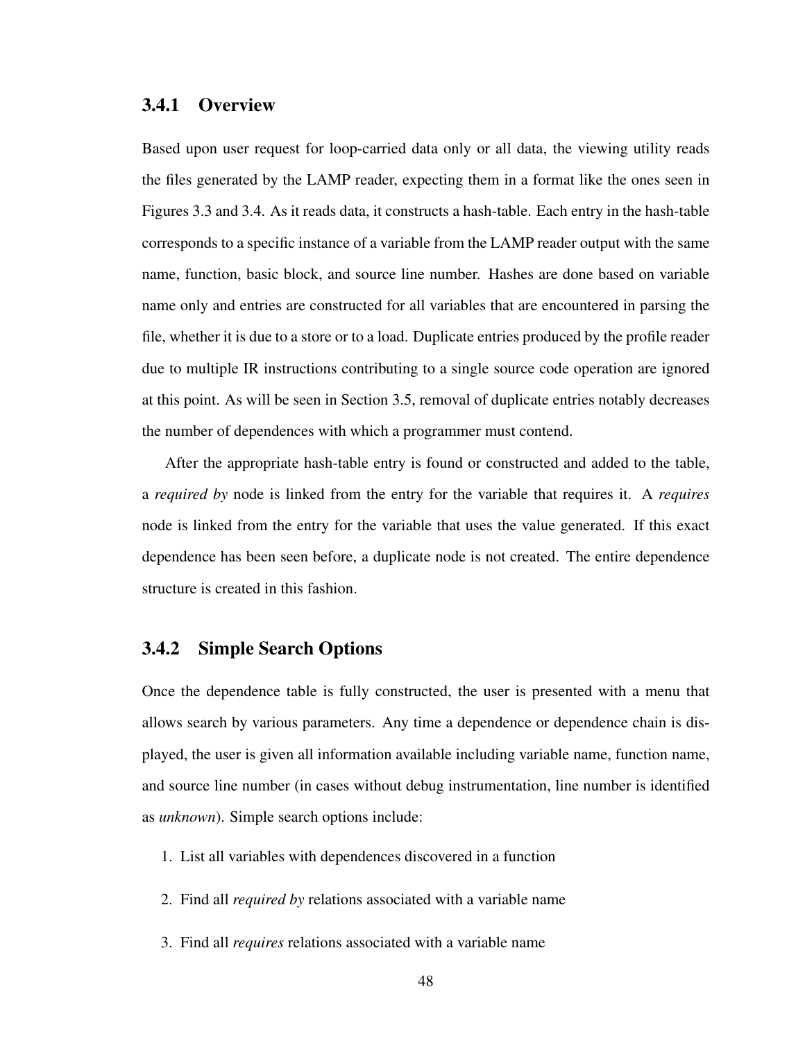### 3.4.1 Overview

Based upon user request for loop-carried data only or all data, the viewing utility reads the files generated by the LAMP reader, expecting them in a format like the ones seen in Figures 3.3 and 3.4. As it reads data, it constructs a hash-table. Each entry in the hash-table corresponds to a specific instance of a variable from the LAMP reader output with the same name, function, basic block, and source line number. Hashes are done based on variable name only and entries are constructed for all variables that are encountered in parsing the file, whether it is due to a store or to a load. Duplicate entries produced by the profile reader due to multiple IR instructions contributing to a single source code operation are ignored at this point. As will be seen in Section 3.5, removal of duplicate entries notably decreases the number of dependences with which a programmer must contend.

After the appropriate hash-table entry is found or constructed and added to the table, a *required by* node is linked from the entry for the variable that requires it. A *requires* node is linked from the entry for the variable that uses the value generated. If this exact dependence has been seen before, a duplicate node is not created. The entire dependence structure is created in this fashion.

### 3.4.2 Simple Search Options

Once the dependence table is fully constructed, the user is presented with a menu that allows search by various parameters. Any time a dependence or dependence chain is displayed, the user is given all information available including variable name, function name, and source line number (in cases without debug instrumentation, line number is identified as *unknown*). Simple search options include:

1. List all variables with dependences discovered in a function
2. Find all *required by* relations associated with a variable name
3. Find all *requires* relations associated with a variable name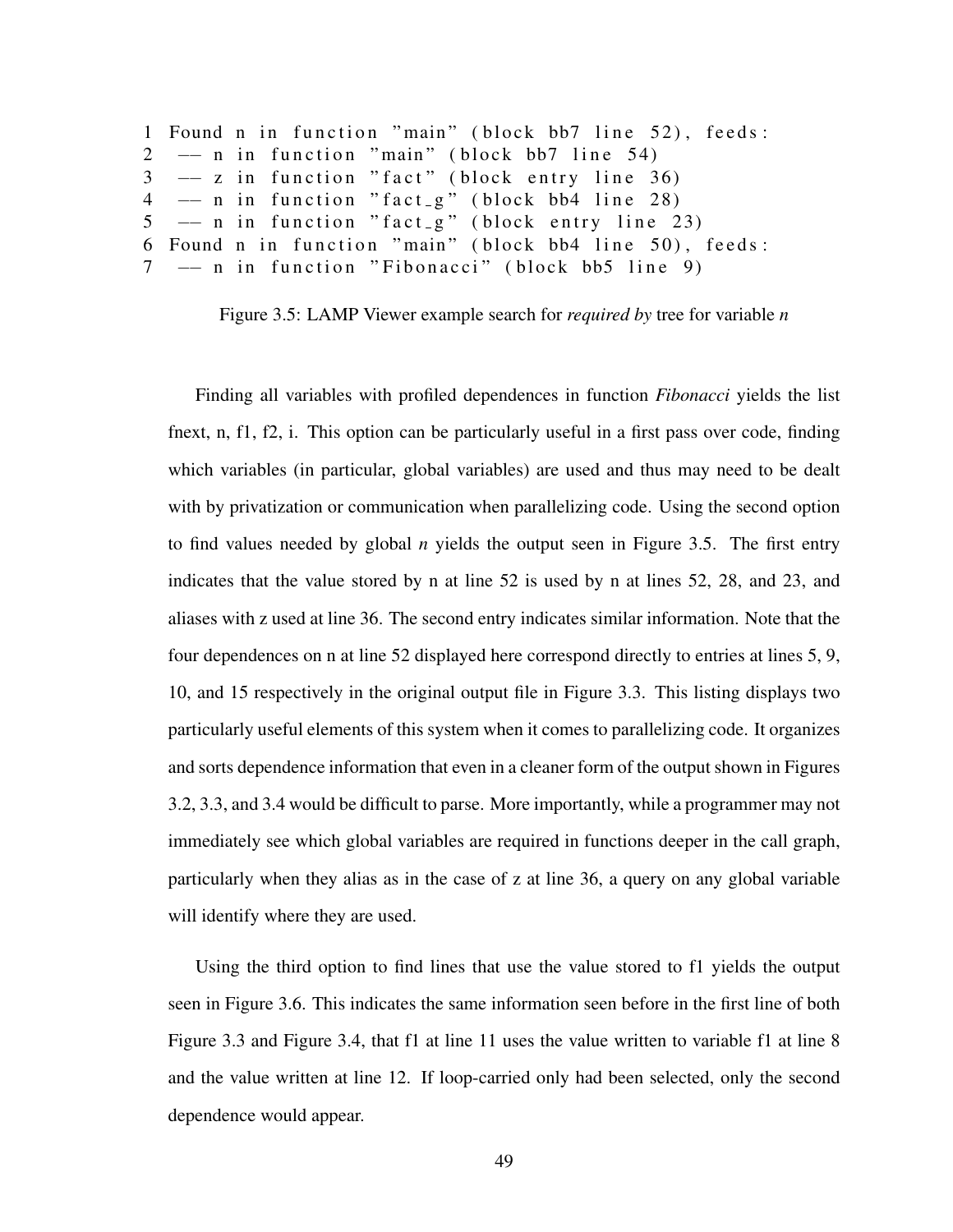```
1 Found n in function "main" (block bb7 line 52), feeds:
2  -- n in function "main" (block bb7 line 54)
3  -- z in function "fact" (block entry line 36)
4  -- n in function "fact_g" (block bb4 line 28)
5  -- n in function "fact_g" (block entry line 23)
6 Found n in function "main" (block bb4 line 50), feeds:
7  -- n in function "Fibonacci" (block bb5 line 9)
```

Figure 3.5: LAMP Viewer example search for *required by* tree for variable *n*

Finding all variables with profiled dependences in function *Fibonacci* yields the list fnext, n, f1, f2, i. This option can be particularly useful in a first pass over code, finding which variables (in particular, global variables) are used and thus may need to be dealt with by privatization or communication when parallelizing code. Using the second option to find values needed by global *n* yields the output seen in Figure 3.5. The first entry indicates that the value stored by n at line 52 is used by n at lines 52, 28, and 23, and aliases with z used at line 36. The second entry indicates similar information. Note that the four dependences on n at line 52 displayed here correspond directly to entries at lines 5, 9, 10, and 15 respectively in the original output file in Figure 3.3. This listing displays two particularly useful elements of this system when it comes to parallelizing code. It organizes and sorts dependence information that even in a cleaner form of the output shown in Figures 3.2, 3.3, and 3.4 would be difficult to parse. More importantly, while a programmer may not immediately see which global variables are required in functions deeper in the call graph, particularly when they alias as in the case of z at line 36, a query on any global variable will identify where they are used.

Using the third option to find lines that use the value stored to f1 yields the output seen in Figure 3.6. This indicates the same information seen before in the first line of both Figure 3.3 and Figure 3.4, that f1 at line 11 uses the value written to variable f1 at line 8 and the value written at line 12. If loop-carried only had been selected, only the second dependence would appear.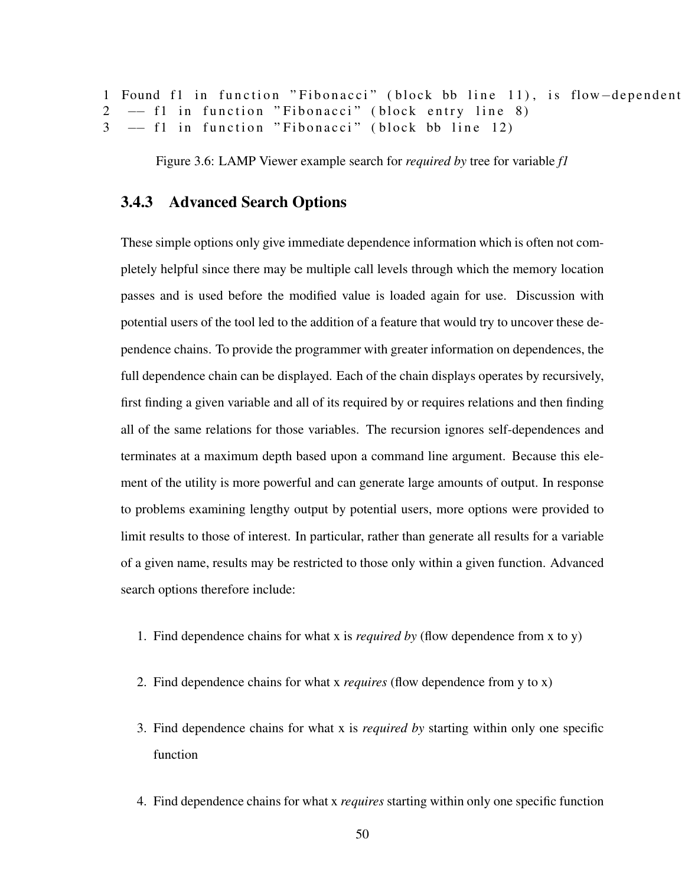```
1 Found f1 in function "Fibonacci" (block bb line 11), is flow-dependent
2  -- f1 in function "Fibonacci" (block entry line 8)
3  -- f1 in function "Fibonacci" (block bb line 12)
```

Figure 3.6: LAMP Viewer example search for *required by* tree for variable *f1*

### 3.4.3 Advanced Search Options

These simple options only give immediate dependence information which is often not completely helpful since there may be multiple call levels through which the memory location passes and is used before the modified value is loaded again for use. Discussion with potential users of the tool led to the addition of a feature that would try to uncover these dependence chains. To provide the programmer with greater information on dependences, the full dependence chain can be displayed. Each of the chain displays operates by recursively, first finding a given variable and all of its required by or requires relations and then finding all of the same relations for those variables. The recursion ignores self-dependences and terminates at a maximum depth based upon a command line argument. Because this element of the utility is more powerful and can generate large amounts of output. In response to problems examining lengthy output by potential users, more options were provided to limit results to those of interest. In particular, rather than generate all results for a variable of a given name, results may be restricted to those only within a given function. Advanced search options therefore include:

1. Find dependence chains for what x is *required by* (flow dependence from x to y)
2. Find dependence chains for what x *requires* (flow dependence from y to x)
3. Find dependence chains for what x is *required by* starting within only one specific function
4. Find dependence chains for what x *requires* starting within only one specific function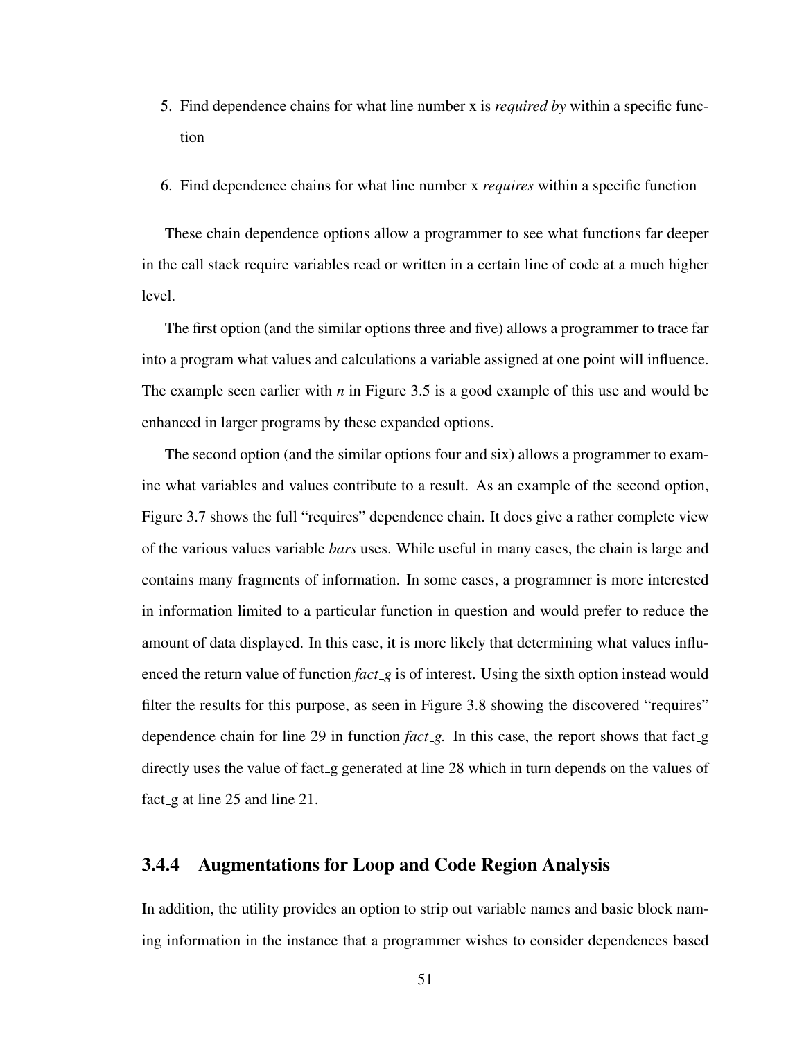5. Find dependence chains for what line number x is *required by* within a specific function

6. Find dependence chains for what line number x *requires* within a specific function

These chain dependence options allow a programmer to see what functions far deeper in the call stack require variables read or written in a certain line of code at a much higher level.

The first option (and the similar options three and five) allows a programmer to trace far into a program what values and calculations a variable assigned at one point will influence. The example seen earlier with *n* in Figure 3.5 is a good example of this use and would be enhanced in larger programs by these expanded options.

The second option (and the similar options four and six) allows a programmer to examine what variables and values contribute to a result. As an example of the second option, Figure 3.7 shows the full "requires" dependence chain. It does give a rather complete view of the various values variable *bars* uses. While useful in many cases, the chain is large and contains many fragments of information. In some cases, a programmer is more interested in information limited to a particular function in question and would prefer to reduce the amount of data displayed. In this case, it is more likely that determining what values influenced the return value of function *fact_g* is of interest. Using the sixth option instead would filter the results for this purpose, as seen in Figure 3.8 showing the discovered "requires" dependence chain for line 29 in function *fact_g*. In this case, the report shows that fact_g directly uses the value of fact_g generated at line 28 which in turn depends on the values of fact_g at line 25 and line 21.

### 3.4.4 Augmentations for Loop and Code Region Analysis

In addition, the utility provides an option to strip out variable names and basic block naming information in the instance that a programmer wishes to consider dependences based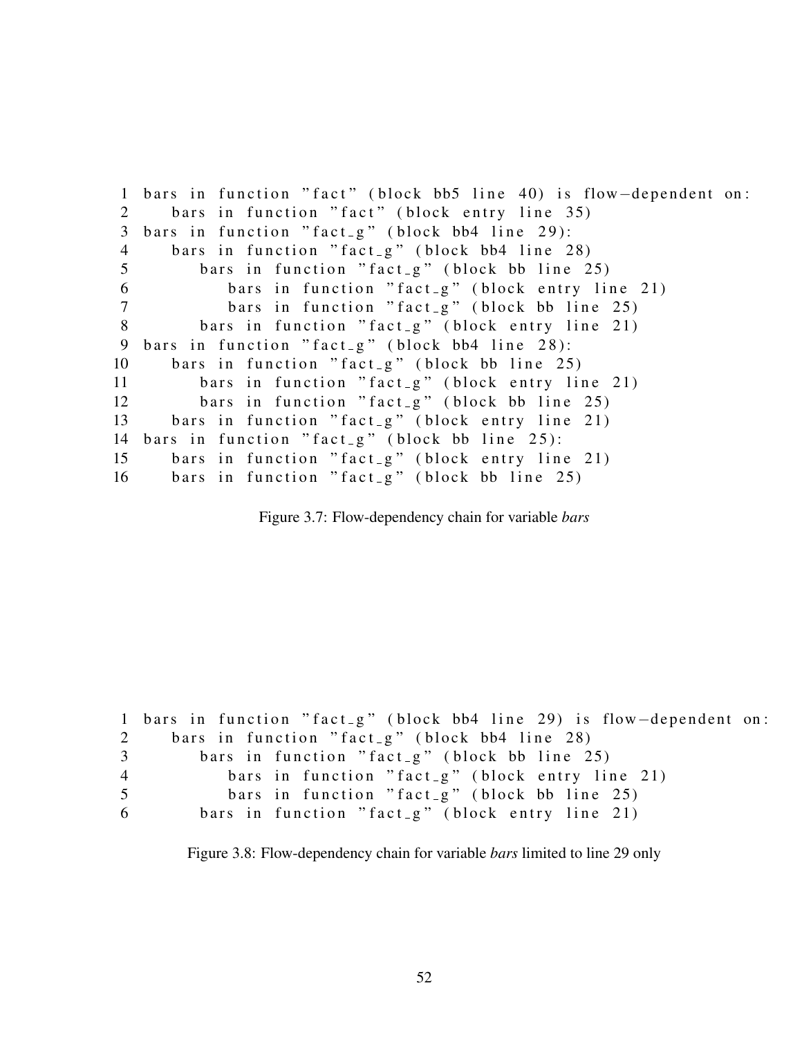```
 1  bars in function "fact" (block bb5 line 40) is flow-dependent on:
 2     bars in function "fact" (block entry line 35)
 3  bars in function "fact_g" (block bb4 line 29):
 4     bars in function "fact_g" (block bb4 line 28)
 5        bars in function "fact_g" (block bb line 25)
 6           bars in function "fact_g" (block entry line 21)
 7           bars in function "fact_g" (block bb line 25)
 8        bars in function "fact_g" (block entry line 21)
 9  bars in function "fact_g" (block bb4 line 28):
10     bars in function "fact_g" (block bb line 25)
11        bars in function "fact_g" (block entry line 21)
12        bars in function "fact_g" (block bb line 25)
13     bars in function "fact_g" (block entry line 21)
14  bars in function "fact_g" (block bb line 25):
15     bars in function "fact_g" (block entry line 21)
16     bars in function "fact_g" (block bb line 25)
```

Figure 3.7: Flow-dependency chain for variable *bars*

```
1  bars in function "fact_g" (block bb4 line 29) is flow-dependent on:
2     bars in function "fact_g" (block bb4 line 28)
3        bars in function "fact_g" (block bb line 25)
4           bars in function "fact_g" (block entry line 21)
5           bars in function "fact_g" (block bb line 25)
6        bars in function "fact_g" (block entry line 21)
```

Figure 3.8: Flow-dependency chain for variable *bars* limited to line 29 only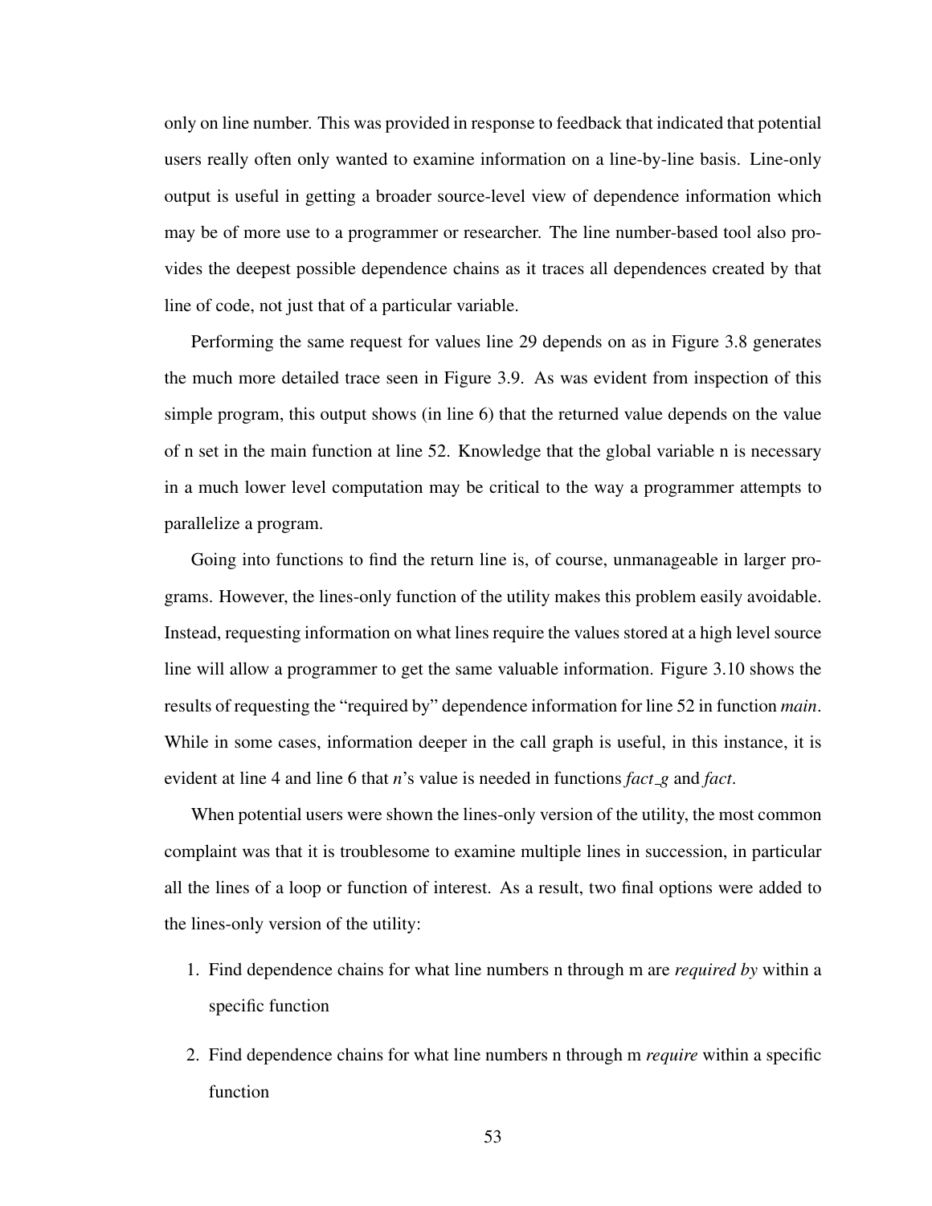only on line number. This was provided in response to feedback that indicated that potential users really often only wanted to examine information on a line-by-line basis. Line-only output is useful in getting a broader source-level view of dependence information which may be of more use to a programmer or researcher. The line number-based tool also provides the deepest possible dependence chains as it traces all dependences created by that line of code, not just that of a particular variable.

Performing the same request for values line 29 depends on as in Figure 3.8 generates the much more detailed trace seen in Figure 3.9. As was evident from inspection of this simple program, this output shows (in line 6) that the returned value depends on the value of n set in the main function at line 52. Knowledge that the global variable n is necessary in a much lower level computation may be critical to the way a programmer attempts to parallelize a program.

Going into functions to find the return line is, of course, unmanageable in larger programs. However, the lines-only function of the utility makes this problem easily avoidable. Instead, requesting information on what lines require the values stored at a high level source line will allow a programmer to get the same valuable information. Figure 3.10 shows the results of requesting the "required by" dependence information for line 52 in function *main*. While in some cases, information deeper in the call graph is useful, in this instance, it is evident at line 4 and line 6 that *n*'s value is needed in functions *fact_g* and *fact*.

When potential users were shown the lines-only version of the utility, the most common complaint was that it is troublesome to examine multiple lines in succession, in particular all the lines of a loop or function of interest. As a result, two final options were added to the lines-only version of the utility:

1. Find dependence chains for what line numbers n through m are *required by* within a specific function
2. Find dependence chains for what line numbers n through m *require* within a specific function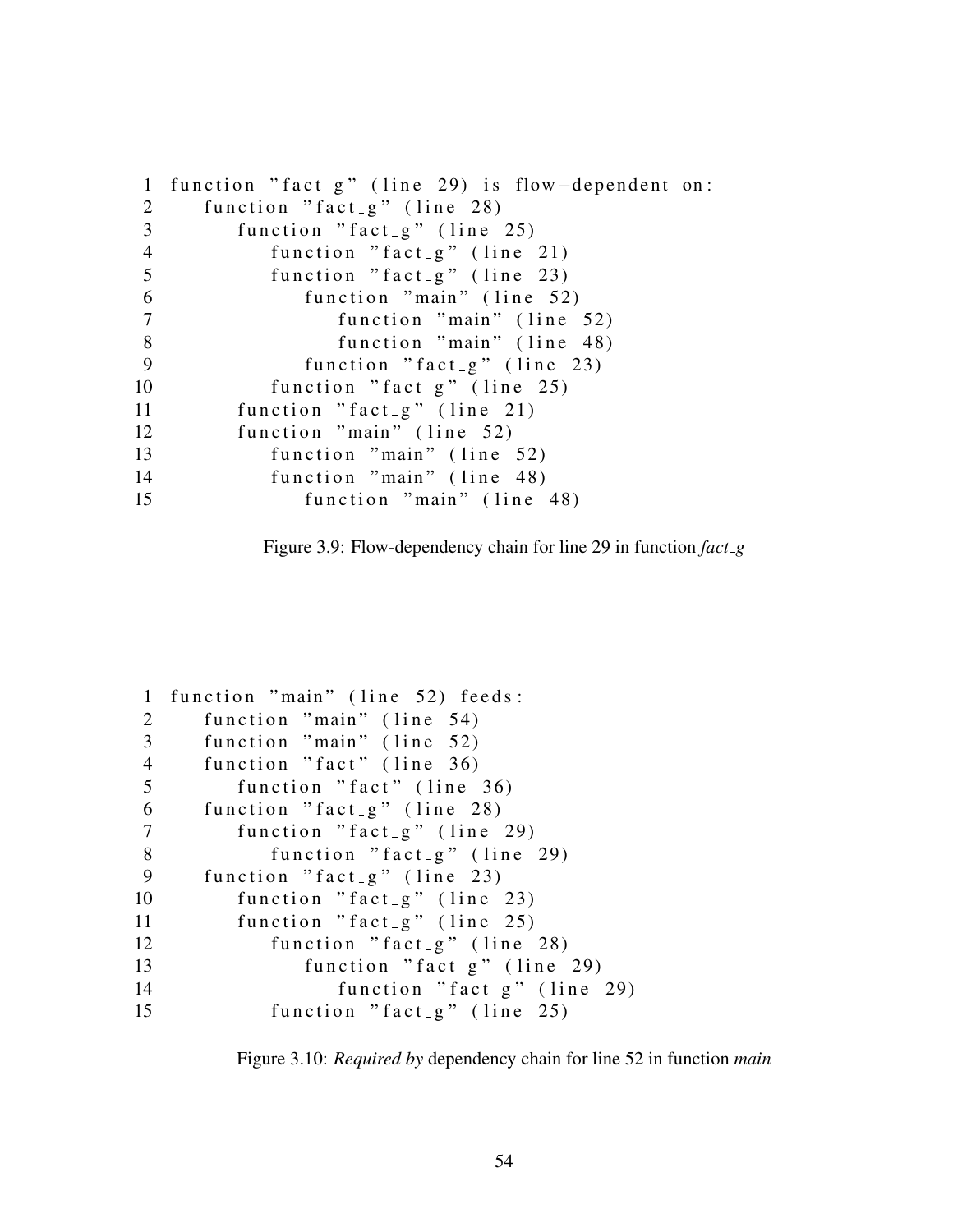```
 1  function "fact_g" (line 29) is flow-dependent on:
 2     function "fact_g" (line 28)
 3        function "fact_g" (line 25)
 4           function "fact_g" (line 21)
 5           function "fact_g" (line 23)
 6              function "main" (line 52)
 7                 function "main" (line 52)
 8                 function "main" (line 48)
 9              function "fact_g" (line 23)
10           function "fact_g" (line 25)
11        function "fact_g" (line 21)
12        function "main" (line 52)
13           function "main" (line 52)
14           function "main" (line 48)
15              function "main" (line 48)
```

Figure 3.9: Flow-dependency chain for line 29 in function *fact_g*

```
 1  function "main" (line 52) feeds:
 2     function "main" (line 54)
 3     function "main" (line 52)
 4     function "fact" (line 36)
 5        function "fact" (line 36)
 6     function "fact_g" (line 28)
 7        function "fact_g" (line 29)
 8           function "fact_g" (line 29)
 9     function "fact_g" (line 23)
10        function "fact_g" (line 23)
11        function "fact_g" (line 25)
12           function "fact_g" (line 28)
13              function "fact_g" (line 29)
14                 function "fact_g" (line 29)
15           function "fact_g" (line 25)
```

Figure 3.10: *Required by* dependency chain for line 52 in function *main*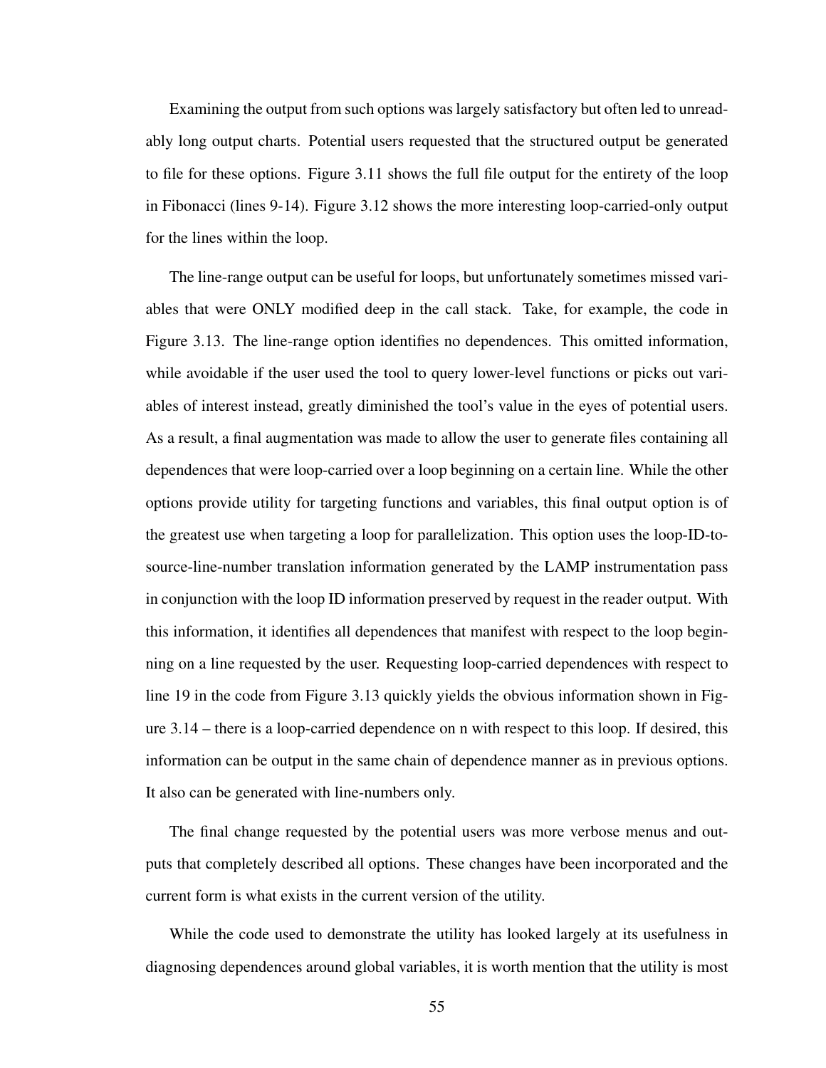Examining the output from such options was largely satisfactory but often led to unreadably long output charts. Potential users requested that the structured output be generated to file for these options. Figure 3.11 shows the full file output for the entirety of the loop in Fibonacci (lines 9-14). Figure 3.12 shows the more interesting loop-carried-only output for the lines within the loop.

The line-range output can be useful for loops, but unfortunately sometimes missed variables that were ONLY modified deep in the call stack. Take, for example, the code in Figure 3.13. The line-range option identifies no dependences. This omitted information, while avoidable if the user used the tool to query lower-level functions or picks out variables of interest instead, greatly diminished the tool's value in the eyes of potential users. As a result, a final augmentation was made to allow the user to generate files containing all dependences that were loop-carried over a loop beginning on a certain line. While the other options provide utility for targeting functions and variables, this final output option is of the greatest use when targeting a loop for parallelization. This option uses the loop-ID-to-source-line-number translation information generated by the LAMP instrumentation pass in conjunction with the loop ID information preserved by request in the reader output. With this information, it identifies all dependences that manifest with respect to the loop beginning on a line requested by the user. Requesting loop-carried dependences with respect to line 19 in the code from Figure 3.13 quickly yields the obvious information shown in Figure 3.14 – there is a loop-carried dependence on n with respect to this loop. If desired, this information can be output in the same chain of dependence manner as in previous options. It also can be generated with line-numbers only.

The final change requested by the potential users was more verbose menus and outputs that completely described all options. These changes have been incorporated and the current form is what exists in the current version of the utility.

While the code used to demonstrate the utility has looked largely at its usefulness in diagnosing dependences around global variables, it is worth mention that the utility is most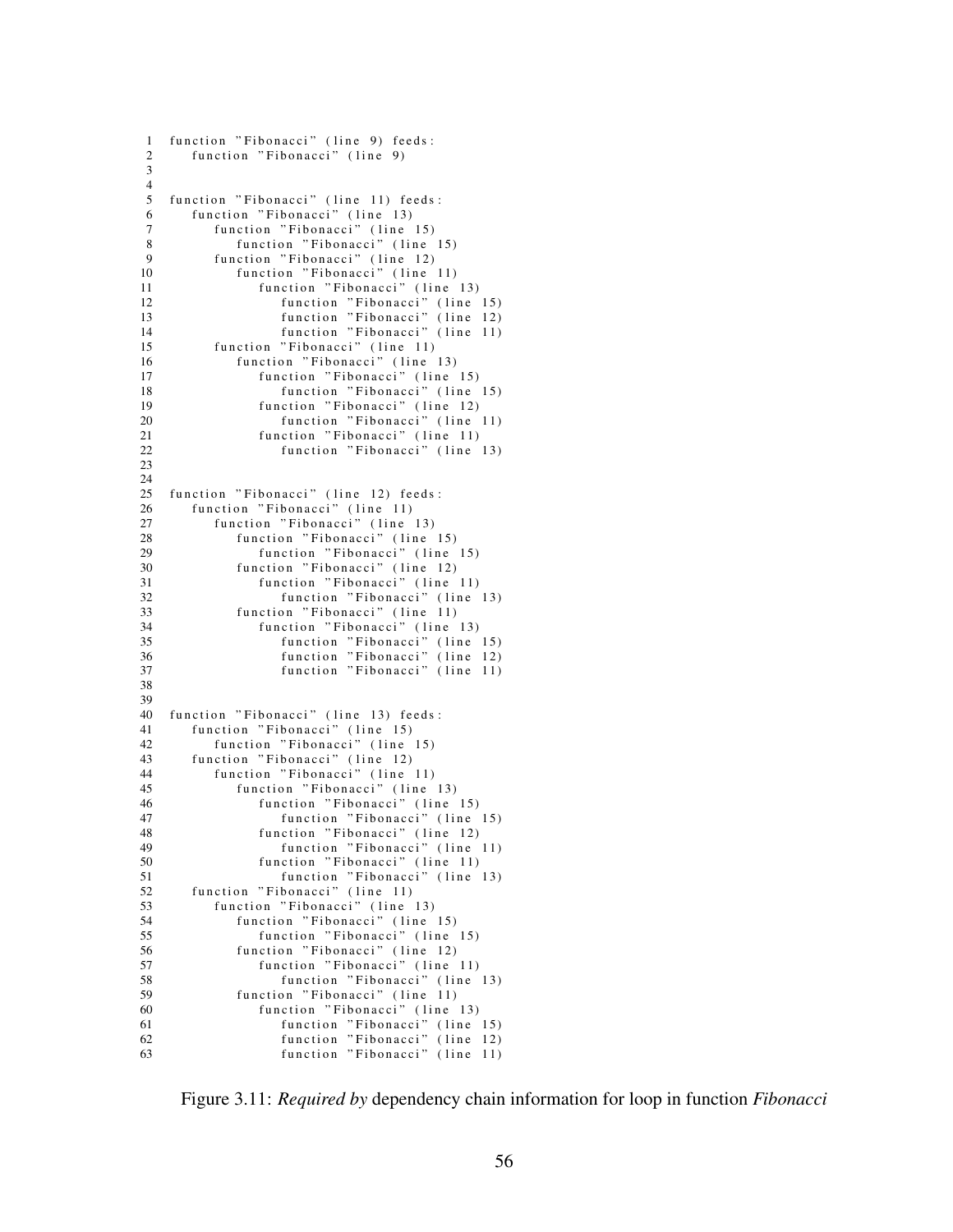```
function "Fibonacci" (line 9) feeds:
   function "Fibonacci" (line 9)


function "Fibonacci" (line 11) feeds:
   function "Fibonacci" (line 13)
      function "Fibonacci" (line 15)
         function "Fibonacci" (line 15)
      function "Fibonacci" (line 12)
         function "Fibonacci" (line 11)
            function "Fibonacci" (line 13)
               function "Fibonacci" (line 15)
               function "Fibonacci" (line 12)
               function "Fibonacci" (line 11)
      function "Fibonacci" (line 11)
         function "Fibonacci" (line 13)
            function "Fibonacci" (line 15)
               function "Fibonacci" (line 15)
            function "Fibonacci" (line 12)
               function "Fibonacci" (line 11)
            function "Fibonacci" (line 11)
               function "Fibonacci" (line 13)


function "Fibonacci" (line 12) feeds:
   function "Fibonacci" (line 11)
      function "Fibonacci" (line 13)
         function "Fibonacci" (line 15)
            function "Fibonacci" (line 15)
         function "Fibonacci" (line 12)
            function "Fibonacci" (line 11)
               function "Fibonacci" (line 13)
         function "Fibonacci" (line 11)
            function "Fibonacci" (line 13)
               function "Fibonacci" (line 15)
               function "Fibonacci" (line 12)
               function "Fibonacci" (line 11)


function "Fibonacci" (line 13) feeds:
   function "Fibonacci" (line 15)
      function "Fibonacci" (line 15)
   function "Fibonacci" (line 12)
      function "Fibonacci" (line 11)
         function "Fibonacci" (line 13)
            function "Fibonacci" (line 15)
               function "Fibonacci" (line 15)
            function "Fibonacci" (line 12)
               function "Fibonacci" (line 11)
            function "Fibonacci" (line 11)
               function "Fibonacci" (line 13)
   function "Fibonacci" (line 11)
      function "Fibonacci" (line 13)
         function "Fibonacci" (line 15)
            function "Fibonacci" (line 15)
         function "Fibonacci" (line 12)
            function "Fibonacci" (line 11)
               function "Fibonacci" (line 13)
         function "Fibonacci" (line 11)
            function "Fibonacci" (line 13)
               function "Fibonacci" (line 15)
               function "Fibonacci" (line 12)
               function "Fibonacci" (line 11)
```

Figure 3.11: *Required by* dependency chain information for loop in function *Fibonacci*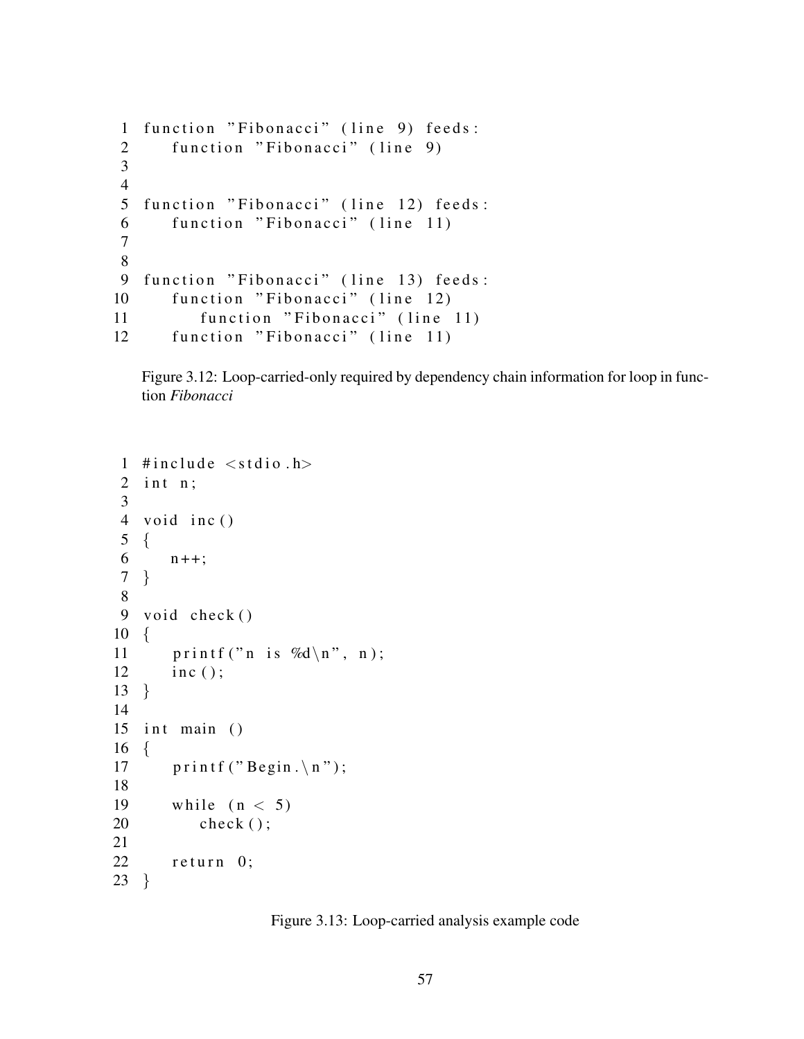```
1  function "Fibonacci" (line 9) feeds:
2     function "Fibonacci" (line 9)
3
4
5  function "Fibonacci" (line 12) feeds:
6     function "Fibonacci" (line 11)
7
8
9  function "Fibonacci" (line 13) feeds:
10    function "Fibonacci" (line 12)
11       function "Fibonacci" (line 11)
12    function "Fibonacci" (line 11)
```

Figure 3.12: Loop-carried-only required by dependency chain information for loop in function *Fibonacci*

```
1  #include <stdio.h>
2  int n;
3
4  void inc()
5  {
6     n++;
7  }
8
9  void check()
10 {
11    printf("n is %d\n", n);
12    inc();
13 }
14
15 int main ()
16 {
17    printf("Begin.\n");
18
19    while (n < 5)
20       check();
21
22    return 0;
23 }
```

Figure 3.13: Loop-carried analysis example code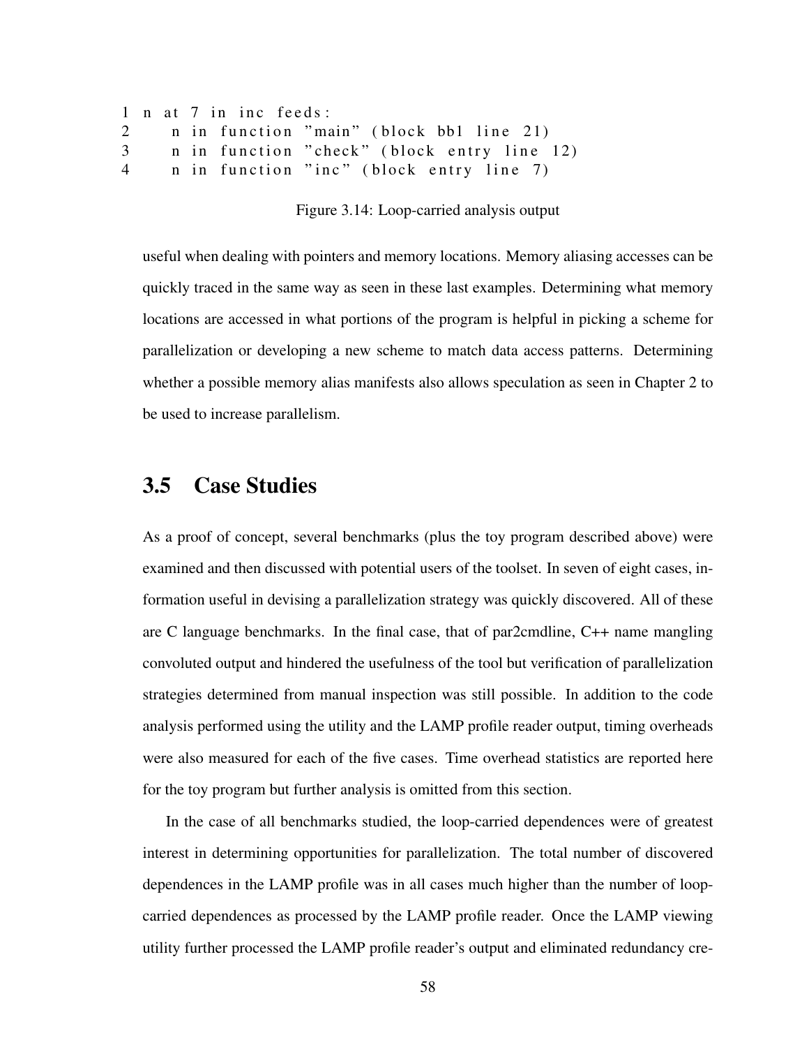```
1 n at 7 in inc feeds:
2    n in function "main" (block bb1 line 21)
3    n in function "check" (block entry line 12)
4    n in function "inc" (block entry line 7)
```

Figure 3.14: Loop-carried analysis output

useful when dealing with pointers and memory locations. Memory aliasing accesses can be quickly traced in the same way as seen in these last examples. Determining what memory locations are accessed in what portions of the program is helpful in picking a scheme for parallelization or developing a new scheme to match data access patterns. Determining whether a possible memory alias manifests also allows speculation as seen in Chapter 2 to be used to increase parallelism.

## 3.5 Case Studies

As a proof of concept, several benchmarks (plus the toy program described above) were examined and then discussed with potential users of the toolset. In seven of eight cases, information useful in devising a parallelization strategy was quickly discovered. All of these are C language benchmarks. In the final case, that of par2cmdline, C++ name mangling convoluted output and hindered the usefulness of the tool but verification of parallelization strategies determined from manual inspection was still possible. In addition to the code analysis performed using the utility and the LAMP profile reader output, timing overheads were also measured for each of the five cases. Time overhead statistics are reported here for the toy program but further analysis is omitted from this section.

In the case of all benchmarks studied, the loop-carried dependences were of greatest interest in determining opportunities for parallelization. The total number of discovered dependences in the LAMP profile was in all cases much higher than the number of loop-carried dependences as processed by the LAMP profile reader. Once the LAMP viewing utility further processed the LAMP profile reader's output and eliminated redundancy cre-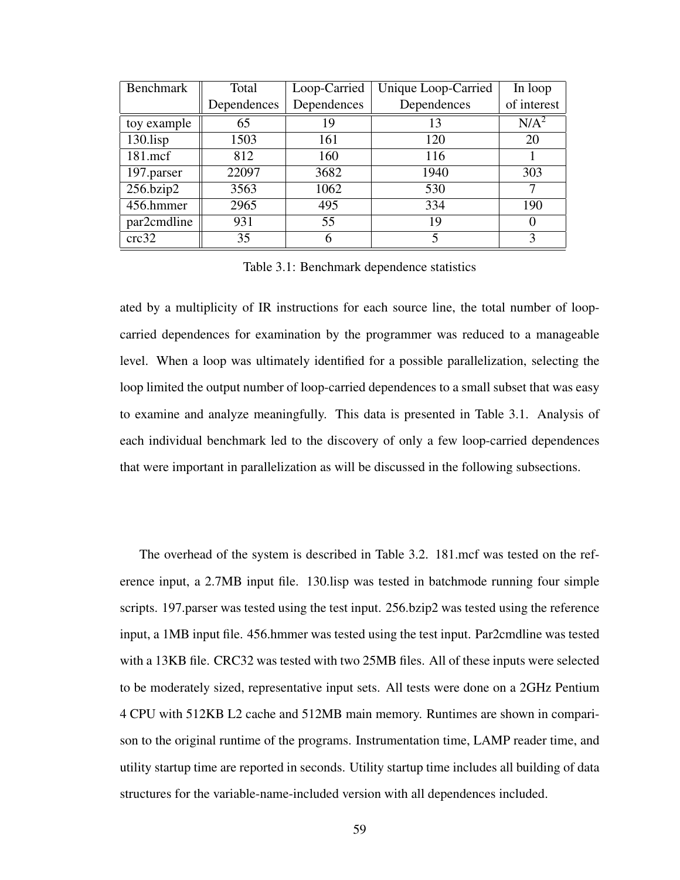| Benchmark | Total Dependences | Loop-Carried Dependences | Unique Loop-Carried Dependences | In loop of interest |
|---|---|---|---|---|
| toy example | 65 | 19 | 13 | N/A[2] |
| 130.lisp | 1503 | 161 | 120 | 20 |
| 181.mcf | 812 | 160 | 116 | 1 |
| 197.parser | 22097 | 3682 | 1940 | 303 |
| 256.bzip2 | 3563 | 1062 | 530 | 7 |
| 456.hmmer | 2965 | 495 | 334 | 190 |
| par2cmdline | 931 | 55 | 19 | 0 |
| crc32 | 35 | 6 | 5 | 3 |

Table 3.1: Benchmark dependence statistics

ated by a multiplicity of IR instructions for each source line, the total number of loop-carried dependences for examination by the programmer was reduced to a manageable level. When a loop was ultimately identified for a possible parallelization, selecting the loop limited the output number of loop-carried dependences to a small subset that was easy to examine and analyze meaningfully. This data is presented in Table 3.1. Analysis of each individual benchmark led to the discovery of only a few loop-carried dependences that were important in parallelization as will be discussed in the following subsections.

The overhead of the system is described in Table 3.2. 181.mcf was tested on the reference input, a 2.7MB input file. 130.lisp was tested in batchmode running four simple scripts. 197.parser was tested using the test input. 256.bzip2 was tested using the reference input, a 1MB input file. 456.hmmer was tested using the test input. Par2cmdline was tested with a 13KB file. CRC32 was tested with two 25MB files. All of these inputs were selected to be moderately sized, representative input sets. All tests were done on a 2GHz Pentium 4 CPU with 512KB L2 cache and 512MB main memory. Runtimes are shown in comparison to the original runtime of the programs. Instrumentation time, LAMP reader time, and utility startup time are reported in seconds. Utility startup time includes all building of data structures for the variable-name-included version with all dependences included.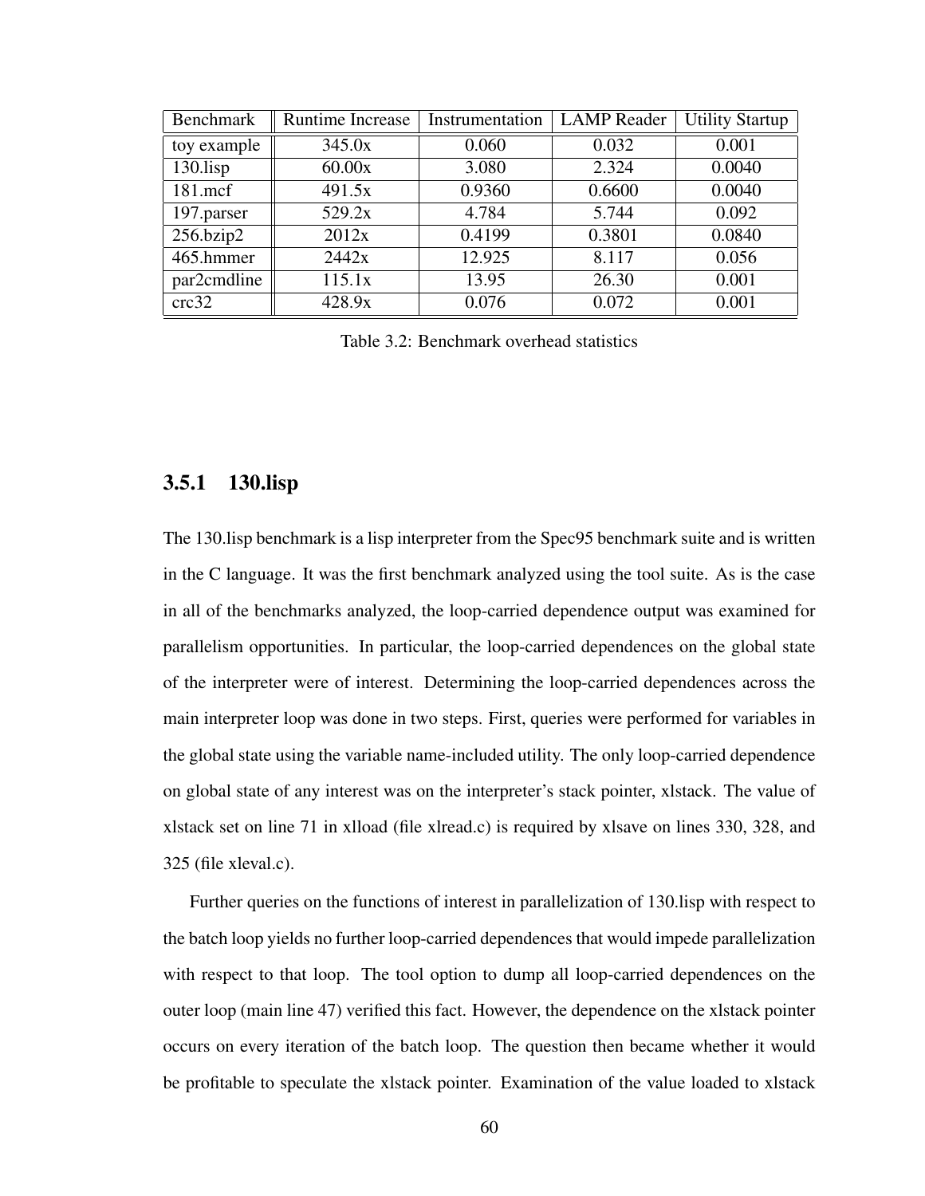| Benchmark | Runtime Increase | Instrumentation | LAMP Reader | Utility Startup |
|---|---|---|---|---|
| toy example | 345.0x | 0.060 | 0.032 | 0.001 |
| 130.lisp | 60.00x | 3.080 | 2.324 | 0.0040 |
| 181.mcf | 491.5x | 0.9360 | 0.6600 | 0.0040 |
| 197.parser | 529.2x | 4.784 | 5.744 | 0.092 |
| 256.bzip2 | 2012x | 0.4199 | 0.3801 | 0.0840 |
| 465.hmmer | 2442x | 12.925 | 8.117 | 0.056 |
| par2cmdline | 115.1x | 13.95 | 26.30 | 0.001 |
| crc32 | 428.9x | 0.076 | 0.072 | 0.001 |

Table 3.2: Benchmark overhead statistics

### 3.5.1 130.lisp

The 130.lisp benchmark is a lisp interpreter from the Spec95 benchmark suite and is written in the C language. It was the first benchmark analyzed using the tool suite. As is the case in all of the benchmarks analyzed, the loop-carried dependence output was examined for parallelism opportunities. In particular, the loop-carried dependences on the global state of the interpreter were of interest. Determining the loop-carried dependences across the main interpreter loop was done in two steps. First, queries were performed for variables in the global state using the variable name-included utility. The only loop-carried dependence on global state of any interest was on the interpreter's stack pointer, xlstack. The value of xlstack set on line 71 in xlload (file xlread.c) is required by xlsave on lines 330, 328, and 325 (file xleval.c).

Further queries on the functions of interest in parallelization of 130.lisp with respect to the batch loop yields no further loop-carried dependences that would impede parallelization with respect to that loop. The tool option to dump all loop-carried dependences on the outer loop (main line 47) verified this fact. However, the dependence on the xlstack pointer occurs on every iteration of the batch loop. The question then became whether it would be profitable to speculate the xlstack pointer. Examination of the value loaded to xlstack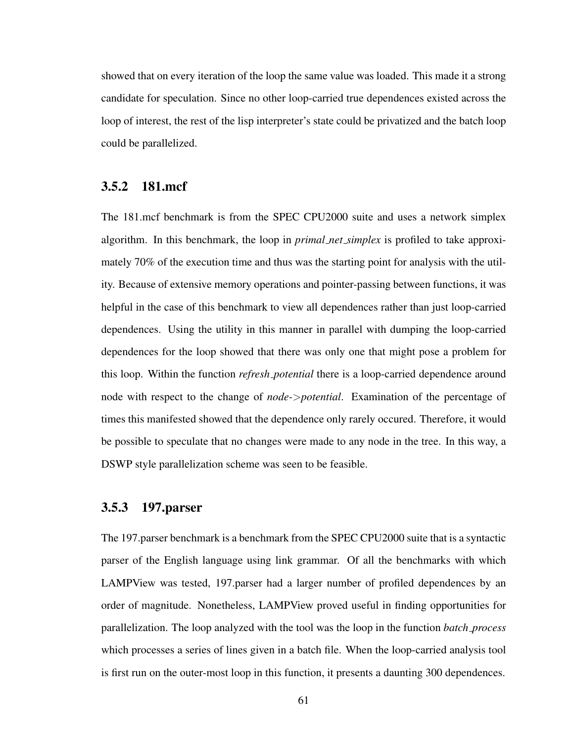showed that on every iteration of the loop the same value was loaded. This made it a strong candidate for speculation. Since no other loop-carried true dependences existed across the loop of interest, the rest of the lisp interpreter's state could be privatized and the batch loop could be parallelized.

### 3.5.2 181.mcf

The 181.mcf benchmark is from the SPEC CPU2000 suite and uses a network simplex algorithm. In this benchmark, the loop in *primal_net_simplex* is profiled to take approximately 70% of the execution time and thus was the starting point for analysis with the utility. Because of extensive memory operations and pointer-passing between functions, it was helpful in the case of this benchmark to view all dependences rather than just loop-carried dependences. Using the utility in this manner in parallel with dumping the loop-carried dependences for the loop showed that there was only one that might pose a problem for this loop. Within the function *refresh_potential* there is a loop-carried dependence around node with respect to the change of *node->potential*. Examination of the percentage of times this manifested showed that the dependence only rarely occured. Therefore, it would be possible to speculate that no changes were made to any node in the tree. In this way, a DSWP style parallelization scheme was seen to be feasible.

### 3.5.3 197.parser

The 197.parser benchmark is a benchmark from the SPEC CPU2000 suite that is a syntactic parser of the English language using link grammar. Of all the benchmarks with which LAMPView was tested, 197.parser had a larger number of profiled dependences by an order of magnitude. Nonetheless, LAMPView proved useful in finding opportunities for parallelization. The loop analyzed with the tool was the loop in the function *batch_process* which processes a series of lines given in a batch file. When the loop-carried analysis tool is first run on the outer-most loop in this function, it presents a daunting 300 dependences.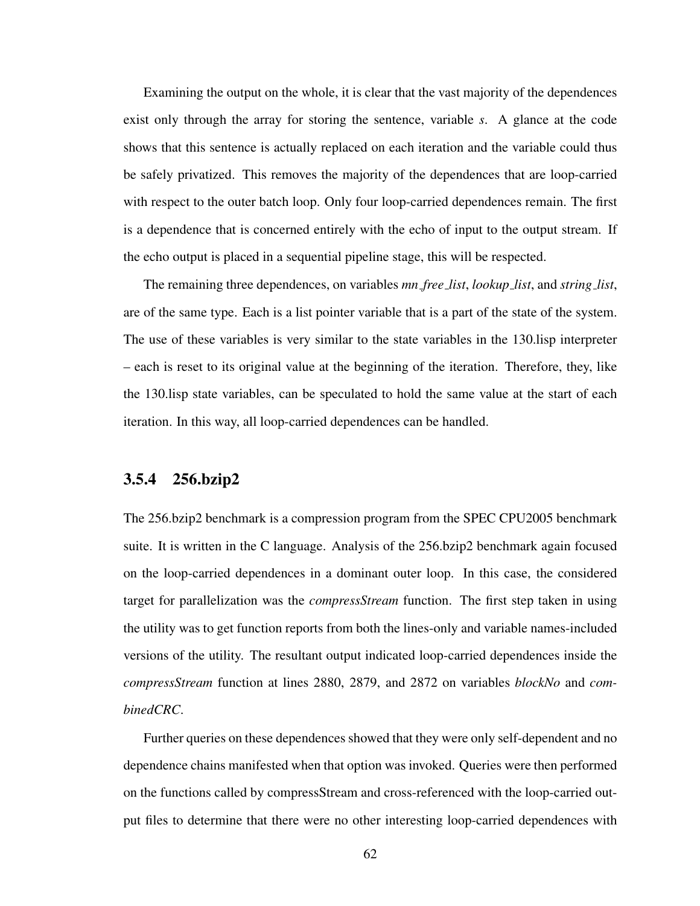Examining the output on the whole, it is clear that the vast majority of the dependences exist only through the array for storing the sentence, variable *s*. A glance at the code shows that this sentence is actually replaced on each iteration and the variable could thus be safely privatized. This removes the majority of the dependences that are loop-carried with respect to the outer batch loop. Only four loop-carried dependences remain. The first is a dependence that is concerned entirely with the echo of input to the output stream. If the echo output is placed in a sequential pipeline stage, this will be respected.

The remaining three dependences, on variables *mn_free_list*, *lookup_list*, and *string_list*, are of the same type. Each is a list pointer variable that is a part of the state of the system. The use of these variables is very similar to the state variables in the 130.lisp interpreter – each is reset to its original value at the beginning of the iteration. Therefore, they, like the 130.lisp state variables, can be speculated to hold the same value at the start of each iteration. In this way, all loop-carried dependences can be handled.

### 3.5.4 256.bzip2

The 256.bzip2 benchmark is a compression program from the SPEC CPU2005 benchmark suite. It is written in the C language. Analysis of the 256.bzip2 benchmark again focused on the loop-carried dependences in a dominant outer loop. In this case, the considered target for parallelization was the *compressStream* function. The first step taken in using the utility was to get function reports from both the lines-only and variable names-included versions of the utility. The resultant output indicated loop-carried dependences inside the *compressStream* function at lines 2880, 2879, and 2872 on variables *blockNo* and *combinedCRC*.

Further queries on these dependences showed that they were only self-dependent and no dependence chains manifested when that option was invoked. Queries were then performed on the functions called by compressStream and cross-referenced with the loop-carried output files to determine that there were no other interesting loop-carried dependences with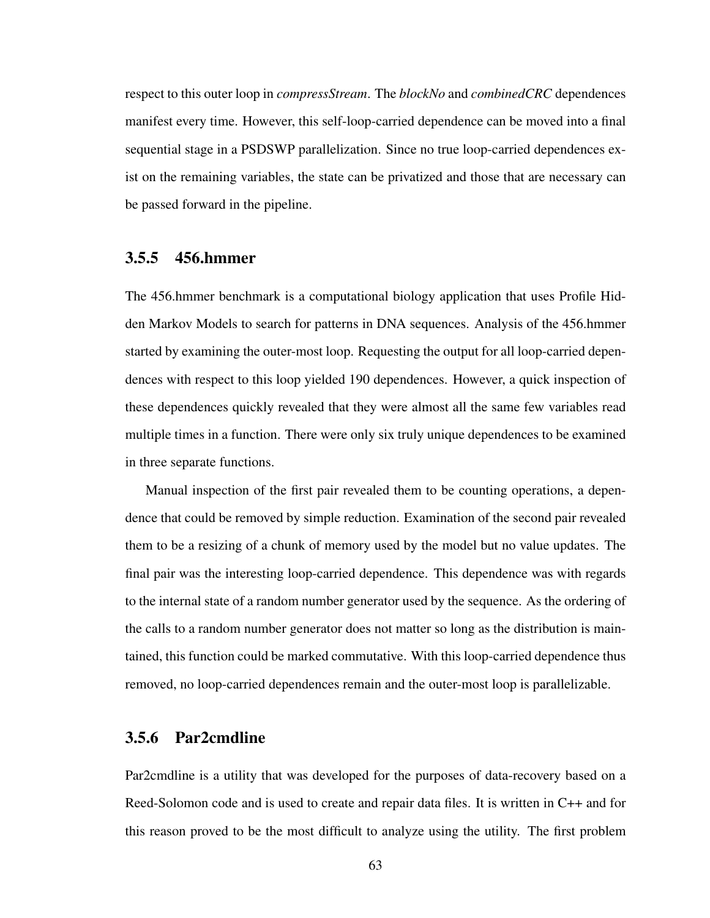respect to this outer loop in *compressStream*. The *blockNo* and *combinedCRC* dependences manifest every time. However, this self-loop-carried dependence can be moved into a final sequential stage in a PSDSWP parallelization. Since no true loop-carried dependences exist on the remaining variables, the state can be privatized and those that are necessary can be passed forward in the pipeline.

### 3.5.5 456.hmmer

The 456.hmmer benchmark is a computational biology application that uses Profile Hidden Markov Models to search for patterns in DNA sequences. Analysis of the 456.hmmer started by examining the outer-most loop. Requesting the output for all loop-carried dependences with respect to this loop yielded 190 dependences. However, a quick inspection of these dependences quickly revealed that they were almost all the same few variables read multiple times in a function. There were only six truly unique dependences to be examined in three separate functions.

Manual inspection of the first pair revealed them to be counting operations, a dependence that could be removed by simple reduction. Examination of the second pair revealed them to be a resizing of a chunk of memory used by the model but no value updates. The final pair was the interesting loop-carried dependence. This dependence was with regards to the internal state of a random number generator used by the sequence. As the ordering of the calls to a random number generator does not matter so long as the distribution is maintained, this function could be marked commutative. With this loop-carried dependence thus removed, no loop-carried dependences remain and the outer-most loop is parallelizable.

### 3.5.6 Par2cmdline

Par2cmdline is a utility that was developed for the purposes of data-recovery based on a Reed-Solomon code and is used to create and repair data files. It is written in C++ and for this reason proved to be the most difficult to analyze using the utility. The first problem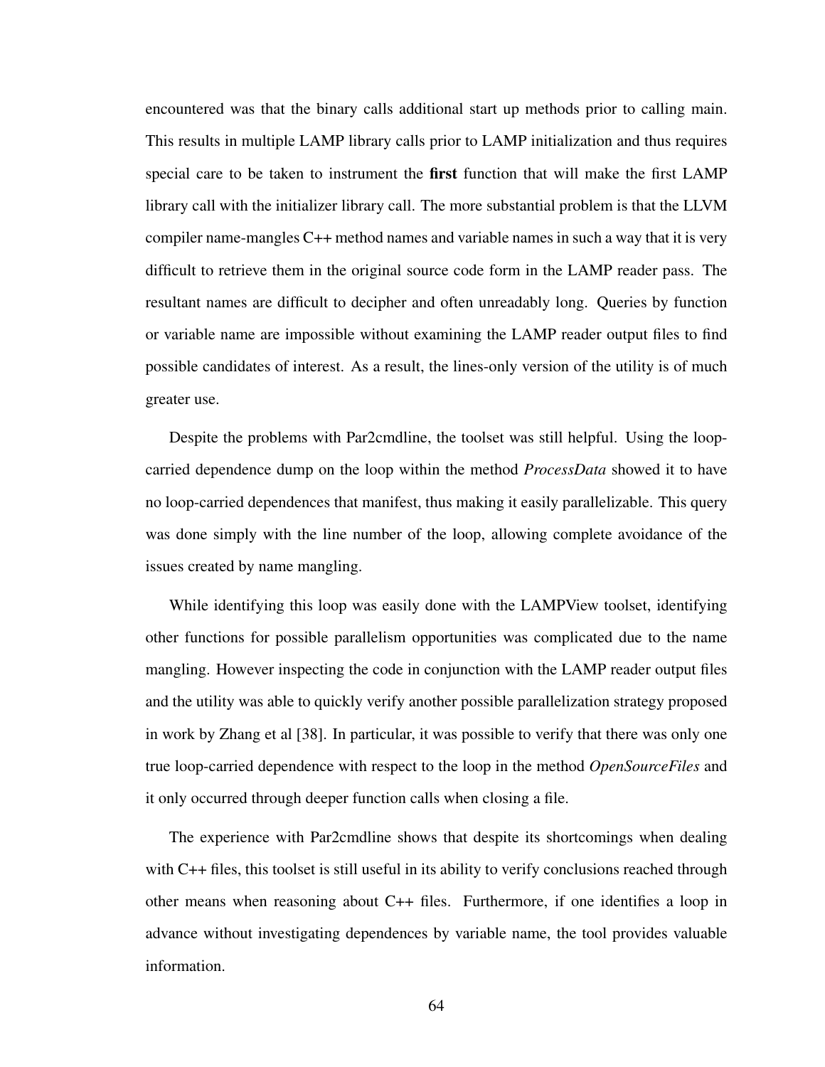encountered was that the binary calls additional start up methods prior to calling main. This results in multiple LAMP library calls prior to LAMP initialization and thus requires special care to be taken to instrument the **first** function that will make the first LAMP library call with the initializer library call. The more substantial problem is that the LLVM compiler name-mangles C++ method names and variable names in such a way that it is very difficult to retrieve them in the original source code form in the LAMP reader pass. The resultant names are difficult to decipher and often unreadably long. Queries by function or variable name are impossible without examining the LAMP reader output files to find possible candidates of interest. As a result, the lines-only version of the utility is of much greater use.

Despite the problems with Par2cmdline, the toolset was still helpful. Using the loop-carried dependence dump on the loop within the method *ProcessData* showed it to have no loop-carried dependences that manifest, thus making it easily parallelizable. This query was done simply with the line number of the loop, allowing complete avoidance of the issues created by name mangling.

While identifying this loop was easily done with the LAMPView toolset, identifying other functions for possible parallelism opportunities was complicated due to the name mangling. However inspecting the code in conjunction with the LAMP reader output files and the utility was able to quickly verify another possible parallelization strategy proposed in work by Zhang et al [38]. In particular, it was possible to verify that there was only one true loop-carried dependence with respect to the loop in the method *OpenSourceFiles* and it only occurred through deeper function calls when closing a file.

The experience with Par2cmdline shows that despite its shortcomings when dealing with C++ files, this toolset is still useful in its ability to verify conclusions reached through other means when reasoning about C++ files. Furthermore, if one identifies a loop in advance without investigating dependences by variable name, the tool provides valuable information.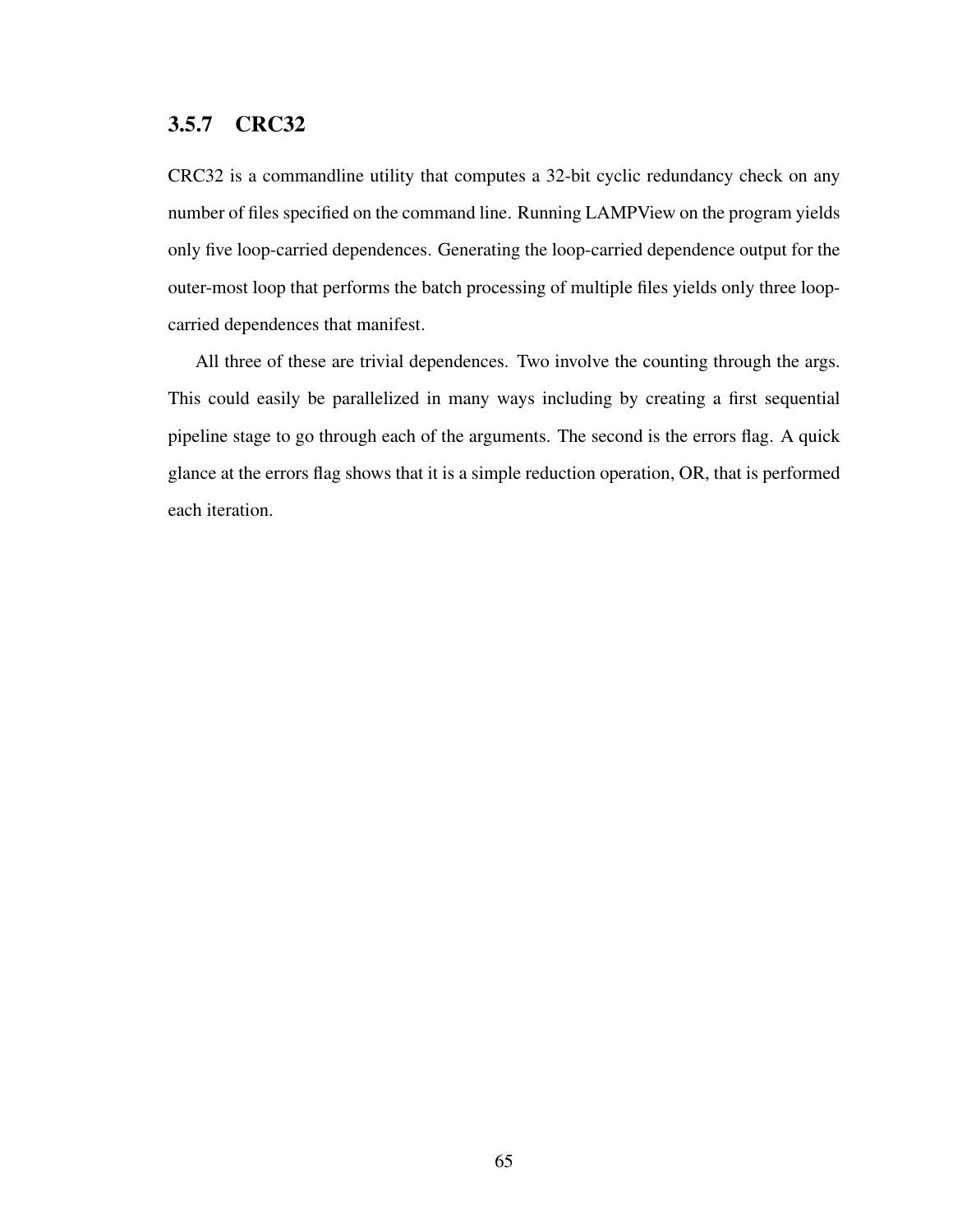### 3.5.7 CRC32

CRC32 is a commandline utility that computes a 32-bit cyclic redundancy check on any number of files specified on the command line. Running LAMPView on the program yields only five loop-carried dependences. Generating the loop-carried dependence output for the outer-most loop that performs the batch processing of multiple files yields only three loop-carried dependences that manifest.

All three of these are trivial dependences. Two involve the counting through the args. This could easily be parallelized in many ways including by creating a first sequential pipeline stage to go through each of the arguments. The second is the errors flag. A quick glance at the errors flag shows that it is a simple reduction operation, OR, that is performed each iteration.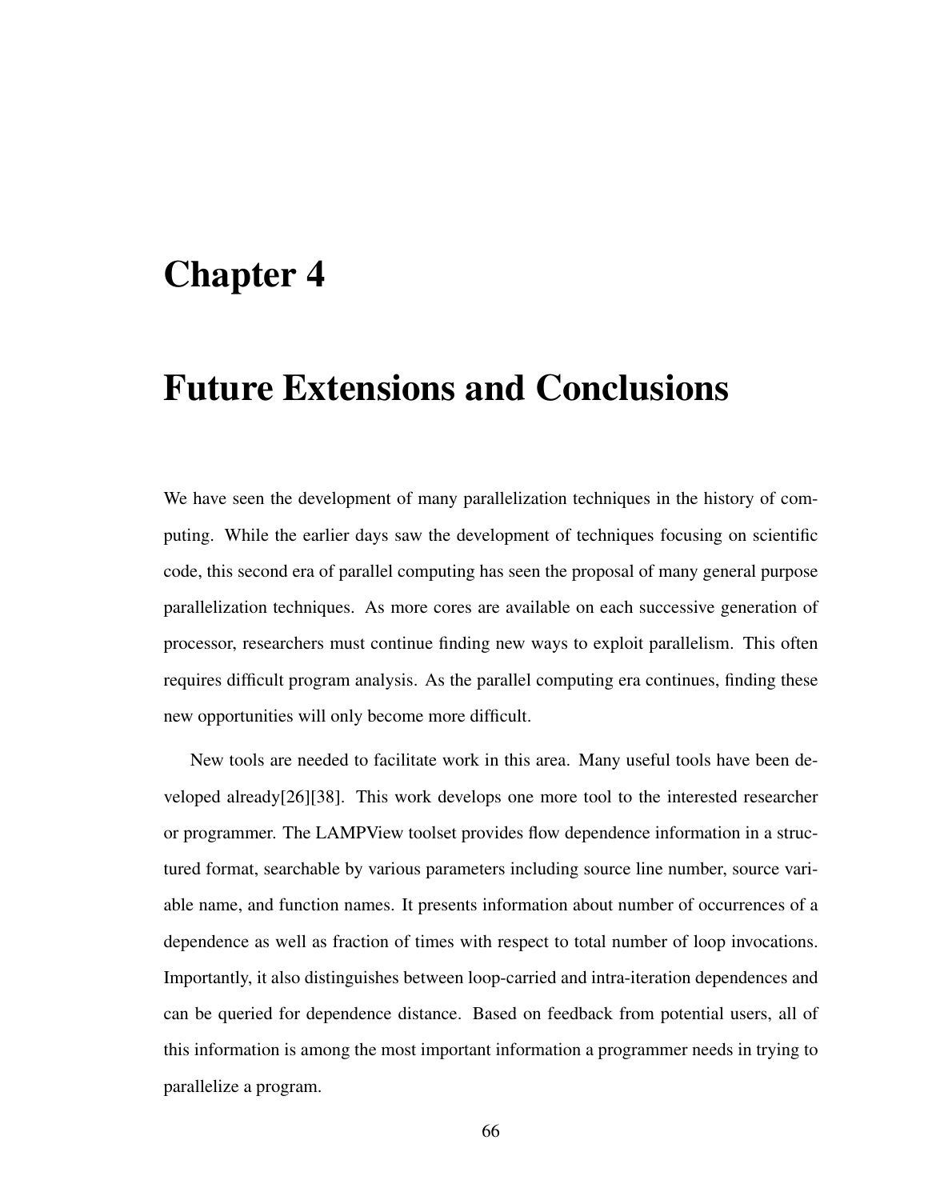# Chapter 4

# Future Extensions and Conclusions

We have seen the development of many parallelization techniques in the history of computing. While the earlier days saw the development of techniques focusing on scientific code, this second era of parallel computing has seen the proposal of many general purpose parallelization techniques. As more cores are available on each successive generation of processor, researchers must continue finding new ways to exploit parallelism. This often requires difficult program analysis. As the parallel computing era continues, finding these new opportunities will only become more difficult.

New tools are needed to facilitate work in this area. Many useful tools have been developed already[26][38]. This work develops one more tool to the interested researcher or programmer. The LAMPView toolset provides flow dependence information in a structured format, searchable by various parameters including source line number, source variable name, and function names. It presents information about number of occurrences of a dependence as well as fraction of times with respect to total number of loop invocations. Importantly, it also distinguishes between loop-carried and intra-iteration dependences and can be queried for dependence distance. Based on feedback from potential users, all of this information is among the most important information a programmer needs in trying to parallelize a program.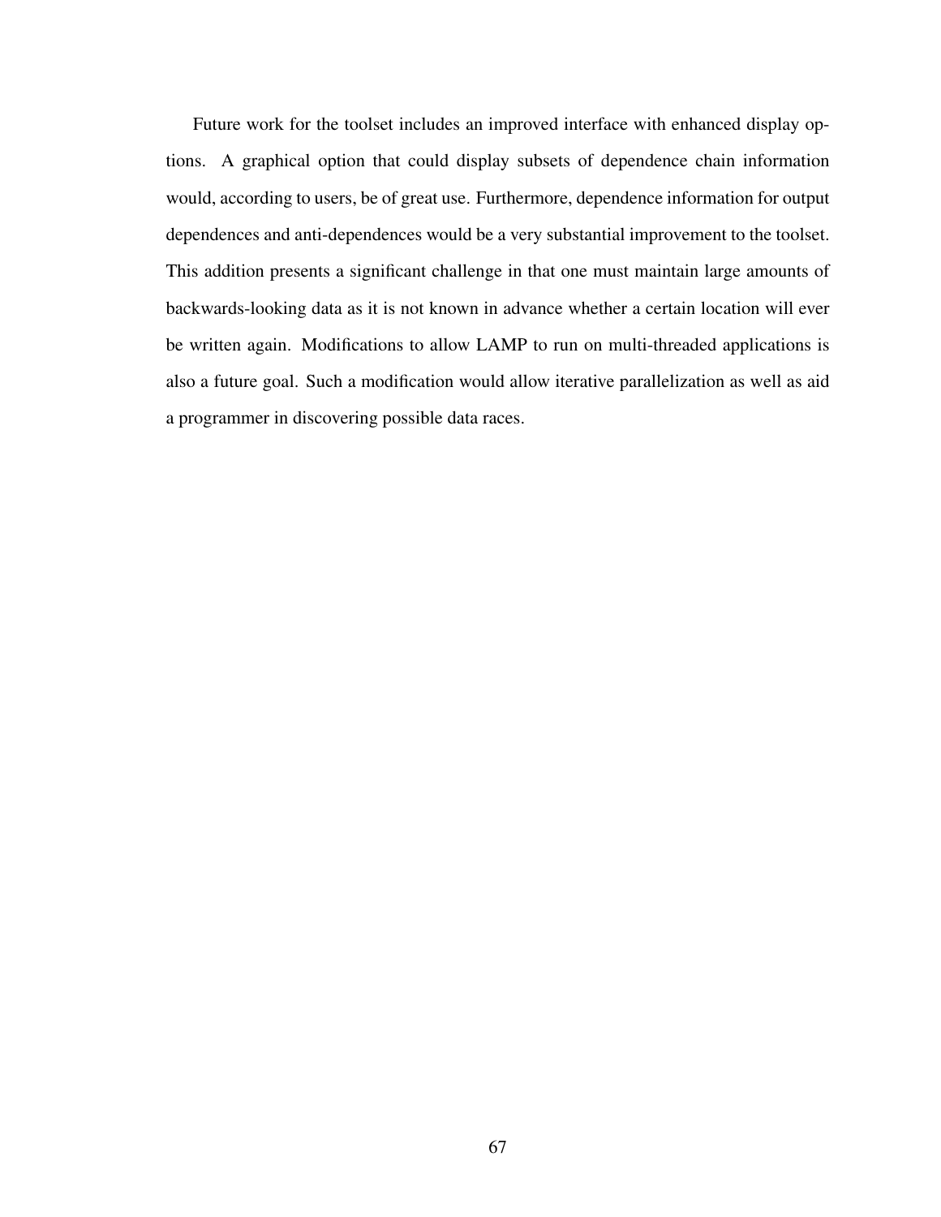Future work for the toolset includes an improved interface with enhanced display options. A graphical option that could display subsets of dependence chain information would, according to users, be of great use. Furthermore, dependence information for output dependences and anti-dependences would be a very substantial improvement to the toolset. This addition presents a significant challenge in that one must maintain large amounts of backwards-looking data as it is not known in advance whether a certain location will ever be written again. Modifications to allow LAMP to run on multi-threaded applications is also a future goal. Such a modification would allow iterative parallelization as well as aid a programmer in discovering possible data races.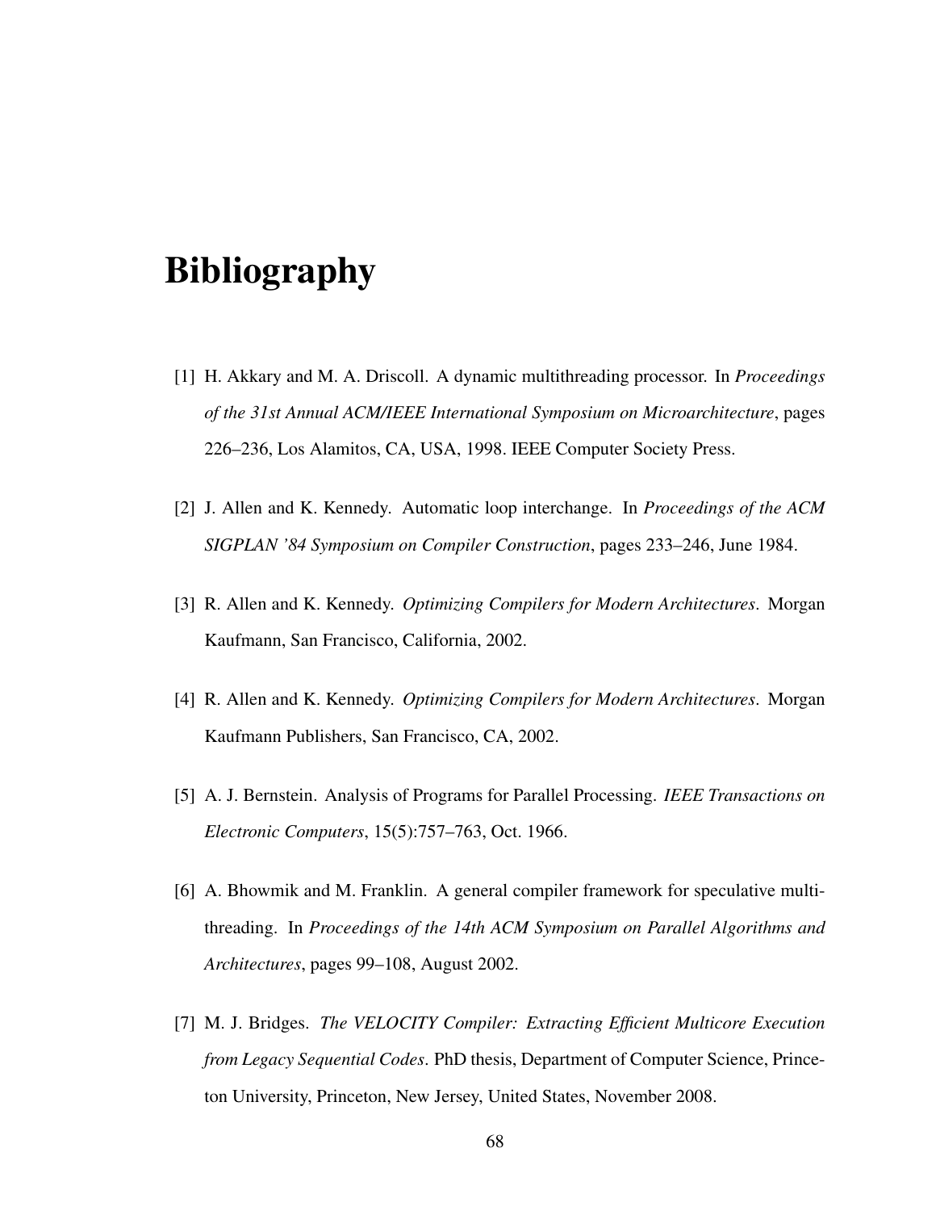# Bibliography

[1] H. Akkary and M. A. Driscoll. A dynamic multithreading processor. In *Proceedings of the 31st Annual ACM/IEEE International Symposium on Microarchitecture*, pages 226–236, Los Alamitos, CA, USA, 1998. IEEE Computer Society Press.

[2] J. Allen and K. Kennedy. Automatic loop interchange. In *Proceedings of the ACM SIGPLAN '84 Symposium on Compiler Construction*, pages 233–246, June 1984.

[3] R. Allen and K. Kennedy. *Optimizing Compilers for Modern Architectures*. Morgan Kaufmann, San Francisco, California, 2002.

[4] R. Allen and K. Kennedy. *Optimizing Compilers for Modern Architectures*. Morgan Kaufmann Publishers, San Francisco, CA, 2002.

[5] A. J. Bernstein. Analysis of Programs for Parallel Processing. *IEEE Transactions on Electronic Computers*, 15(5):757–763, Oct. 1966.

[6] A. Bhowmik and M. Franklin. A general compiler framework for speculative multithreading. In *Proceedings of the 14th ACM Symposium on Parallel Algorithms and Architectures*, pages 99–108, August 2002.

[7] M. J. Bridges. *The VELOCITY Compiler: Extracting Efficient Multicore Execution from Legacy Sequential Codes*. PhD thesis, Department of Computer Science, Princeton University, Princeton, New Jersey, United States, November 2008.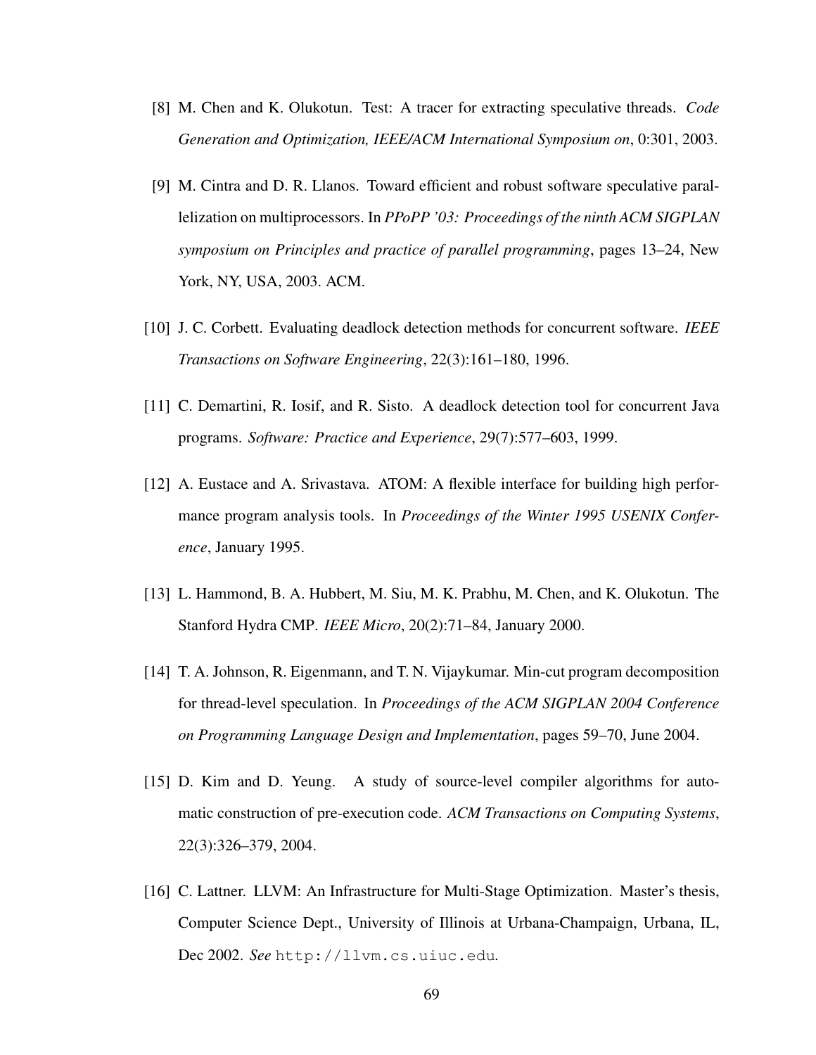[8] M. Chen and K. Olukotun. Test: A tracer for extracting speculative threads. *Code Generation and Optimization, IEEE/ACM International Symposium on*, 0:301, 2003.

[9] M. Cintra and D. R. Llanos. Toward efficient and robust software speculative parallelization on multiprocessors. In *PPoPP '03: Proceedings of the ninth ACM SIGPLAN symposium on Principles and practice of parallel programming*, pages 13–24, New York, NY, USA, 2003. ACM.

[10] J. C. Corbett. Evaluating deadlock detection methods for concurrent software. *IEEE Transactions on Software Engineering*, 22(3):161–180, 1996.

[11] C. Demartini, R. Iosif, and R. Sisto. A deadlock detection tool for concurrent Java programs. *Software: Practice and Experience*, 29(7):577–603, 1999.

[12] A. Eustace and A. Srivastava. ATOM: A flexible interface for building high performance program analysis tools. In *Proceedings of the Winter 1995 USENIX Conference*, January 1995.

[13] L. Hammond, B. A. Hubbert, M. Siu, M. K. Prabhu, M. Chen, and K. Olukotun. The Stanford Hydra CMP. *IEEE Micro*, 20(2):71–84, January 2000.

[14] T. A. Johnson, R. Eigenmann, and T. N. Vijaykumar. Min-cut program decomposition for thread-level speculation. In *Proceedings of the ACM SIGPLAN 2004 Conference on Programming Language Design and Implementation*, pages 59–70, June 2004.

[15] D. Kim and D. Yeung. A study of source-level compiler algorithms for automatic construction of pre-execution code. *ACM Transactions on Computing Systems*, 22(3):326–379, 2004.

[16] C. Lattner. LLVM: An Infrastructure for Multi-Stage Optimization. Master's thesis, Computer Science Dept., University of Illinois at Urbana-Champaign, Urbana, IL, Dec 2002. *See* `http://llvm.cs.uiuc.edu`.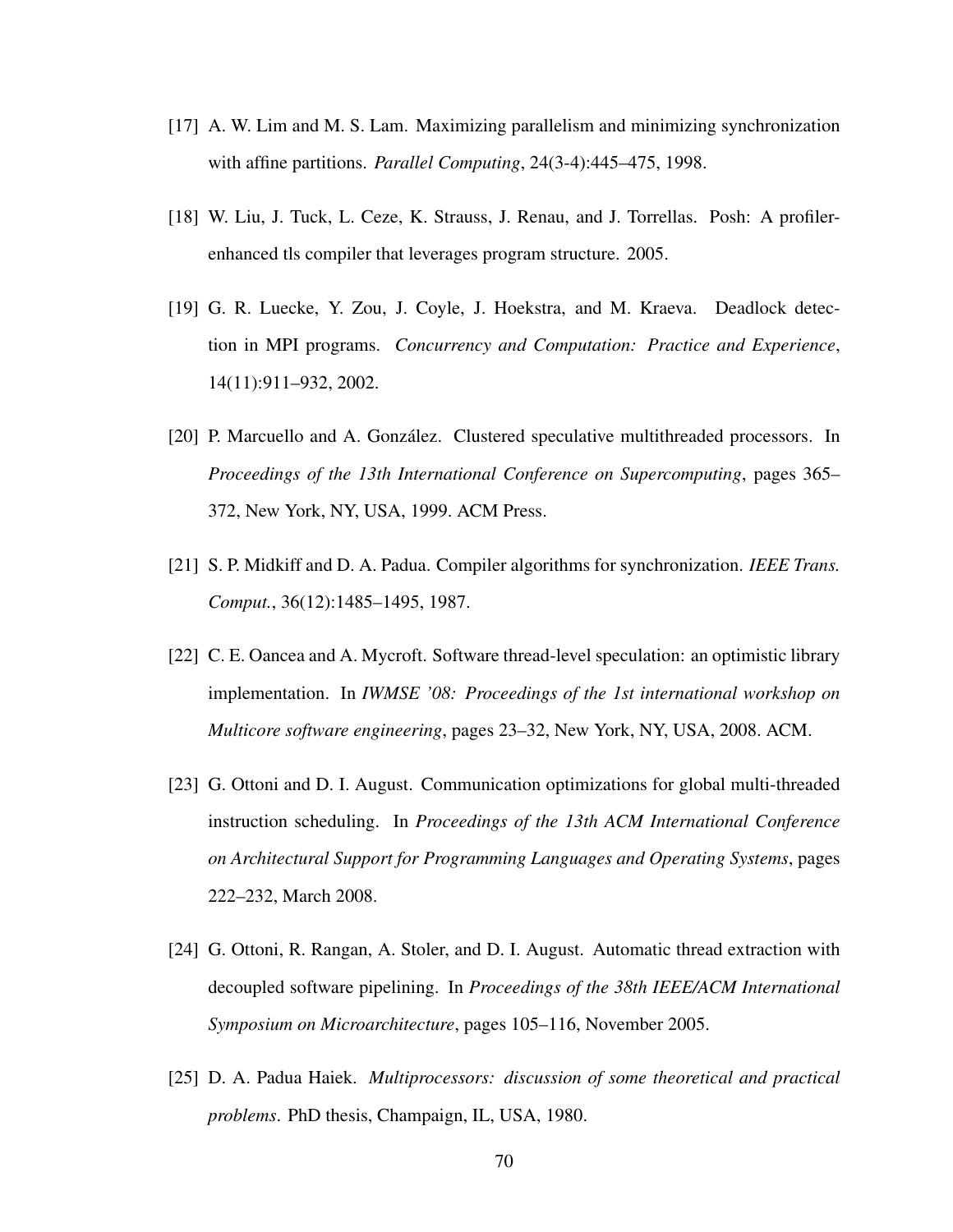[17] A. W. Lim and M. S. Lam. Maximizing parallelism and minimizing synchronization with affine partitions. *Parallel Computing*, 24(3-4):445–475, 1998.

[18] W. Liu, J. Tuck, L. Ceze, K. Strauss, J. Renau, and J. Torrellas. Posh: A profiler-enhanced tls compiler that leverages program structure. 2005.

[19] G. R. Luecke, Y. Zou, J. Coyle, J. Hoekstra, and M. Kraeva. Deadlock detection in MPI programs. *Concurrency and Computation: Practice and Experience*, 14(11):911–932, 2002.

[20] P. Marcuello and A. González. Clustered speculative multithreaded processors. In *Proceedings of the 13th International Conference on Supercomputing*, pages 365–372, New York, NY, USA, 1999. ACM Press.

[21] S. P. Midkiff and D. A. Padua. Compiler algorithms for synchronization. *IEEE Trans. Comput.*, 36(12):1485–1495, 1987.

[22] C. E. Oancea and A. Mycroft. Software thread-level speculation: an optimistic library implementation. In *IWMSE '08: Proceedings of the 1st international workshop on Multicore software engineering*, pages 23–32, New York, NY, USA, 2008. ACM.

[23] G. Ottoni and D. I. August. Communication optimizations for global multi-threaded instruction scheduling. In *Proceedings of the 13th ACM International Conference on Architectural Support for Programming Languages and Operating Systems*, pages 222–232, March 2008.

[24] G. Ottoni, R. Rangan, A. Stoler, and D. I. August. Automatic thread extraction with decoupled software pipelining. In *Proceedings of the 38th IEEE/ACM International Symposium on Microarchitecture*, pages 105–116, November 2005.

[25] D. A. Padua Haiek. *Multiprocessors: discussion of some theoretical and practical problems*. PhD thesis, Champaign, IL, USA, 1980.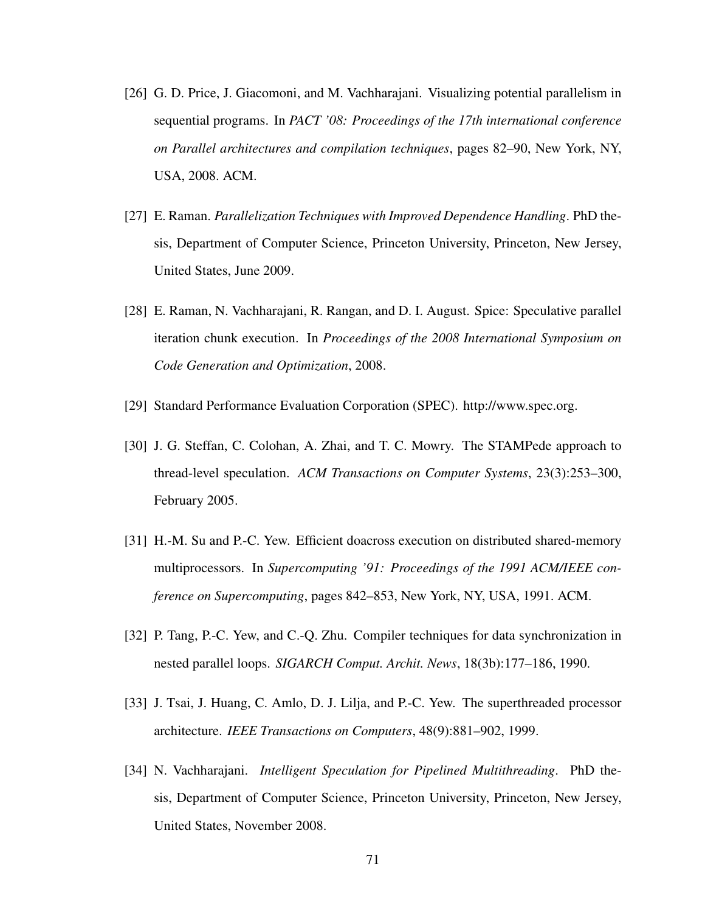[26] G. D. Price, J. Giacomoni, and M. Vachharajani. Visualizing potential parallelism in sequential programs. In *PACT '08: Proceedings of the 17th international conference on Parallel architectures and compilation techniques*, pages 82–90, New York, NY, USA, 2008. ACM.

[27] E. Raman. *Parallelization Techniques with Improved Dependence Handling*. PhD thesis, Department of Computer Science, Princeton University, Princeton, New Jersey, United States, June 2009.

[28] E. Raman, N. Vachharajani, R. Rangan, and D. I. August. Spice: Speculative parallel iteration chunk execution. In *Proceedings of the 2008 International Symposium on Code Generation and Optimization*, 2008.

[29] Standard Performance Evaluation Corporation (SPEC). http://www.spec.org.

[30] J. G. Steffan, C. Colohan, A. Zhai, and T. C. Mowry. The STAMPede approach to thread-level speculation. *ACM Transactions on Computer Systems*, 23(3):253–300, February 2005.

[31] H.-M. Su and P.-C. Yew. Efficient doacross execution on distributed shared-memory multiprocessors. In *Supercomputing '91: Proceedings of the 1991 ACM/IEEE conference on Supercomputing*, pages 842–853, New York, NY, USA, 1991. ACM.

[32] P. Tang, P.-C. Yew, and C.-Q. Zhu. Compiler techniques for data synchronization in nested parallel loops. *SIGARCH Comput. Archit. News*, 18(3b):177–186, 1990.

[33] J. Tsai, J. Huang, C. Amlo, D. J. Lilja, and P.-C. Yew. The superthreaded processor architecture. *IEEE Transactions on Computers*, 48(9):881–902, 1999.

[34] N. Vachharajani. *Intelligent Speculation for Pipelined Multithreading*. PhD thesis, Department of Computer Science, Princeton University, Princeton, New Jersey, United States, November 2008.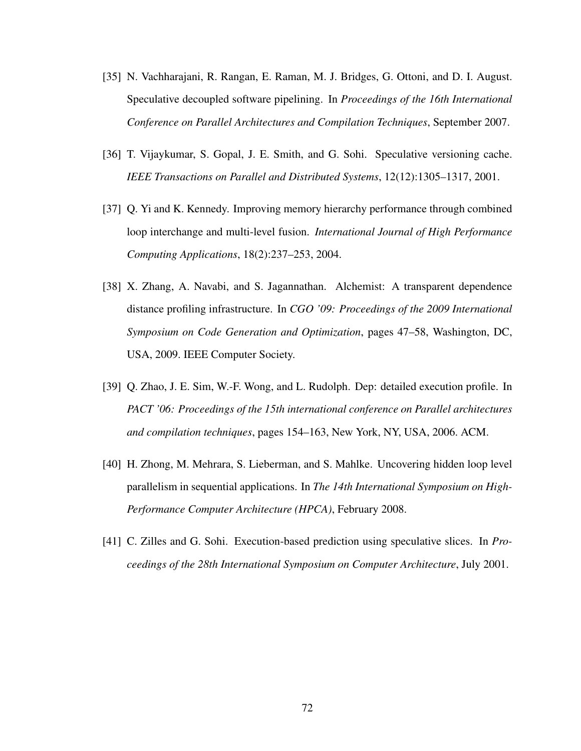[35] N. Vachharajani, R. Rangan, E. Raman, M. J. Bridges, G. Ottoni, and D. I. August. Speculative decoupled software pipelining. In *Proceedings of the 16th International Conference on Parallel Architectures and Compilation Techniques*, September 2007.

[36] T. Vijaykumar, S. Gopal, J. E. Smith, and G. Sohi. Speculative versioning cache. *IEEE Transactions on Parallel and Distributed Systems*, 12(12):1305–1317, 2001.

[37] Q. Yi and K. Kennedy. Improving memory hierarchy performance through combined loop interchange and multi-level fusion. *International Journal of High Performance Computing Applications*, 18(2):237–253, 2004.

[38] X. Zhang, A. Navabi, and S. Jagannathan. Alchemist: A transparent dependence distance profiling infrastructure. In *CGO '09: Proceedings of the 2009 International Symposium on Code Generation and Optimization*, pages 47–58, Washington, DC, USA, 2009. IEEE Computer Society.

[39] Q. Zhao, J. E. Sim, W.-F. Wong, and L. Rudolph. Dep: detailed execution profile. In *PACT '06: Proceedings of the 15th international conference on Parallel architectures and compilation techniques*, pages 154–163, New York, NY, USA, 2006. ACM.

[40] H. Zhong, M. Mehrara, S. Lieberman, and S. Mahlke. Uncovering hidden loop level parallelism in sequential applications. In *The 14th International Symposium on High-Performance Computer Architecture (HPCA)*, February 2008.

[41] C. Zilles and G. Sohi. Execution-based prediction using speculative slices. In *Proceedings of the 28th International Symposium on Computer Architecture*, July 2001.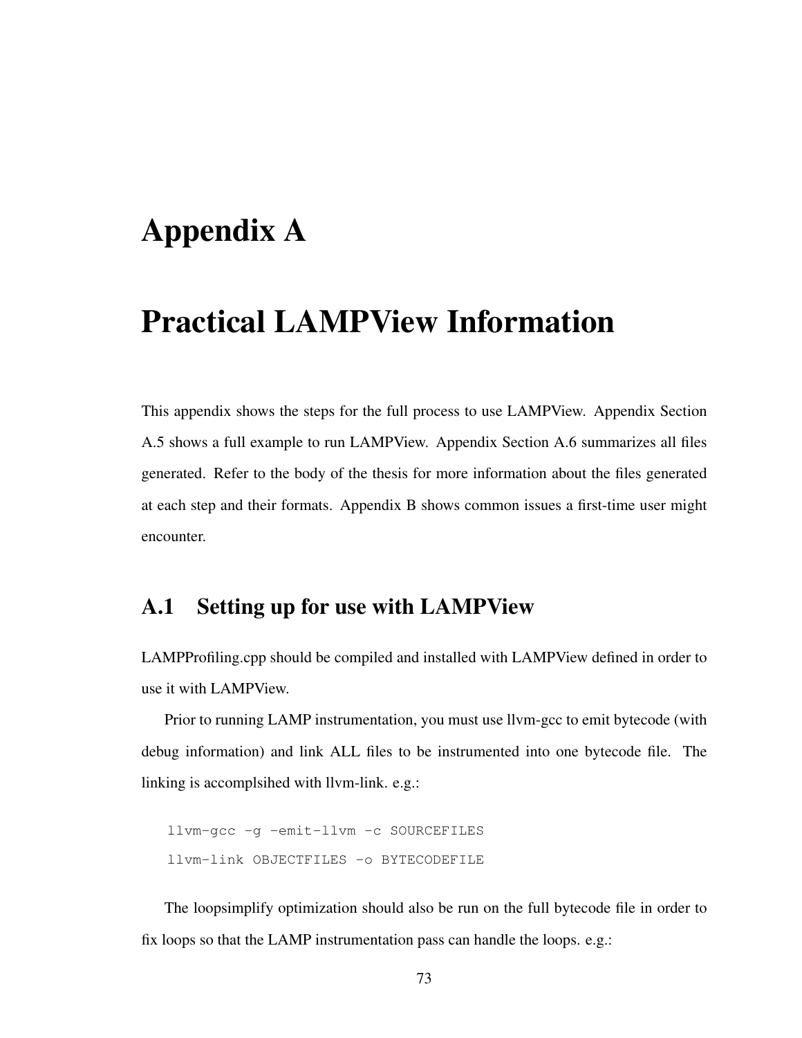# Appendix A

# Practical LAMPView Information

This appendix shows the steps for the full process to use LAMPView. Appendix Section A.5 shows a full example to run LAMPView. Appendix Section A.6 summarizes all files generated. Refer to the body of the thesis for more information about the files generated at each step and their formats. Appendix B shows common issues a first-time user might encounter.

## A.1 Setting up for use with LAMPView

LAMPProfiling.cpp should be compiled and installed with LAMPView defined in order to use it with LAMPView.

Prior to running LAMP instrumentation, you must use llvm-gcc to emit bytecode (with debug information) and link ALL files to be instrumented into one bytecode file. The linking is accomplsihed with llvm-link. e.g.:

```
llvm-gcc -g -emit-llvm -c SOURCEFILES
llvm-link OBJECTFILES -o BYTECODEFILE
```

The loopsimplify optimization should also be run on the full bytecode file in order to fix loops so that the LAMP instrumentation pass can handle the loops. e.g.: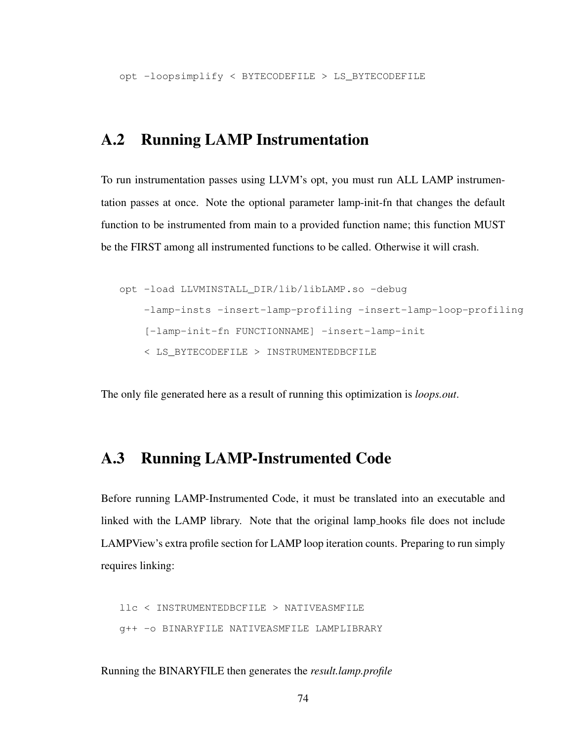```
opt -loopsimplify < BYTECODEFILE > LS_BYTECODEFILE
```

## A.2 Running LAMP Instrumentation

To run instrumentation passes using LLVM's opt, you must run ALL LAMP instrumentation passes at once. Note the optional parameter lamp-init-fn that changes the default function to be instrumented from main to a provided function name; this function MUST be the FIRST among all instrumented functions to be called. Otherwise it will crash.

```
opt -load LLVMINSTALL_DIR/lib/libLAMP.so -debug
    -lamp-insts -insert-lamp-profiling -insert-lamp-loop-profiling
    [-lamp-init-fn FUNCTIONNAME] -insert-lamp-init
    < LS_BYTECODEFILE > INSTRUMENTEDBCFILE
```

The only file generated here as a result of running this optimization is *loops.out*.

## A.3 Running LAMP-Instrumented Code

Before running LAMP-Instrumented Code, it must be translated into an executable and linked with the LAMP library. Note that the original lamp_hooks file does not include LAMPView's extra profile section for LAMP loop iteration counts. Preparing to run simply requires linking:

```
llc < INSTRUMENTEDBCFILE > NATIVEASMFILE
g++ -o BINARYFILE NATIVEASMFILE LAMPLIBRARY
```

Running the BINARYFILE then generates the *result.lamp.profile*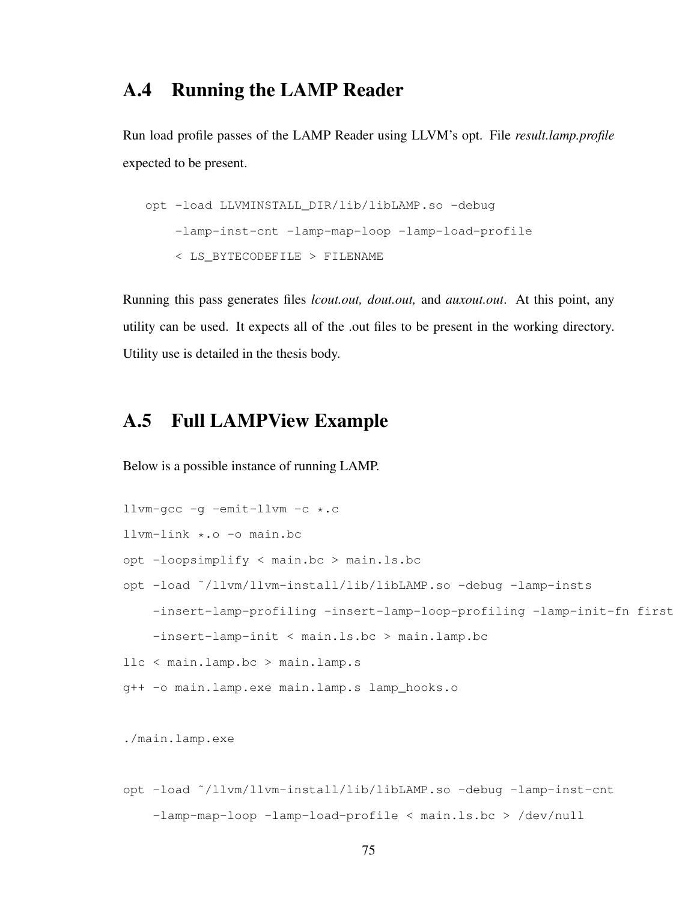## A.4 Running the LAMP Reader

Run load profile passes of the LAMP Reader using LLVM's opt. File *result.lamp.profile* expected to be present.

```
opt -load LLVMINSTALL_DIR/lib/libLAMP.so -debug
    -lamp-inst-cnt -lamp-map-loop -lamp-load-profile
    < LS_BYTECODEFILE > FILENAME
```

Running this pass generates files *lcout.out, dout.out,* and *auxout.out*. At this point, any utility can be used. It expects all of the .out files to be present in the working directory. Utility use is detailed in the thesis body.

## A.5 Full LAMPView Example

Below is a possible instance of running LAMP.

```
llvm-gcc -g -emit-llvm -c *.c
llvm-link *.o -o main.bc
opt -loopsimplify < main.bc > main.ls.bc
opt -load ~/llvm/llvm-install/lib/libLAMP.so -debug -lamp-insts
    -insert-lamp-profiling -insert-lamp-loop-profiling -lamp-init-fn first
    -insert-lamp-init < main.ls.bc > main.lamp.bc
llc < main.lamp.bc > main.lamp.s
g++ -o main.lamp.exe main.lamp.s lamp_hooks.o

./main.lamp.exe

opt -load ~/llvm/llvm-install/lib/libLAMP.so -debug -lamp-inst-cnt
    -lamp-map-loop -lamp-load-profile < main.ls.bc > /dev/null
```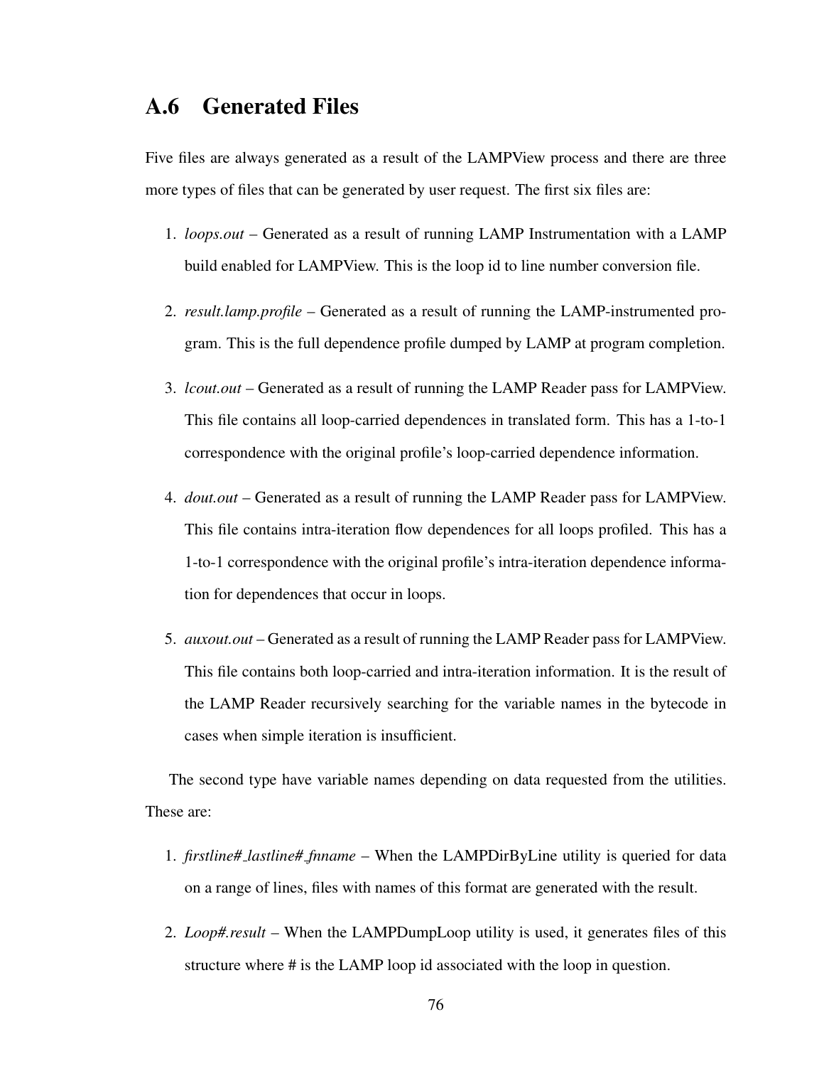## A.6 Generated Files

Five files are always generated as a result of the LAMPView process and there are three more types of files that can be generated by user request. The first six files are:

1. *loops.out* – Generated as a result of running LAMP Instrumentation with a LAMP build enabled for LAMPView. This is the loop id to line number conversion file.

2. *result.lamp.profile* – Generated as a result of running the LAMP-instrumented program. This is the full dependence profile dumped by LAMP at program completion.

3. *lcout.out* – Generated as a result of running the LAMP Reader pass for LAMPView. This file contains all loop-carried dependences in translated form. This has a 1-to-1 correspondence with the original profile's loop-carried dependence information.

4. *dout.out* – Generated as a result of running the LAMP Reader pass for LAMPView. This file contains intra-iteration flow dependences for all loops profiled. This has a 1-to-1 correspondence with the original profile's intra-iteration dependence information for dependences that occur in loops.

5. *auxout.out* – Generated as a result of running the LAMP Reader pass for LAMPView. This file contains both loop-carried and intra-iteration information. It is the result of the LAMP Reader recursively searching for the variable names in the bytecode in cases when simple iteration is insufficient.

The second type have variable names depending on data requested from the utilities. These are:

1. *firstline#_lastline#_fnname* – When the LAMPDirByLine utility is queried for data on a range of lines, files with names of this format are generated with the result.

2. *Loop#.result* – When the LAMPDumpLoop utility is used, it generates files of this structure where # is the LAMP loop id associated with the loop in question.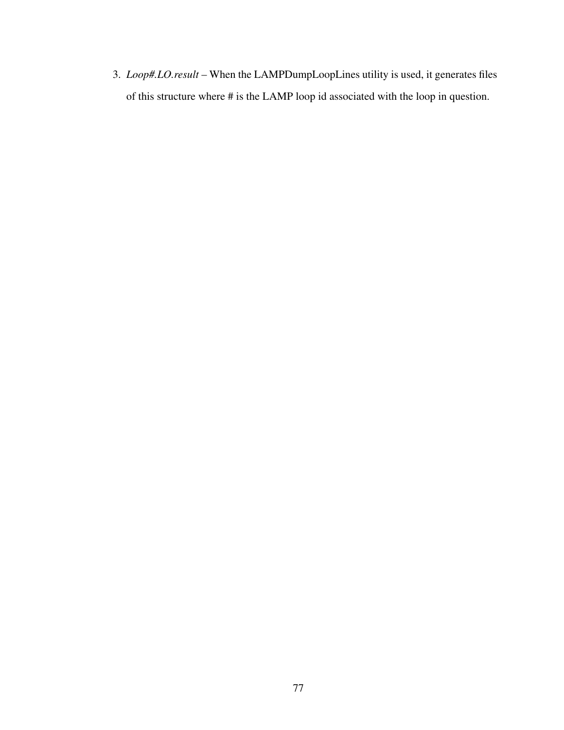3. *Loop#.LO.result* – When the LAMPDumpLoopLines utility is used, it generates files of this structure where # is the LAMP loop id associated with the loop in question.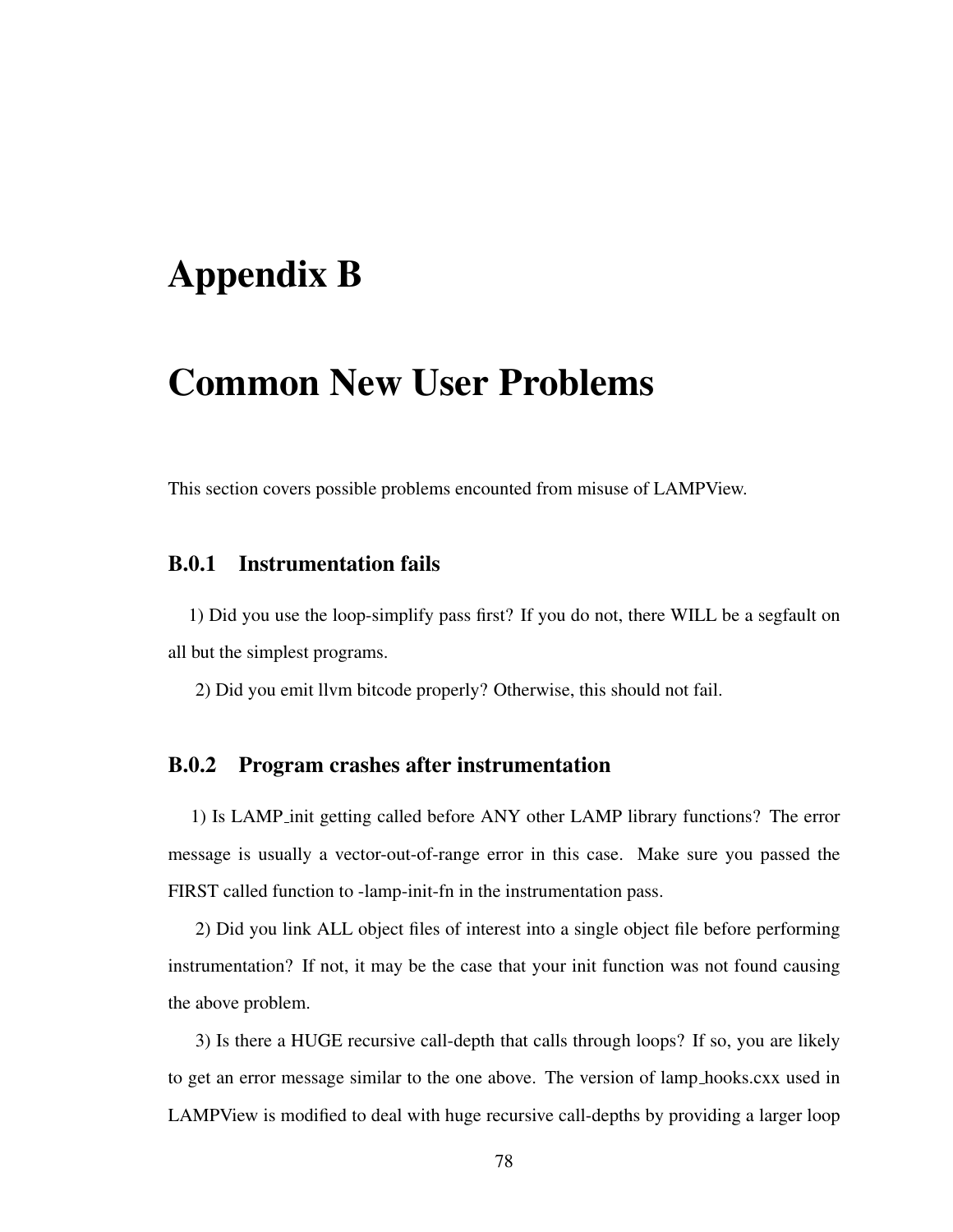# Appendix B

# Common New User Problems

This section covers possible problems encountered from misuse of LAMPView.

### B.0.1 Instrumentation fails

1) Did you use the loop-simplify pass first? If you do not, there WILL be a segfault on all but the simplest programs.

2) Did you emit llvm bitcode properly? Otherwise, this should not fail.

### B.0.2 Program crashes after instrumentation

1) Is LAMP_init getting called before ANY other LAMP library functions? The error message is usually a vector-out-of-range error in this case. Make sure you passed the FIRST called function to -lamp-init-fn in the instrumentation pass.

2) Did you link ALL object files of interest into a single object file before performing instrumentation? If not, it may be the case that your init function was not found causing the above problem.

3) Is there a HUGE recursive call-depth that calls through loops? If so, you are likely to get an error message similar to the one above. The version of lamp_hooks.cxx used in LAMPView is modified to deal with huge recursive call-depths by providing a larger loop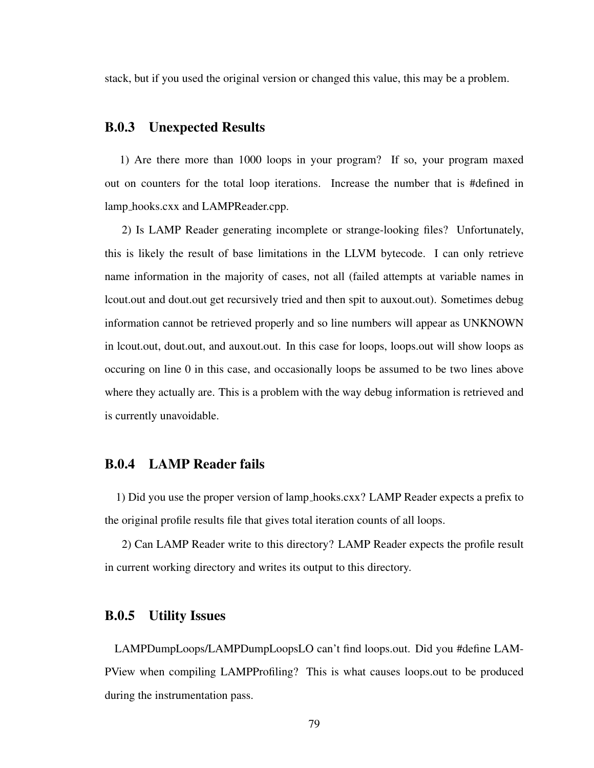stack, but if you used the original version or changed this value, this may be a problem.

### B.0.3 Unexpected Results

1) Are there more than 1000 loops in your program? If so, your program maxed out on counters for the total loop iterations. Increase the number that is #defined in lamp_hooks.cxx and LAMPReader.cpp.

2) Is LAMP Reader generating incomplete or strange-looking files? Unfortunately, this is likely the result of base limitations in the LLVM bytecode. I can only retrieve name information in the majority of cases, not all (failed attempts at variable names in lcout.out and dout.out get recursively tried and then spit to auxout.out). Sometimes debug information cannot be retrieved properly and so line numbers will appear as UNKNOWN in lcout.out, dout.out, and auxout.out. In this case for loops, loops.out will show loops as occuring on line 0 in this case, and occasionally loops be assumed to be two lines above where they actually are. This is a problem with the way debug information is retrieved and is currently unavoidable.

### B.0.4 LAMP Reader fails

1) Did you use the proper version of lamp_hooks.cxx? LAMP Reader expects a prefix to the original profile results file that gives total iteration counts of all loops.

2) Can LAMP Reader write to this directory? LAMP Reader expects the profile result in current working directory and writes its output to this directory.

### B.0.5 Utility Issues

LAMPDumpLoops/LAMPDumpLoopsLO can't find loops.out. Did you #define LAMPView when compiling LAMPProfiling? This is what causes loops.out to be produced during the instrumentation pass.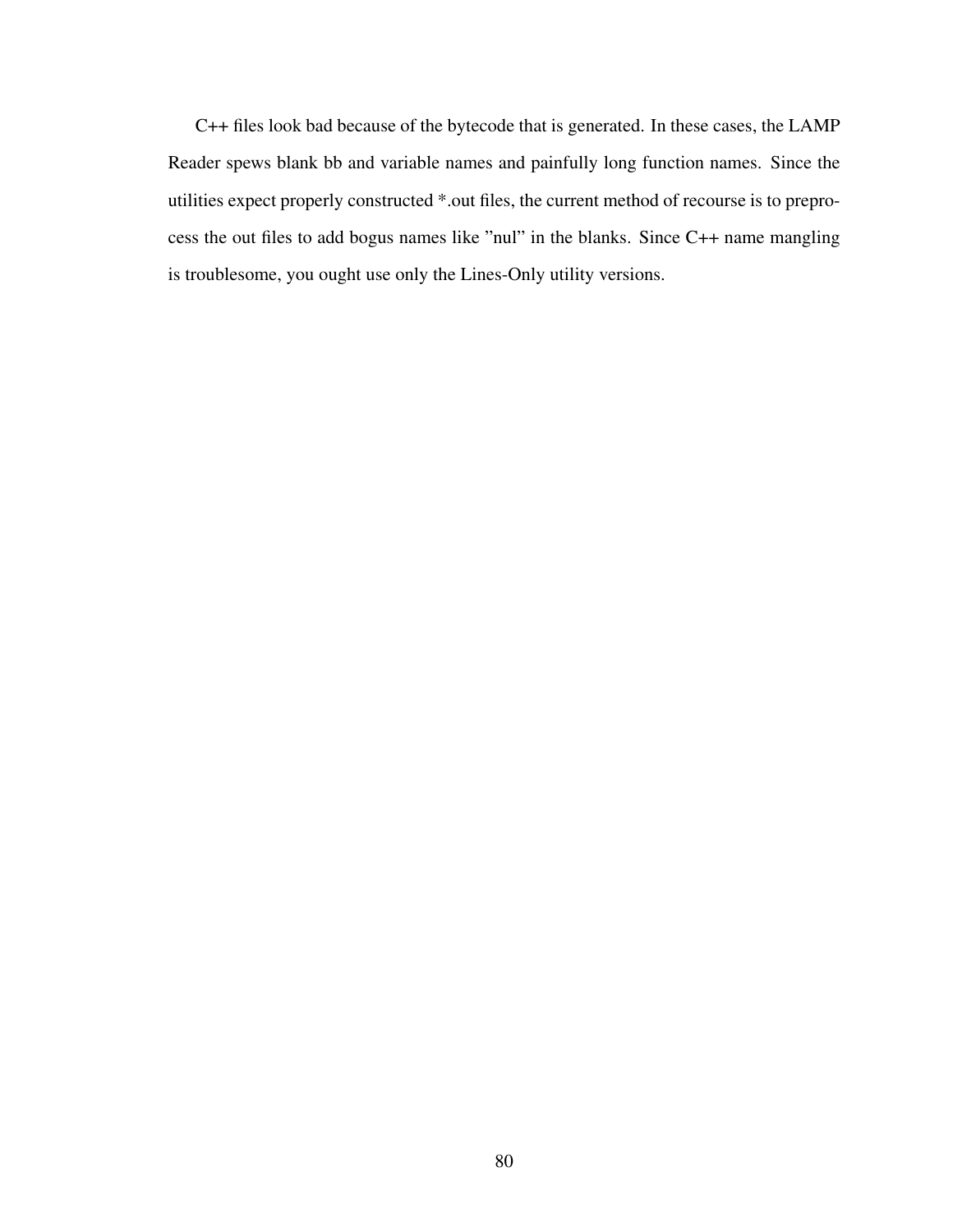C++ files look bad because of the bytecode that is generated. In these cases, the LAMP Reader spews blank bb and variable names and painfully long function names. Since the utilities expect properly constructed *.out files, the current method of recourse is to preprocess the out files to add bogus names like ”nul” in the blanks. Since C++ name mangling is troublesome, you ought use only the Lines-Only utility versions.